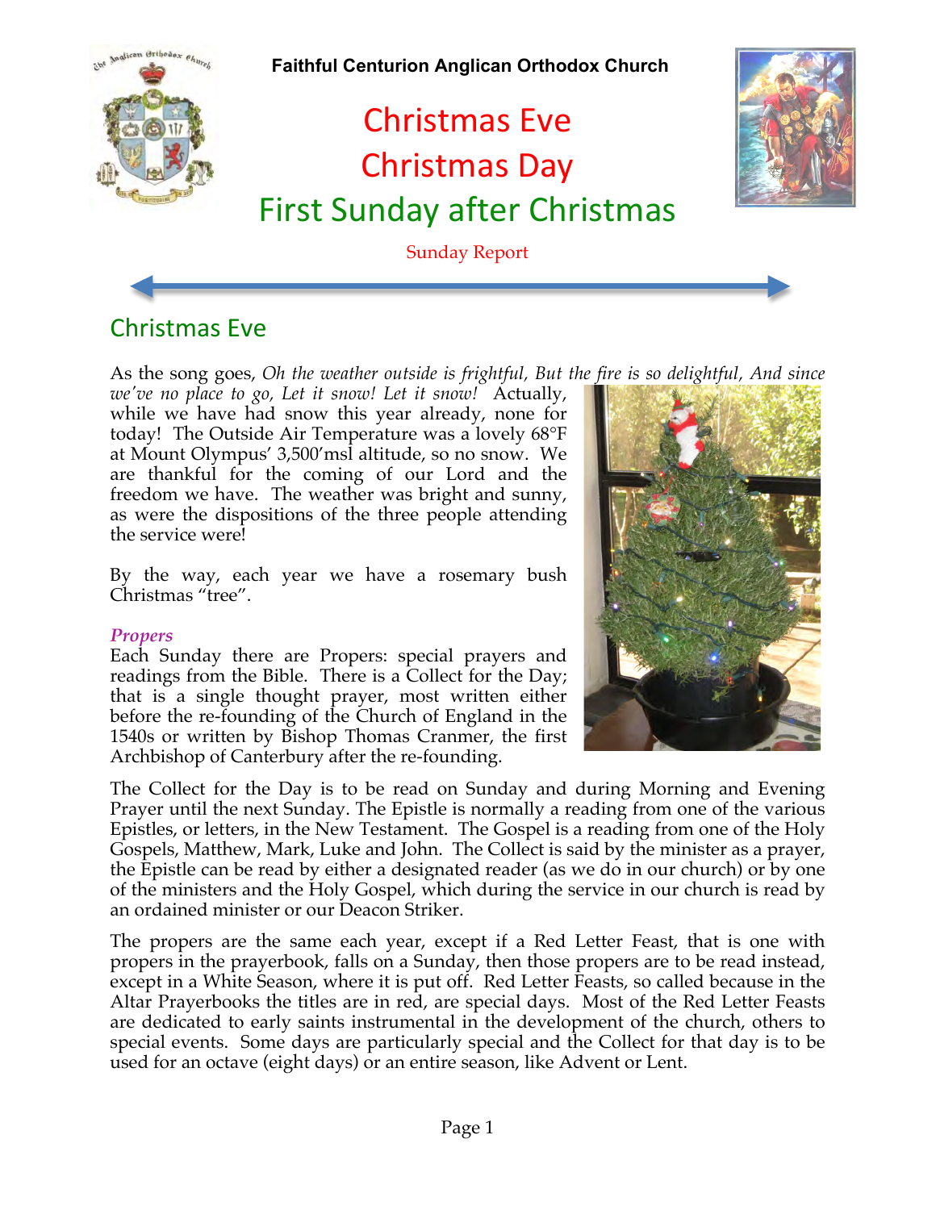**Faithful Centurion Anglican Orthodox Church**

# Christmas Eve
# Christmas Day
# First Sunday after Christmas

Sunday Report

## Christmas Eve

As the song goes, *Oh the weather outside is frightful, But the fire is so delightful, And since we've no place to go, Let it snow! Let it snow!* Actually, while we have had snow this year already, none for today! The Outside Air Temperature was a lovely 68°F at Mount Olympus' 3,500'msl altitude, so no snow. We are thankful for the coming of our Lord and the freedom we have. The weather was bright and sunny, as were the dispositions of the three people attending the service were!

By the way, each year we have a rosemary bush Christmas "tree".

### *Propers*

Each Sunday there are Propers: special prayers and readings from the Bible. There is a Collect for the Day; that is a single thought prayer, most written either before the re-founding of the Church of England in the 1540s or written by Bishop Thomas Cranmer, the first Archbishop of Canterbury after the re-founding.

The Collect for the Day is to be read on Sunday and during Morning and Evening Prayer until the next Sunday. The Epistle is normally a reading from one of the various Epistles, or letters, in the New Testament. The Gospel is a reading from one of the Holy Gospels, Matthew, Mark, Luke and John. The Collect is said by the minister as a prayer, the Epistle can be read by either a designated reader (as we do in our church) or by one of the ministers and the Holy Gospel, which during the service in our church is read by an ordained minister or our Deacon Striker.

The propers are the same each year, except if a Red Letter Feast, that is one with propers in the prayerbook, falls on a Sunday, then those propers are to be read instead, except in a White Season, where it is put off. Red Letter Feasts, so called because in the Altar Prayerbooks the titles are in red, are special days. Most of the Red Letter Feasts are dedicated to early saints instrumental in the development of the church, others to special events. Some days are particularly special and the Collect for that day is to be used for an octave (eight days) or an entire season, like Advent or Lent.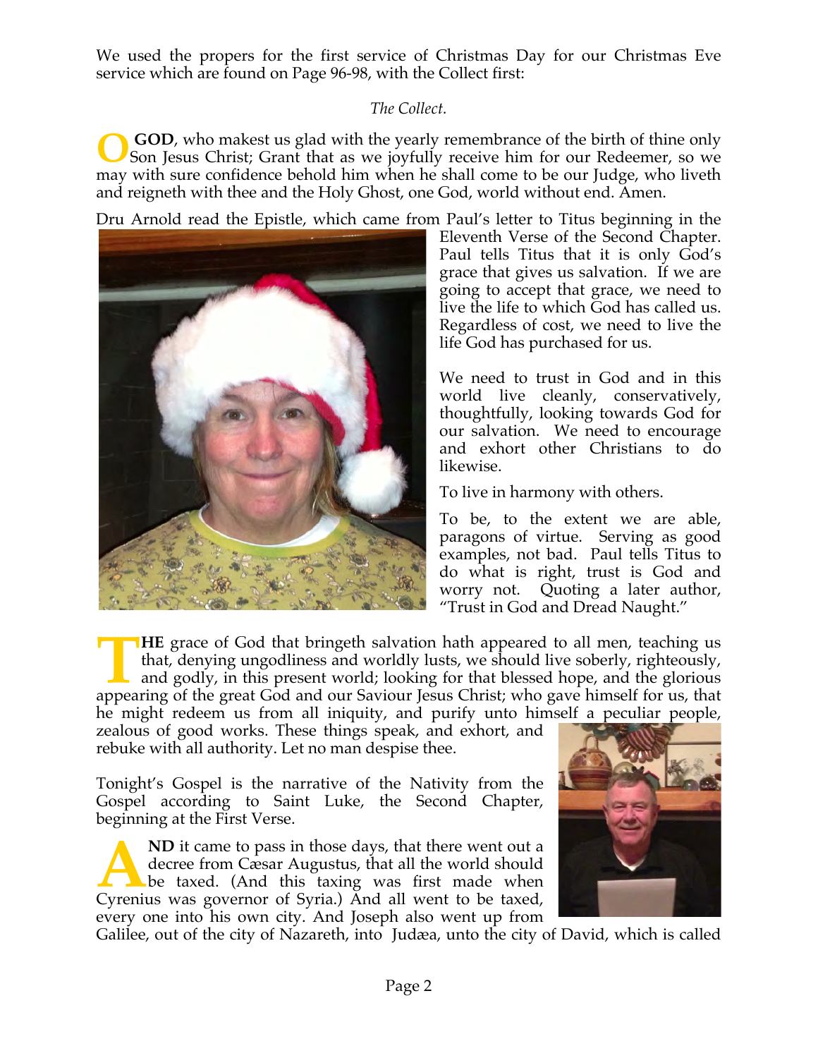We used the propers for the first service of Christmas Day for our Christmas Eve service which are found on Page 96-98, with the Collect first:

*The Collect.*

**O GOD**, who makest us glad with the yearly remembrance of the birth of thine only Son Jesus Christ; Grant that as we joyfully receive him for our Redeemer, so we may with sure confidence behold him when he shall come to be our Judge, who liveth and reigneth with thee and the Holy Ghost, one God, world without end. Amen.

Dru Arnold read the Epistle, which came from Paul's letter to Titus beginning in the Eleventh Verse of the Second Chapter. Paul tells Titus that it is only God's grace that gives us salvation. If we are going to accept that grace, we need to live the life to which God has called us. Regardless of cost, we need to live the life God has purchased for us.

We need to trust in God and in this world live cleanly, conservatively, thoughtfully, looking towards God for our salvation. We need to encourage and exhort other Christians to do likewise.

To live in harmony with others.

To be, to the extent we are able, paragons of virtue. Serving as good examples, not bad. Paul tells Titus to do what is right, trust is God and worry not. Quoting a later author, "Trust in God and Dread Naught."

**THE** grace of God that bringeth salvation hath appeared to all men, teaching us that, denying ungodliness and worldly lusts, we should live soberly, righteously, and godly, in this present world; looking for that blessed hope, and the glorious appearing of the great God and our Saviour Jesus Christ; who gave himself for us, that he might redeem us from all iniquity, and purify unto himself a peculiar people, zealous of good works. These things speak, and exhort, and rebuke with all authority. Let no man despise thee.

Tonight's Gospel is the narrative of the Nativity from the Gospel according to Saint Luke, the Second Chapter, beginning at the First Verse.

**AND** it came to pass in those days, that there went out a decree from Cæsar Augustus, that all the world should be taxed. (And this taxing was first made when Cyrenius was governor of Syria.) And all went to be taxed, every one into his own city. And Joseph also went up from Galilee, out of the city of Nazareth, into Judæa, unto the city of David, which is called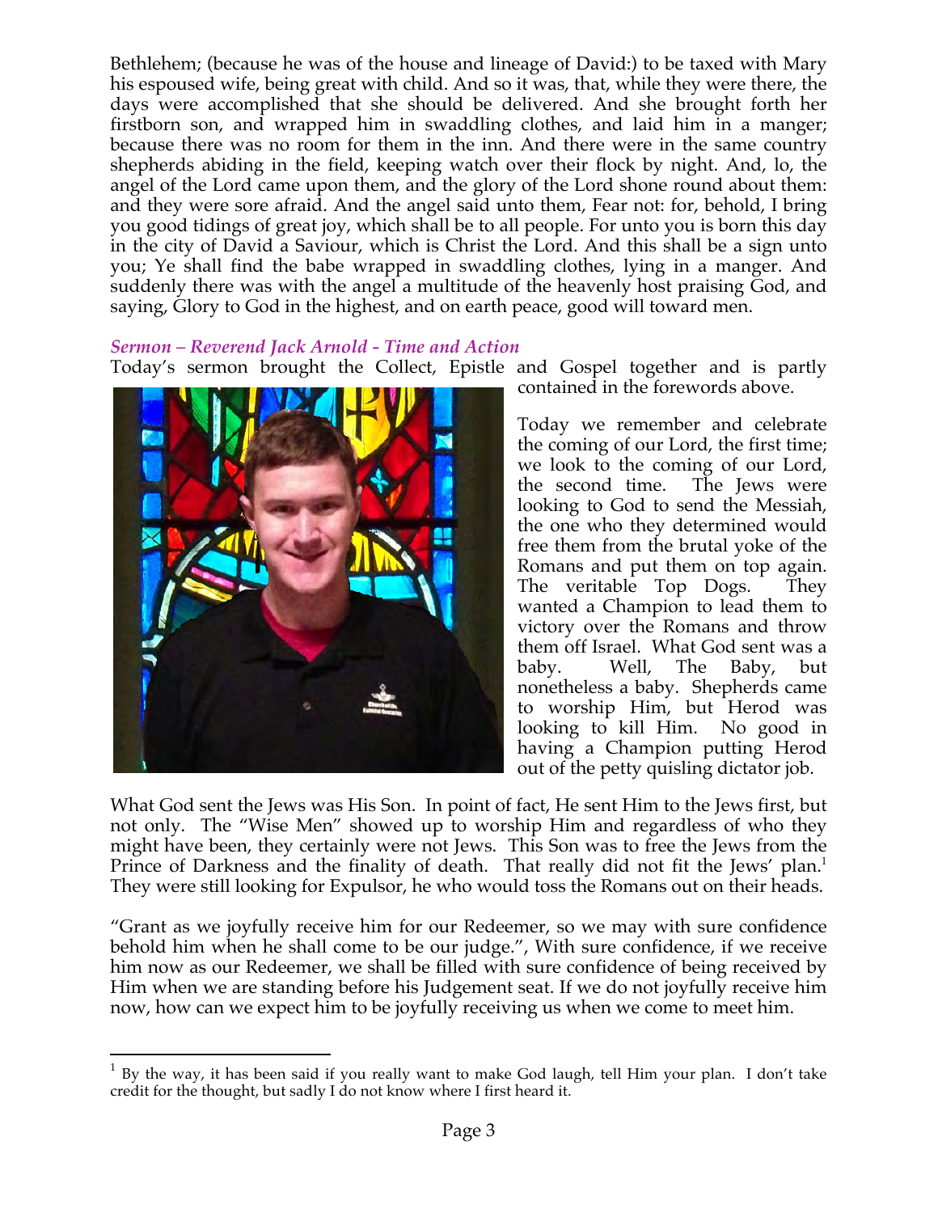Bethlehem; (because he was of the house and lineage of David:) to be taxed with Mary his espoused wife, being great with child. And so it was, that, while they were there, the days were accomplished that she should be delivered. And she brought forth her firstborn son, and wrapped him in swaddling clothes, and laid him in a manger; because there was no room for them in the inn. And there were in the same country shepherds abiding in the field, keeping watch over their flock by night. And, lo, the angel of the Lord came upon them, and the glory of the Lord shone round about them: and they were sore afraid. And the angel said unto them, Fear not: for, behold, I bring you good tidings of great joy, which shall be to all people. For unto you is born this day in the city of David a Saviour, which is Christ the Lord. And this shall be a sign unto you; Ye shall find the babe wrapped in swaddling clothes, lying in a manger. And suddenly there was with the angel a multitude of the heavenly host praising God, and saying, Glory to God in the highest, and on earth peace, good will toward men.

### *Sermon – Reverend Jack Arnold - Time and Action*

Today's sermon brought the Collect, Epistle and Gospel together and is partly contained in the forewords above.

Today we remember and celebrate the coming of our Lord, the first time; we look to the coming of our Lord, the second time. The Jews were looking to God to send the Messiah, the one who they determined would free them from the brutal yoke of the Romans and put them on top again. The veritable Top Dogs. They wanted a Champion to lead them to victory over the Romans and throw them off Israel. What God sent was a baby. Well, The Baby, but nonetheless a baby. Shepherds came to worship Him, but Herod was looking to kill Him. No good in having a Champion putting Herod out of the petty quisling dictator job.

What God sent the Jews was His Son. In point of fact, He sent Him to the Jews first, but not only. The "Wise Men" showed up to worship Him and regardless of who they might have been, they certainly were not Jews. This Son was to free the Jews from the Prince of Darkness and the finality of death. That really did not fit the Jews' plan.[1] They were still looking for Expulsor, he who would toss the Romans out on their heads.

"Grant as we joyfully receive him for our Redeemer, so we may with sure confidence behold him when he shall come to be our judge.", With sure confidence, if we receive him now as our Redeemer, we shall be filled with sure confidence of being received by Him when we are standing before his Judgement seat. If we do not joyfully receive him now, how can we expect him to be joyfully receiving us when we come to meet him.

---

[1] By the way, it has been said if you really want to make God laugh, tell Him your plan. I don't take credit for the thought, but sadly I do not know where I first heard it.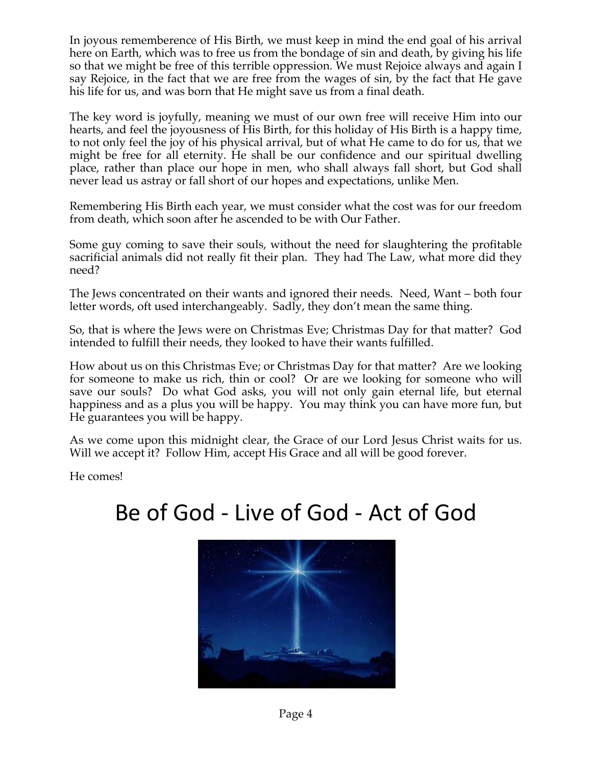In joyous rememberence of His Birth, we must keep in mind the end goal of his arrival here on Earth, which was to free us from the bondage of sin and death, by giving his life so that we might be free of this terrible oppression. We must Rejoice always and again I say Rejoice, in the fact that we are free from the wages of sin, by the fact that He gave his life for us, and was born that He might save us from a final death.

The key word is joyfully, meaning we must of our own free will receive Him into our hearts, and feel the joyousness of His Birth, for this holiday of His Birth is a happy time, to not only feel the joy of his physical arrival, but of what He came to do for us, that we might be free for all eternity. He shall be our confidence and our spiritual dwelling place, rather than place our hope in men, who shall always fall short, but God shall never lead us astray or fall short of our hopes and expectations, unlike Men.

Remembering His Birth each year, we must consider what the cost was for our freedom from death, which soon after he ascended to be with Our Father.

Some guy coming to save their souls, without the need for slaughtering the profitable sacrificial animals did not really fit their plan. They had The Law, what more did they need?

The Jews concentrated on their wants and ignored their needs. Need, Want – both four letter words, oft used interchangeably. Sadly, they don't mean the same thing.

So, that is where the Jews were on Christmas Eve; Christmas Day for that matter? God intended to fulfill their needs, they looked to have their wants fulfilled.

How about us on this Christmas Eve; or Christmas Day for that matter? Are we looking for someone to make us rich, thin or cool? Or are we looking for someone who will save our souls? Do what God asks, you will not only gain eternal life, but eternal happiness and as a plus you will be happy. You may think you can have more fun, but He guarantees you will be happy.

As we come upon this midnight clear, the Grace of our Lord Jesus Christ waits for us. Will we accept it? Follow Him, accept His Grace and all will be good forever.

He comes!

# Be of God - Live of God - Act of God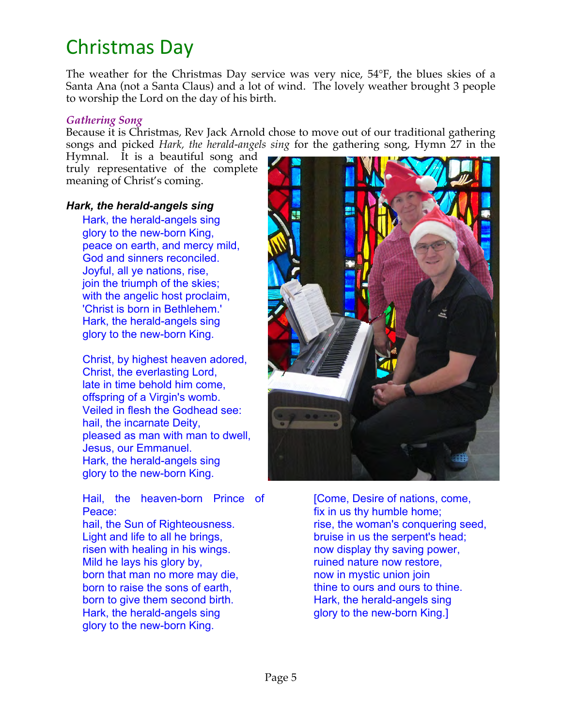# Christmas Day

The weather for the Christmas Day service was very nice, 54°F, the blues skies of a Santa Ana (not a Santa Claus) and a lot of wind. The lovely weather brought 3 people to worship the Lord on the day of his birth.

*Gathering Song*

Because it is Christmas, Rev Jack Arnold chose to move out of our traditional gathering songs and picked *Hark, the herald-angels sing* for the gathering song, Hymn 27 in the Hymnal. It is a beautiful song and truly representative of the complete meaning of Christ's coming.

***Hark, the herald-angels sing***

Hark, the herald-angels sing
glory to the new-born King,
peace on earth, and mercy mild,
God and sinners reconciled.
Joyful, all ye nations, rise,
join the triumph of the skies;
with the angelic host proclaim,
'Christ is born in Bethlehem.'
Hark, the herald-angels sing
glory to the new-born King.

Christ, by highest heaven adored,
Christ, the everlasting Lord,
late in time behold him come,
offspring of a Virgin's womb.
Veiled in flesh the Godhead see:
hail, the incarnate Deity,
pleased as man with man to dwell,
Jesus, our Emmanuel.
Hark, the herald-angels sing
glory to the new-born King.

Hail, the heaven-born Prince of Peace:
hail, the Sun of Righteousness.
Light and life to all he brings,
risen with healing in his wings.
Mild he lays his glory by,
born that man no more may die,
born to raise the sons of earth,
born to give them second birth.
Hark, the herald-angels sing
glory to the new-born King.

[Come, Desire of nations, come,
fix in us thy humble home;
rise, the woman's conquering seed,
bruise in us the serpent's head;
now display thy saving power,
ruined nature now restore,
now in mystic union join
thine to ours and ours to thine.
Hark, the herald-angels sing
glory to the new-born King.]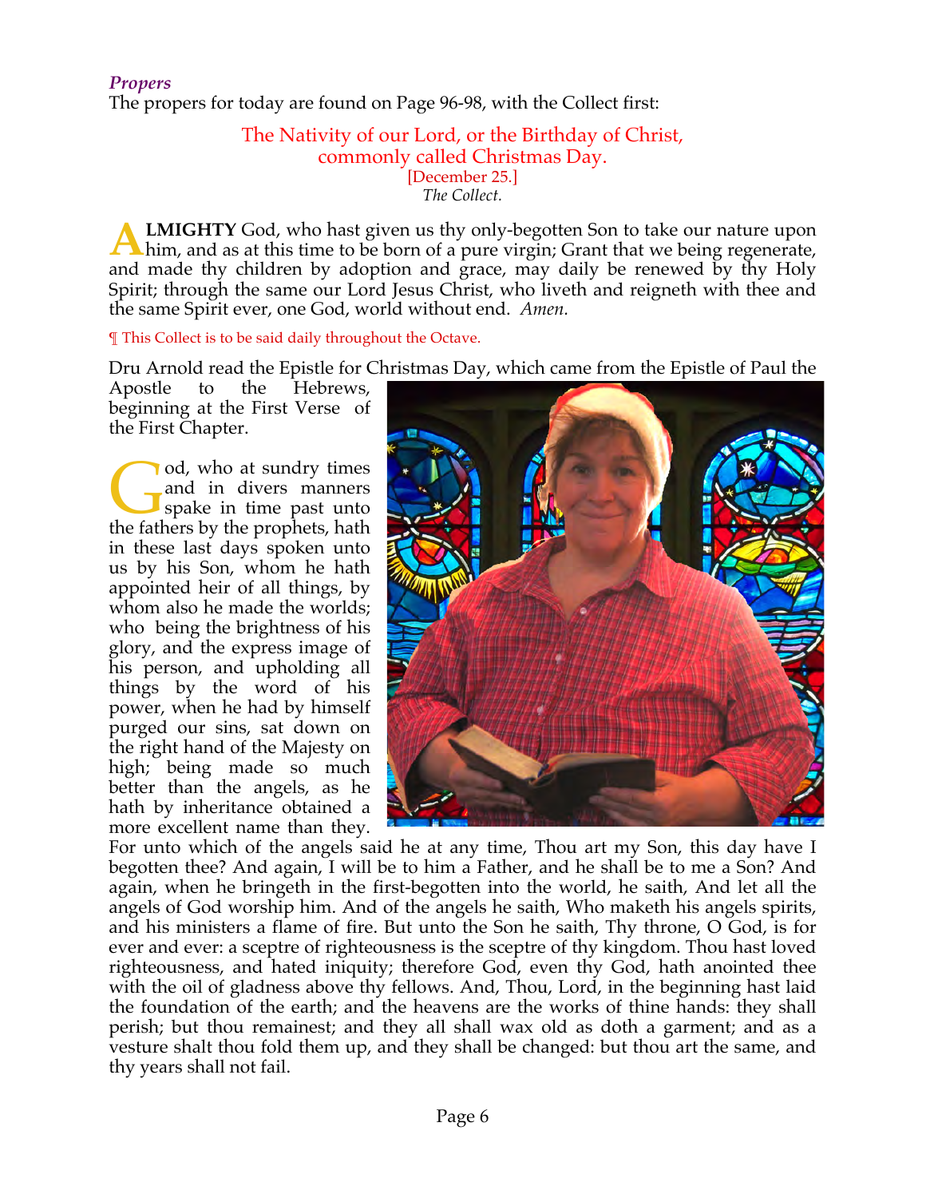***Propers***

The propers for today are found on Page 96-98, with the Collect first:

## The Nativity of our Lord, or the Birthday of Christ, commonly called Christmas Day.

[December 25.]

*The Collect.*

**ALMIGHTY** God, who hast given us thy only-begotten Son to take our nature upon him, and as at this time to be born of a pure virgin; Grant that we being regenerate, and made thy children by adoption and grace, may daily be renewed by thy Holy Spirit; through the same our Lord Jesus Christ, who liveth and reigneth with thee and the same Spirit ever, one God, world without end. *Amen.*

¶ This Collect is to be said daily throughout the Octave.

Dru Arnold read the Epistle for Christmas Day, which came from the Epistle of Paul the Apostle to the Hebrews, beginning at the First Verse of the First Chapter.

God, who at sundry times and in divers manners spake in time past unto the fathers by the prophets, hath in these last days spoken unto us by his Son, whom he hath appointed heir of all things, by whom also he made the worlds; who being the brightness of his glory, and the express image of his person, and upholding all things by the word of his power, when he had by himself purged our sins, sat down on the right hand of the Majesty on high; being made so much better than the angels, as he hath by inheritance obtained a more excellent name than they. For unto which of the angels said he at any time, Thou art my Son, this day have I begotten thee? And again, I will be to him a Father, and he shall be to me a Son? And again, when he bringeth in the first-begotten into the world, he saith, And let all the angels of God worship him. And of the angels he saith, Who maketh his angels spirits, and his ministers a flame of fire. But unto the Son he saith, Thy throne, O God, is for ever and ever: a sceptre of righteousness is the sceptre of thy kingdom. Thou hast loved righteousness, and hated iniquity; therefore God, even thy God, hath anointed thee with the oil of gladness above thy fellows. And, Thou, Lord, in the beginning hast laid the foundation of the earth; and the heavens are the works of thine hands: they shall perish; but thou remainest; and they all shall wax old as doth a garment; and as a vesture shalt thou fold them up, and they shall be changed: but thou art the same, and thy years shall not fail.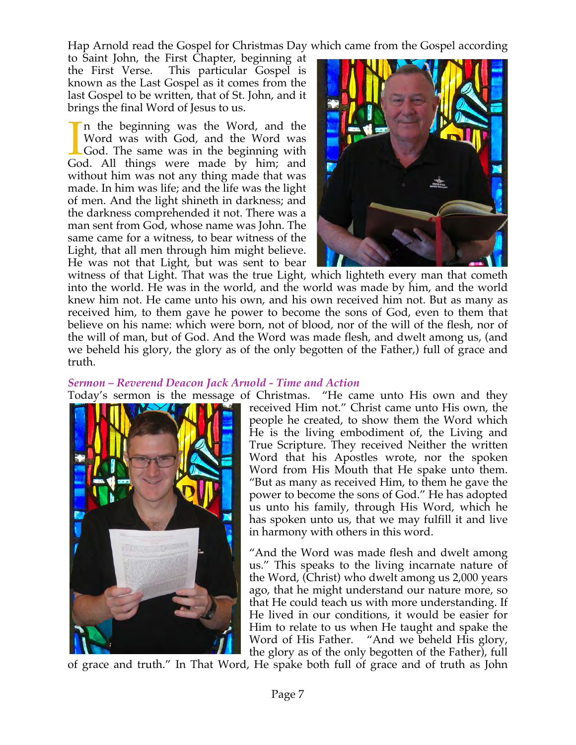Hap Arnold read the Gospel for Christmas Day which came from the Gospel according to Saint John, the First Chapter, beginning at the First Verse. This particular Gospel is known as the Last Gospel as it comes from the last Gospel to be written, that of St. John, and it brings the final Word of Jesus to us.

In the beginning was the Word, and the Word was with God, and the Word was God. The same was in the beginning with God. All things were made by him; and without him was not any thing made that was made. In him was life; and the life was the light of men. And the light shineth in darkness; and the darkness comprehended it not. There was a man sent from God, whose name was John. The same came for a witness, to bear witness of the Light, that all men through him might believe. He was not that Light, but was sent to bear witness of that Light. That was the true Light, which lighteth every man that cometh into the world. He was in the world, and the world was made by him, and the world knew him not. He came unto his own, and his own received him not. But as many as received him, to them gave he power to become the sons of God, even to them that believe on his name: which were born, not of blood, nor of the will of the flesh, nor of the will of man, but of God. And the Word was made flesh, and dwelt among us, (and we beheld his glory, the glory as of the only begotten of the Father,) full of grace and truth.

### *Sermon – Reverend Deacon Jack Arnold - Time and Action*

Today's sermon is the message of Christmas. "He came unto His own and they received Him not." Christ came unto His own, the people he created, to show them the Word which He is the living embodiment of, the Living and True Scripture. They received Neither the written Word that his Apostles wrote, nor the spoken Word from His Mouth that He spake unto them. "But as many as received Him, to them he gave the power to become the sons of God." He has adopted us unto his family, through His Word, which he has spoken unto us, that we may fulfill it and live in harmony with others in this word.

"And the Word was made flesh and dwelt among us." This speaks to the living incarnate nature of the Word, (Christ) who dwelt among us 2,000 years ago, that he might understand our nature more, so that He could teach us with more understanding. If He lived in our conditions, it would be easier for Him to relate to us when He taught and spake the Word of His Father. "And we beheld His glory, the glory as of the only begotten of the Father), full of grace and truth." In That Word, He spake both full of grace and of truth as John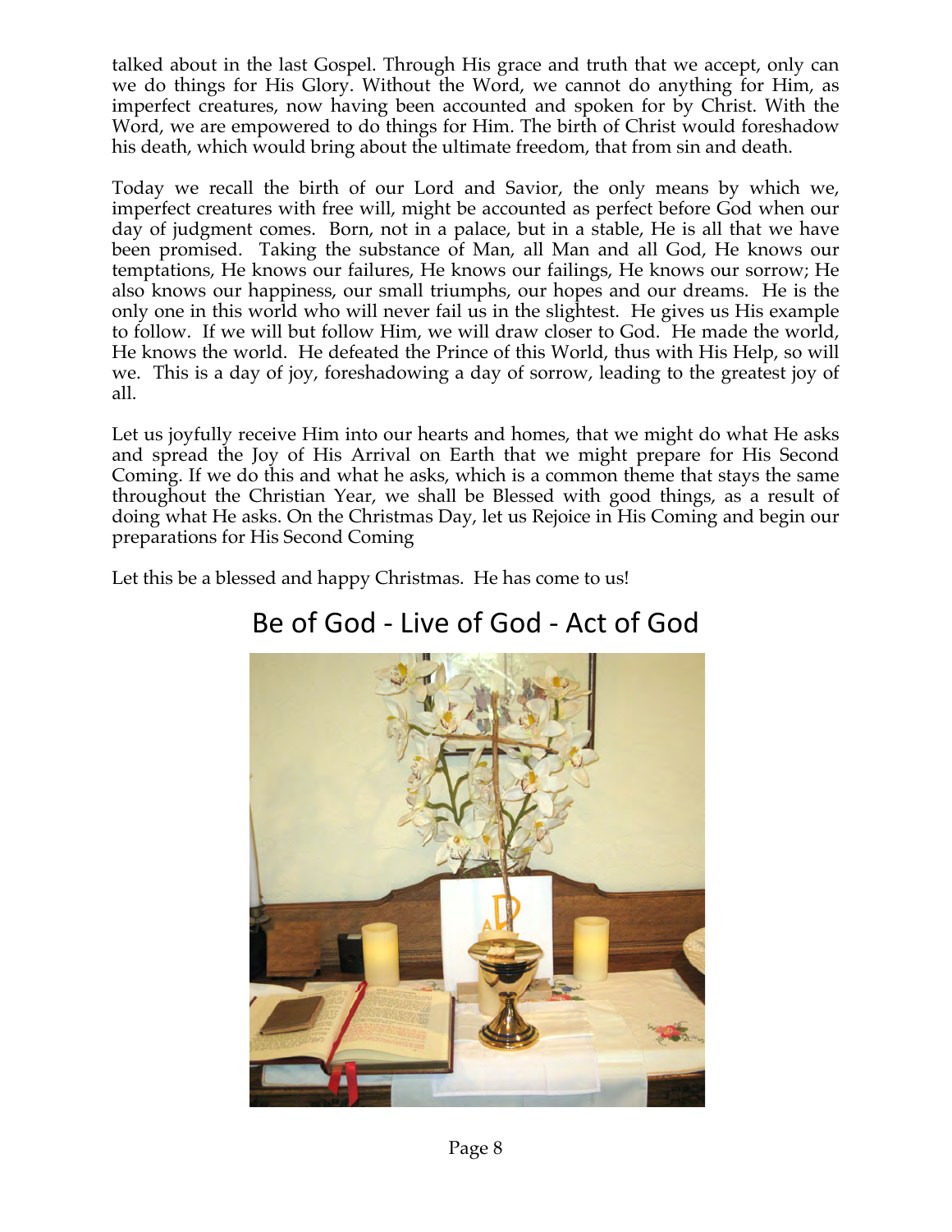talked about in the last Gospel. Through His grace and truth that we accept, only can we do things for His Glory. Without the Word, we cannot do anything for Him, as imperfect creatures, now having been accounted and spoken for by Christ. With the Word, we are empowered to do things for Him. The birth of Christ would foreshadow his death, which would bring about the ultimate freedom, that from sin and death.

Today we recall the birth of our Lord and Savior, the only means by which we, imperfect creatures with free will, might be accounted as perfect before God when our day of judgment comes. Born, not in a palace, but in a stable, He is all that we have been promised. Taking the substance of Man, all Man and all God, He knows our temptations, He knows our failures, He knows our failings, He knows our sorrow; He also knows our happiness, our small triumphs, our hopes and our dreams. He is the only one in this world who will never fail us in the slightest. He gives us His example to follow. If we will but follow Him, we will draw closer to God. He made the world, He knows the world. He defeated the Prince of this World, thus with His Help, so will we. This is a day of joy, foreshadowing a day of sorrow, leading to the greatest joy of all.

Let us joyfully receive Him into our hearts and homes, that we might do what He asks and spread the Joy of His Arrival on Earth that we might prepare for His Second Coming. If we do this and what he asks, which is a common theme that stays the same throughout the Christian Year, we shall be Blessed with good things, as a result of doing what He asks. On the Christmas Day, let us Rejoice in His Coming and begin our preparations for His Second Coming

Let this be a blessed and happy Christmas. He has come to us!

## Be of God - Live of God - Act of God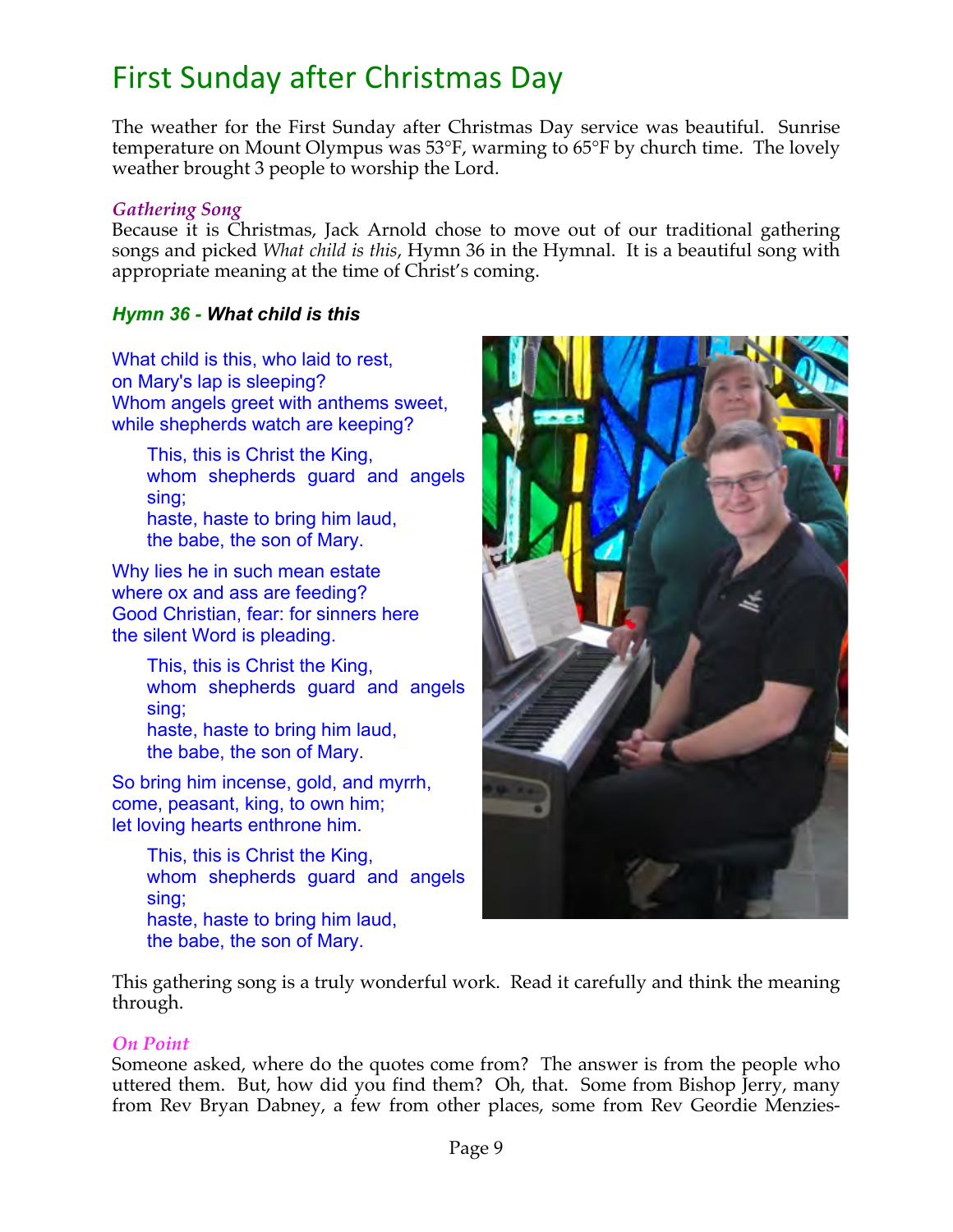# First Sunday after Christmas Day

The weather for the First Sunday after Christmas Day service was beautiful. Sunrise temperature on Mount Olympus was 53°F, warming to 65°F by church time. The lovely weather brought 3 people to worship the Lord.

*Gathering Song*

Because it is Christmas, Jack Arnold chose to move out of our traditional gathering songs and picked *What child is this*, Hymn 36 in the Hymnal. It is a beautiful song with appropriate meaning at the time of Christ's coming.

***Hymn 36 - What child is this***

What child is this, who laid to rest,
on Mary's lap is sleeping?
Whom angels greet with anthems sweet,
while shepherds watch are keeping?

> This, this is Christ the King,
> whom shepherds guard and angels sing;
> haste, haste to bring him laud,
> the babe, the son of Mary.

Why lies he in such mean estate
where ox and ass are feeding?
Good Christian, fear: for sinners here
the silent Word is pleading.

> This, this is Christ the King,
> whom shepherds guard and angels sing;
> haste, haste to bring him laud,
> the babe, the son of Mary.

So bring him incense, gold, and myrrh,
come, peasant, king, to own him;
let loving hearts enthrone him.

> This, this is Christ the King,
> whom shepherds guard and angels sing;
> haste, haste to bring him laud,
> the babe, the son of Mary.

This gathering song is a truly wonderful work. Read it carefully and think the meaning through.

*On Point*

Someone asked, where do the quotes come from? The answer is from the people who uttered them. But, how did you find them? Oh, that. Some from Bishop Jerry, many from Rev Bryan Dabney, a few from other places, some from Rev Geordie Menzies-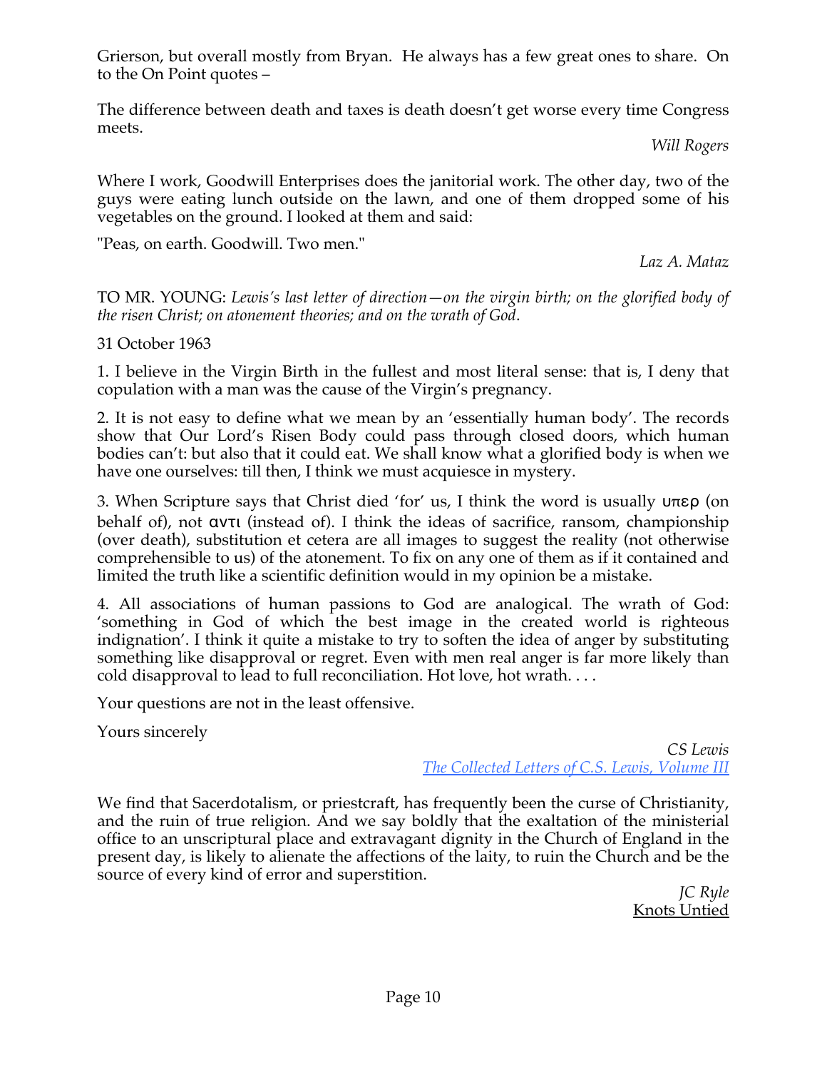Grierson, but overall mostly from Bryan. He always has a few great ones to share. On to the On Point quotes –

The difference between death and taxes is death doesn't get worse every time Congress meets.

*Will Rogers*

Where I work, Goodwill Enterprises does the janitorial work. The other day, two of the guys were eating lunch outside on the lawn, and one of them dropped some of his vegetables on the ground. I looked at them and said:

"Peas, on earth. Goodwill. Two men."

*Laz A. Mataz*

TO MR. YOUNG: *Lewis's last letter of direction—on the virgin birth; on the glorified body of the risen Christ; on atonement theories; and on the wrath of God.*

31 October 1963

1. I believe in the Virgin Birth in the fullest and most literal sense: that is, I deny that copulation with a man was the cause of the Virgin's pregnancy.

2. It is not easy to define what we mean by an 'essentially human body'. The records show that Our Lord's Risen Body could pass through closed doors, which human bodies can't: but also that it could eat. We shall know what a glorified body is when we have one ourselves: till then, I think we must acquiesce in mystery.

3. When Scripture says that Christ died 'for' us, I think the word is usually υπερ (on behalf of), not αντι (instead of). I think the ideas of sacrifice, ransom, championship (over death), substitution et cetera are all images to suggest the reality (not otherwise comprehensible to us) of the atonement. To fix on any one of them as if it contained and limited the truth like a scientific definition would in my opinion be a mistake.

4. All associations of human passions to God are analogical. The wrath of God: 'something in God of which the best image in the created world is righteous indignation'. I think it quite a mistake to try to soften the idea of anger by substituting something like disapproval or regret. Even with men real anger is far more likely than cold disapproval to lead to full reconciliation. Hot love, hot wrath. . . .

Your questions are not in the least offensive.

Yours sincerely

*CS Lewis*
*The Collected Letters of C.S. Lewis, Volume III*

We find that Sacerdotalism, or priestcraft, has frequently been the curse of Christianity, and the ruin of true religion. And we say boldly that the exaltation of the ministerial office to an unscriptural place and extravagant dignity in the Church of England in the present day, is likely to alienate the affections of the laity, to ruin the Church and be the source of every kind of error and superstition.

*JC Ryle*
Knots Untied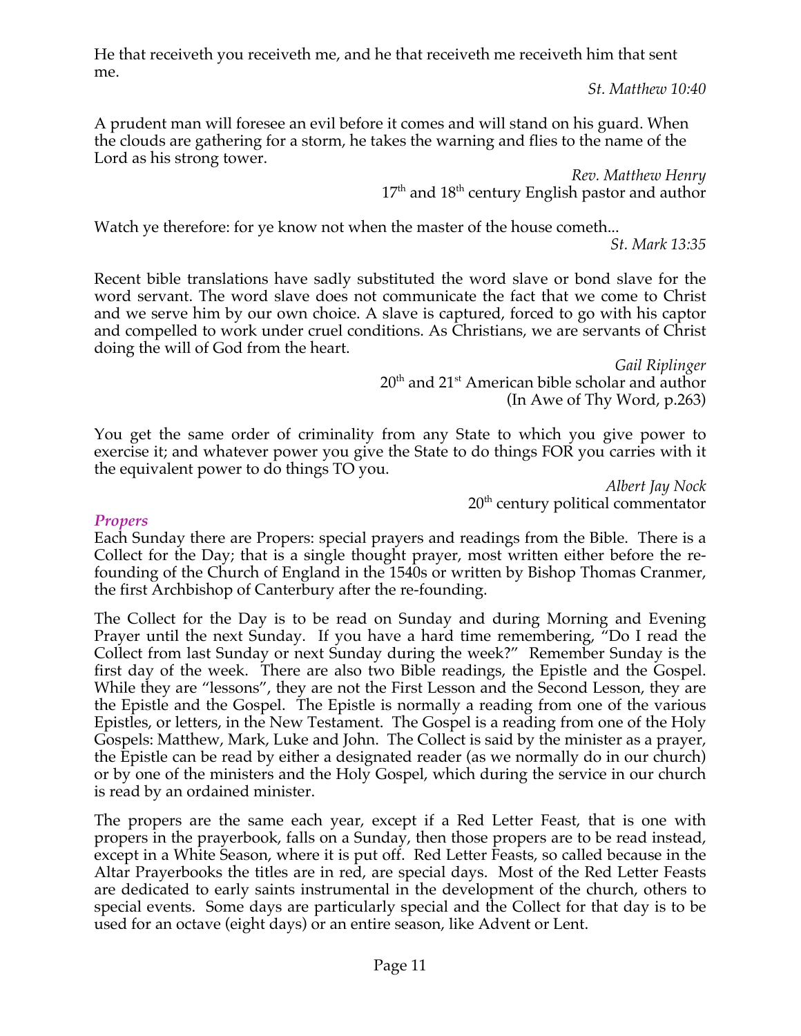He that receiveth you receiveth me, and he that receiveth me receiveth him that sent me.

*St. Matthew 10:40*

A prudent man will foresee an evil before it comes and will stand on his guard. When the clouds are gathering for a storm, he takes the warning and flies to the name of the Lord as his strong tower.

*Rev. Matthew Henry*
17th and 18th century English pastor and author

Watch ye therefore: for ye know not when the master of the house cometh...

*St. Mark 13:35*

Recent bible translations have sadly substituted the word slave or bond slave for the word servant. The word slave does not communicate the fact that we come to Christ and we serve him by our own choice. A slave is captured, forced to go with his captor and compelled to work under cruel conditions. As Christians, we are servants of Christ doing the will of God from the heart.

*Gail Riplinger*
20th and 21st American bible scholar and author
(In Awe of Thy Word, p.263)

You get the same order of criminality from any State to which you give power to exercise it; and whatever power you give the State to do things FOR you carries with it the equivalent power to do things TO you.

*Albert Jay Nock*
20th century political commentator

### *Propers*

Each Sunday there are Propers: special prayers and readings from the Bible. There is a Collect for the Day; that is a single thought prayer, most written either before the re-founding of the Church of England in the 1540s or written by Bishop Thomas Cranmer, the first Archbishop of Canterbury after the re-founding.

The Collect for the Day is to be read on Sunday and during Morning and Evening Prayer until the next Sunday. If you have a hard time remembering, "Do I read the Collect from last Sunday or next Sunday during the week?" Remember Sunday is the first day of the week. There are also two Bible readings, the Epistle and the Gospel. While they are "lessons", they are not the First Lesson and the Second Lesson, they are the Epistle and the Gospel. The Epistle is normally a reading from one of the various Epistles, or letters, in the New Testament. The Gospel is a reading from one of the Holy Gospels: Matthew, Mark, Luke and John. The Collect is said by the minister as a prayer, the Epistle can be read by either a designated reader (as we normally do in our church) or by one of the ministers and the Holy Gospel, which during the service in our church is read by an ordained minister.

The propers are the same each year, except if a Red Letter Feast, that is one with propers in the prayerbook, falls on a Sunday, then those propers are to be read instead, except in a White Season, where it is put off. Red Letter Feasts, so called because in the Altar Prayerbooks the titles are in red, are special days. Most of the Red Letter Feasts are dedicated to early saints instrumental in the development of the church, others to special events. Some days are particularly special and the Collect for that day is to be used for an octave (eight days) or an entire season, like Advent or Lent.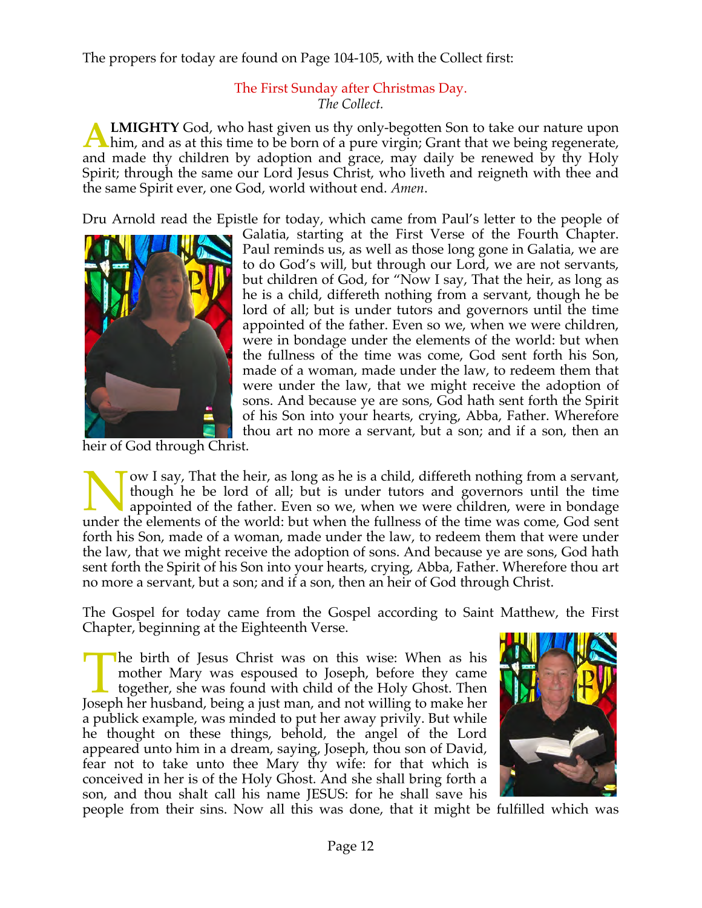The propers for today are found on Page 104-105, with the Collect first:

## The First Sunday after Christmas Day.

*The Collect.*

**ALMIGHTY** God, who hast given us thy only-begotten Son to take our nature upon him, and as at this time to be born of a pure virgin; Grant that we being regenerate, and made thy children by adoption and grace, may daily be renewed by thy Holy Spirit; through the same our Lord Jesus Christ, who liveth and reigneth with thee and the same Spirit ever, one God, world without end. *Amen*.

Dru Arnold read the Epistle for today, which came from Paul's letter to the people of Galatia, starting at the First Verse of the Fourth Chapter. Paul reminds us, as well as those long gone in Galatia, we are to do God's will, but through our Lord, we are not servants, but children of God, for "Now I say, That the heir, as long as he is a child, differeth nothing from a servant, though he be lord of all; but is under tutors and governors until the time appointed of the father. Even so we, when we were children, were in bondage under the elements of the world: but when the fullness of the time was come, God sent forth his Son, made of a woman, made under the law, to redeem them that were under the law, that we might receive the adoption of sons. And because ye are sons, God hath sent forth the Spirit of his Son into your hearts, crying, Abba, Father. Wherefore thou art no more a servant, but a son; and if a son, then an heir of God through Christ.

Now I say, That the heir, as long as he is a child, differeth nothing from a servant, though he be lord of all; but is under tutors and governors until the time appointed of the father. Even so we, when we were children, were in bondage under the elements of the world: but when the fullness of the time was come, God sent forth his Son, made of a woman, made under the law, to redeem them that were under the law, that we might receive the adoption of sons. And because ye are sons, God hath sent forth the Spirit of his Son into your hearts, crying, Abba, Father. Wherefore thou art no more a servant, but a son; and if a son, then an heir of God through Christ.

The Gospel for today came from the Gospel according to Saint Matthew, the First Chapter, beginning at the Eighteenth Verse.

The birth of Jesus Christ was on this wise: When as his mother Mary was espoused to Joseph, before they came together, she was found with child of the Holy Ghost. Then Joseph her husband, being a just man, and not willing to make her a publick example, was minded to put her away privily. But while he thought on these things, behold, the angel of the Lord appeared unto him in a dream, saying, Joseph, thou son of David, fear not to take unto thee Mary thy wife: for that which is conceived in her is of the Holy Ghost. And she shall bring forth a son, and thou shalt call his name JESUS: for he shall save his people from their sins. Now all this was done, that it might be fulfilled which was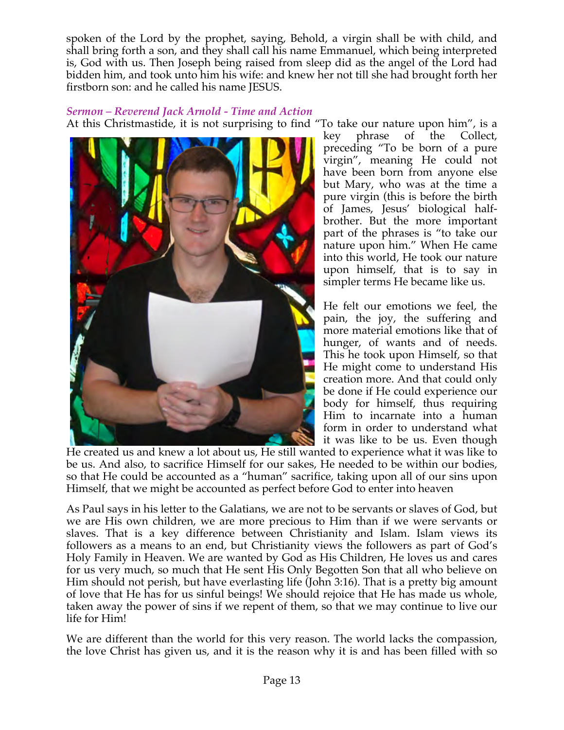spoken of the Lord by the prophet, saying, Behold, a virgin shall be with child, and shall bring forth a son, and they shall call his name Emmanuel, which being interpreted is, God with us. Then Joseph being raised from sleep did as the angel of the Lord had bidden him, and took unto him his wife: and knew her not till she had brought forth her firstborn son: and he called his name JESUS.

### *Sermon – Reverend Jack Arnold - Time and Action*

At this Christmastide, it is not surprising to find "To take our nature upon him", is a key phrase of the Collect, preceding "To be born of a pure virgin", meaning He could not have been born from anyone else but Mary, who was at the time a pure virgin (this is before the birth of James, Jesus' biological half-brother. But the more important part of the phrases is "to take our nature upon him." When He came into this world, He took our nature upon himself, that is to say in simpler terms He became like us.

He felt our emotions we feel, the pain, the joy, the suffering and more material emotions like that of hunger, of wants and of needs. This he took upon Himself, so that He might come to understand His creation more. And that could only be done if He could experience our body for himself, thus requiring Him to incarnate into a human form in order to understand what it was like to be us. Even though He created us and knew a lot about us, He still wanted to experience what it was like to be us. And also, to sacrifice Himself for our sakes, He needed to be within our bodies, so that He could be accounted as a "human" sacrifice, taking upon all of our sins upon Himself, that we might be accounted as perfect before God to enter into heaven

As Paul says in his letter to the Galatians, we are not to be servants or slaves of God, but we are His own children, we are more precious to Him than if we were servants or slaves. That is a key difference between Christianity and Islam. Islam views its followers as a means to an end, but Christianity views the followers as part of God's Holy Family in Heaven. We are wanted by God as His Children, He loves us and cares for us very much, so much that He sent His Only Begotten Son that all who believe on Him should not perish, but have everlasting life (John 3:16). That is a pretty big amount of love that He has for us sinful beings! We should rejoice that He has made us whole, taken away the power of sins if we repent of them, so that we may continue to live our life for Him!

We are different than the world for this very reason. The world lacks the compassion, the love Christ has given us, and it is the reason why it is and has been filled with so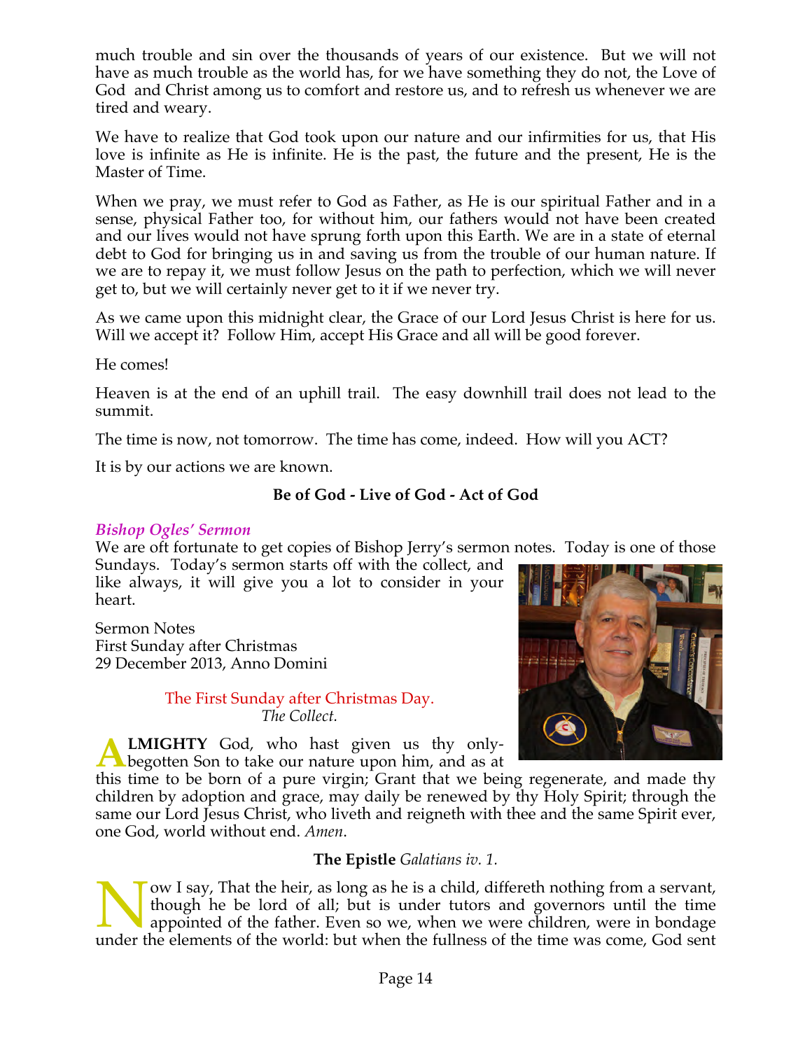much trouble and sin over the thousands of years of our existence. But we will not have as much trouble as the world has, for we have something they do not, the Love of God and Christ among us to comfort and restore us, and to refresh us whenever we are tired and weary.

We have to realize that God took upon our nature and our infirmities for us, that His love is infinite as He is infinite. He is the past, the future and the present, He is the Master of Time.

When we pray, we must refer to God as Father, as He is our spiritual Father and in a sense, physical Father too, for without him, our fathers would not have been created and our lives would not have sprung forth upon this Earth. We are in a state of eternal debt to God for bringing us in and saving us from the trouble of our human nature. If we are to repay it, we must follow Jesus on the path to perfection, which we will never get to, but we will certainly never get to it if we never try.

As we came upon this midnight clear, the Grace of our Lord Jesus Christ is here for us. Will we accept it? Follow Him, accept His Grace and all will be good forever.

He comes!

Heaven is at the end of an uphill trail. The easy downhill trail does not lead to the summit.

The time is now, not tomorrow. The time has come, indeed. How will you ACT?

It is by our actions we are known.

**Be of God - Live of God - Act of God**

### *Bishop Ogles' Sermon*

We are oft fortunate to get copies of Bishop Jerry's sermon notes. Today is one of those Sundays. Today's sermon starts off with the collect, and like always, it will give you a lot to consider in your heart.

Sermon Notes
First Sunday after Christmas
29 December 2013, Anno Domini

The First Sunday after Christmas Day.
*The Collect.*

**ALMIGHTY** God, who hast given us thy only-begotten Son to take our nature upon him, and as at this time to be born of a pure virgin; Grant that we being regenerate, and made thy children by adoption and grace, may daily be renewed by thy Holy Spirit; through the same our Lord Jesus Christ, who liveth and reigneth with thee and the same Spirit ever, one God, world without end. *Amen*.

**The Epistle** *Galatians iv. 1.*

Now I say, That the heir, as long as he is a child, differeth nothing from a servant, though he be lord of all; but is under tutors and governors until the time appointed of the father. Even so we, when we were children, were in bondage under the elements of the world: but when the fullness of the time was come, God sent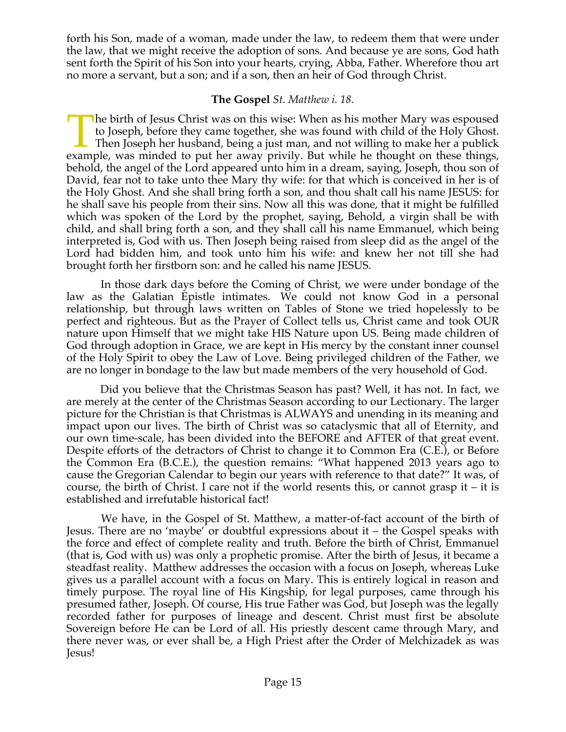forth his Son, made of a woman, made under the law, to redeem them that were under the law, that we might receive the adoption of sons. And because ye are sons, God hath sent forth the Spirit of his Son into your hearts, crying, Abba, Father. Wherefore thou art no more a servant, but a son; and if a son, then an heir of God through Christ.

**The Gospel** *St. Matthew i. 18.*

The birth of Jesus Christ was on this wise: When as his mother Mary was espoused to Joseph, before they came together, she was found with child of the Holy Ghost. Then Joseph her husband, being a just man, and not willing to make her a publick example, was minded to put her away privily. But while he thought on these things, behold, the angel of the Lord appeared unto him in a dream, saying, Joseph, thou son of David, fear not to take unto thee Mary thy wife: for that which is conceived in her is of the Holy Ghost. And she shall bring forth a son, and thou shalt call his name JESUS: for he shall save his people from their sins. Now all this was done, that it might be fulfilled which was spoken of the Lord by the prophet, saying, Behold, a virgin shall be with child, and shall bring forth a son, and they shall call his name Emmanuel, which being interpreted is, God with us. Then Joseph being raised from sleep did as the angel of the Lord had bidden him, and took unto him his wife: and knew her not till she had brought forth her firstborn son: and he called his name JESUS.

In those dark days before the Coming of Christ, we were under bondage of the law as the Galatian Epistle intimates. We could not know God in a personal relationship, but through laws written on Tables of Stone we tried hopelessly to be perfect and righteous. But as the Prayer of Collect tells us, Christ came and took OUR nature upon Himself that we might take HIS Nature upon US. Being made children of God through adoption in Grace, we are kept in His mercy by the constant inner counsel of the Holy Spirit to obey the Law of Love. Being privileged children of the Father, we are no longer in bondage to the law but made members of the very household of God.

Did you believe that the Christmas Season has past? Well, it has not. In fact, we are merely at the center of the Christmas Season according to our Lectionary. The larger picture for the Christian is that Christmas is ALWAYS and unending in its meaning and impact upon our lives. The birth of Christ was so cataclysmic that all of Eternity, and our own time-scale, has been divided into the BEFORE and AFTER of that great event. Despite efforts of the detractors of Christ to change it to Common Era (C.E.), or Before the Common Era (B.C.E.), the question remains: "What happened 2013 years ago to cause the Gregorian Calendar to begin our years with reference to that date?" It was, of course, the birth of Christ. I care not if the world resents this, or cannot grasp it – it is established and irrefutable historical fact!

We have, in the Gospel of St. Matthew, a matter-of-fact account of the birth of Jesus. There are no 'maybe' or doubtful expressions about it – the Gospel speaks with the force and effect of complete reality and truth. Before the birth of Christ, Emmanuel (that is, God with us) was only a prophetic promise. After the birth of Jesus, it became a steadfast reality. Matthew addresses the occasion with a focus on Joseph, whereas Luke gives us a parallel account with a focus on Mary. This is entirely logical in reason and timely purpose. The royal line of His Kingship, for legal purposes, came through his presumed father, Joseph. Of course, His true Father was God, but Joseph was the legally recorded father for purposes of lineage and descent. Christ must first be absolute Sovereign before He can be Lord of all. His priestly descent came through Mary, and there never was, or ever shall be, a High Priest after the Order of Melchizadek as was Jesus!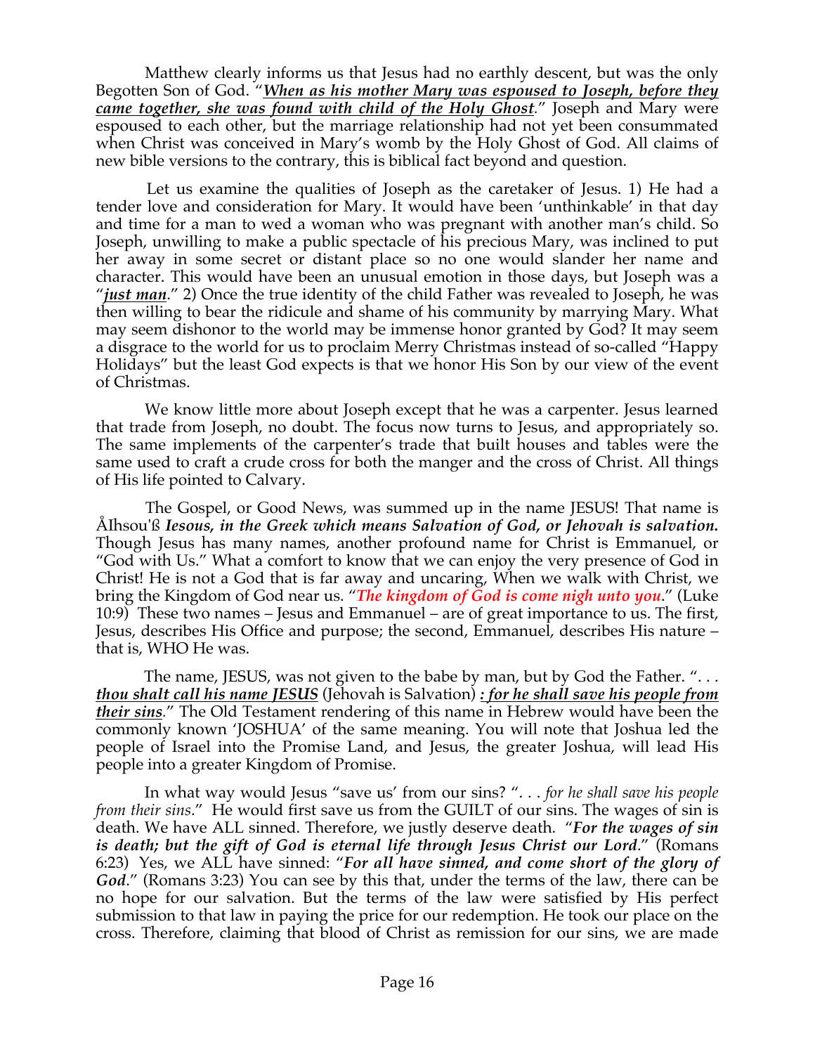Matthew clearly informs us that Jesus had no earthly descent, but was the only Begotten Son of God. "***When as his mother Mary was espoused to Joseph, before they came together, she was found with child of the Holy Ghost***." Joseph and Mary were espoused to each other, but the marriage relationship had not yet been consummated when Christ was conceived in Mary's womb by the Holy Ghost of God. All claims of new bible versions to the contrary, this is biblical fact beyond and question.

Let us examine the qualities of Joseph as the caretaker of Jesus. 1) He had a tender love and consideration for Mary. It would have been 'unthinkable' in that day and time for a man to wed a woman who was pregnant with another man's child. So Joseph, unwilling to make a public spectacle of his precious Mary, was inclined to put her away in some secret or distant place so no one would slander her name and character. This would have been an unusual emotion in those days, but Joseph was a "***just man***." 2) Once the true identity of the child Father was revealed to Joseph, he was then willing to bear the ridicule and shame of his community by marrying Mary. What may seem dishonor to the world may be immense honor granted by God? It may seem a disgrace to the world for us to proclaim Merry Christmas instead of so-called "Happy Holidays" but the least God expects is that we honor His Son by our view of the event of Christmas.

We know little more about Joseph except that he was a carpenter. Jesus learned that trade from Joseph, no doubt. The focus now turns to Jesus, and appropriately so. The same implements of the carpenter's trade that built houses and tables were the same used to craft a crude cross for both the manger and the cross of Christ. All things of His life pointed to Calvary.

The Gospel, or Good News, was summed up in the name JESUS! That name is ÅIhsouˇß ***Iesous, in the Greek which means Salvation of God, or Jehovah is salvation.*** Though Jesus has many names, another profound name for Christ is Emmanuel, or "God with Us." What a comfort to know that we can enjoy the very presence of God in Christ! He is not a God that is far away and uncaring, When we walk with Christ, we bring the Kingdom of God near us. "***The kingdom of God is come nigh unto you***." (Luke 10:9) These two names – Jesus and Emmanuel – are of great importance to us. The first, Jesus, describes His Office and purpose; the second, Emmanuel, describes His nature – that is, WHO He was.

The name, JESUS, was not given to the babe by man, but by God the Father. ". . . ***thou shalt call his name JESUS*** (Jehovah is Salvation) ***: for he shall save his people from their sins***." The Old Testament rendering of this name in Hebrew would have been the commonly known 'JOSHUA' of the same meaning. You will note that Joshua led the people of Israel into the Promise Land, and Jesus, the greater Joshua, will lead His people into a greater Kingdom of Promise.

In what way would Jesus "save us' from our sins? ". . . *for he shall save his people from their sins*." He would first save us from the GUILT of our sins. The wages of sin is death. We have ALL sinned. Therefore, we justly deserve death. "***For the wages of sin is death; but the gift of God is eternal life through Jesus Christ our Lord***." (Romans 6:23) Yes, we ALL have sinned: "***For all have sinned, and come short of the glory of God***." (Romans 3:23) You can see by this that, under the terms of the law, there can be no hope for our salvation. But the terms of the law were satisfied by His perfect submission to that law in paying the price for our redemption. He took our place on the cross. Therefore, claiming that blood of Christ as remission for our sins, we are made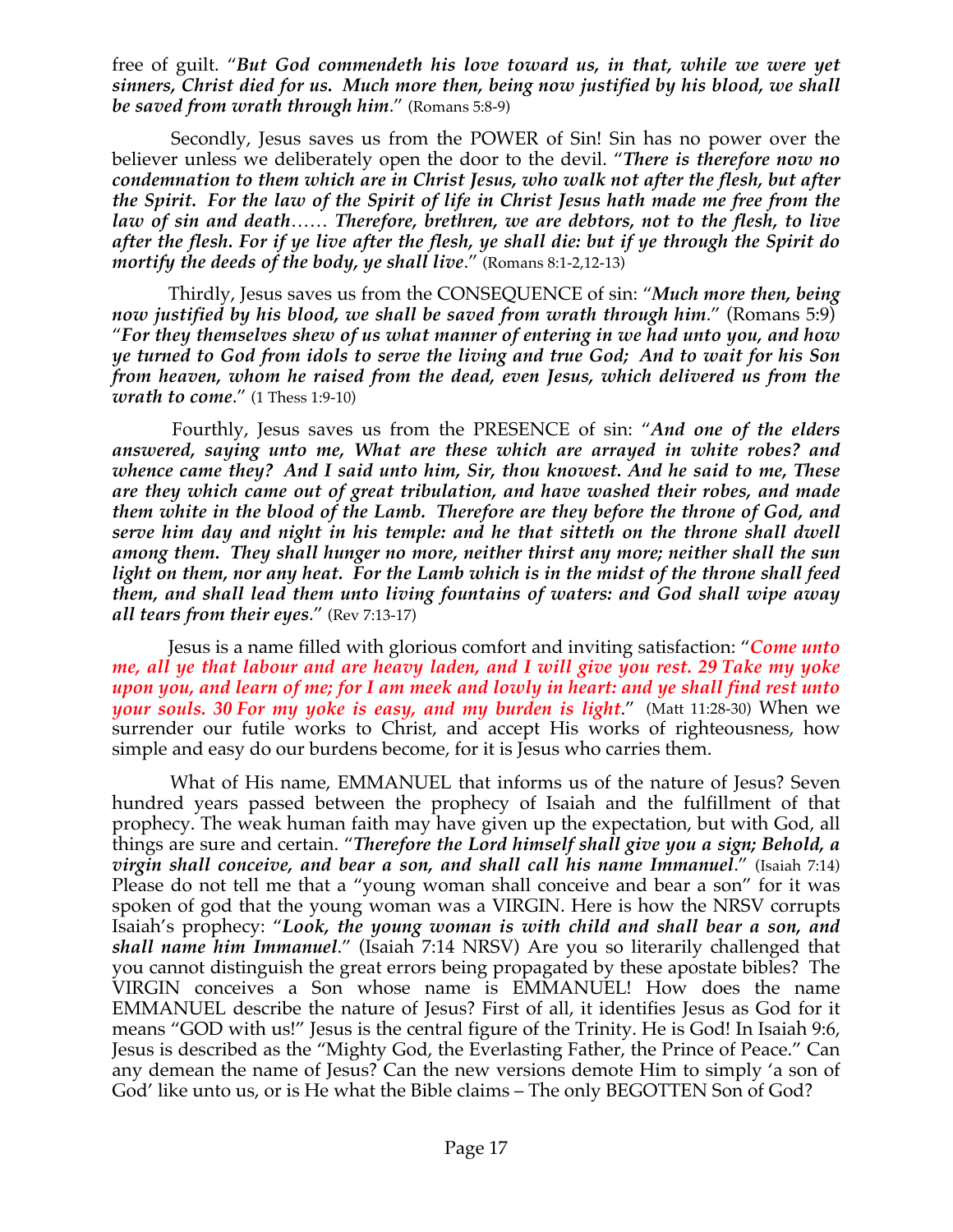free of guilt. "***But God commendeth his love toward us, in that, while we were yet sinners, Christ died for us. Much more then, being now justified by his blood, we shall be saved from wrath through him***." (Romans 5:8-9)

Secondly, Jesus saves us from the POWER of Sin! Sin has no power over the believer unless we deliberately open the door to the devil. "***There is therefore now no condemnation to them which are in Christ Jesus, who walk not after the flesh, but after the Spirit. For the law of the Spirit of life in Christ Jesus hath made me free from the law of sin and death…… Therefore, brethren, we are debtors, not to the flesh, to live after the flesh. For if ye live after the flesh, ye shall die: but if ye through the Spirit do mortify the deeds of the body, ye shall live***." (Romans 8:1-2,12-13)

Thirdly, Jesus saves us from the CONSEQUENCE of sin: "***Much more then, being now justified by his blood, we shall be saved from wrath through him***." (Romans 5:9) "***For they themselves shew of us what manner of entering in we had unto you, and how ye turned to God from idols to serve the living and true God; And to wait for his Son from heaven, whom he raised from the dead, even Jesus, which delivered us from the wrath to come***." (1 Thess 1:9-10)

Fourthly, Jesus saves us from the PRESENCE of sin: "***And one of the elders answered, saying unto me, What are these which are arrayed in white robes? and whence came they? And I said unto him, Sir, thou knowest. And he said to me, These are they which came out of great tribulation, and have washed their robes, and made them white in the blood of the Lamb. Therefore are they before the throne of God, and serve him day and night in his temple: and he that sitteth on the throne shall dwell among them. They shall hunger no more, neither thirst any more; neither shall the sun light on them, nor any heat. For the Lamb which is in the midst of the throne shall feed them, and shall lead them unto living fountains of waters: and God shall wipe away all tears from their eyes***." (Rev 7:13-17)

Jesus is a name filled with glorious comfort and inviting satisfaction: "***Come unto me, all ye that labour and are heavy laden, and I will give you rest. 29 Take my yoke upon you, and learn of me; for I am meek and lowly in heart: and ye shall find rest unto your souls. 30 For my yoke is easy, and my burden is light***." (Matt 11:28-30) When we surrender our futile works to Christ, and accept His works of righteousness, how simple and easy do our burdens become, for it is Jesus who carries them.

What of His name, EMMANUEL that informs us of the nature of Jesus? Seven hundred years passed between the prophecy of Isaiah and the fulfillment of that prophecy. The weak human faith may have given up the expectation, but with God, all things are sure and certain. "***Therefore the Lord himself shall give you a sign; Behold, a virgin shall conceive, and bear a son, and shall call his name Immanuel***." (Isaiah 7:14) Please do not tell me that a "young woman shall conceive and bear a son" for it was spoken of god that the young woman was a VIRGIN. Here is how the NRSV corrupts Isaiah's prophecy: "***Look, the young woman is with child and shall bear a son, and shall name him Immanuel***." (Isaiah 7:14 NRSV) Are you so literarily challenged that you cannot distinguish the great errors being propagated by these apostate bibles? The VIRGIN conceives a Son whose name is EMMANUEL! How does the name EMMANUEL describe the nature of Jesus? First of all, it identifies Jesus as God for it means "GOD with us!" Jesus is the central figure of the Trinity. He is God! In Isaiah 9:6, Jesus is described as the "Mighty God, the Everlasting Father, the Prince of Peace." Can any demean the name of Jesus? Can the new versions demote Him to simply 'a son of God' like unto us, or is He what the Bible claims – The only BEGOTTEN Son of God?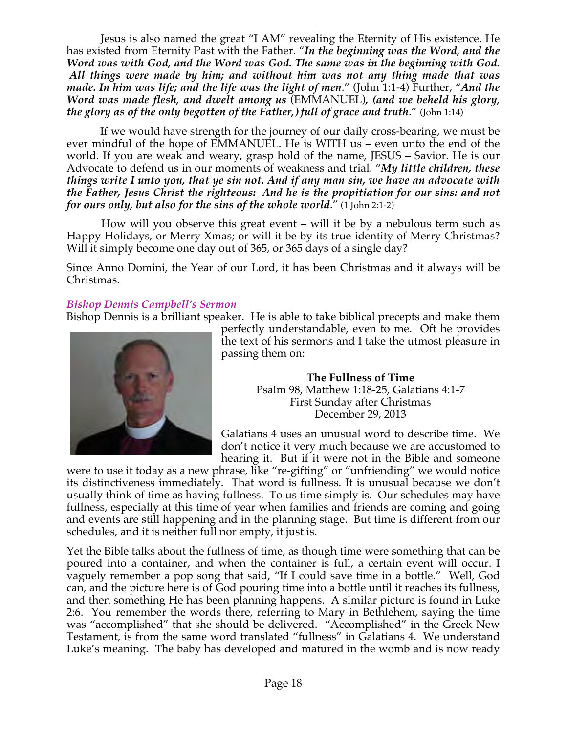Jesus is also named the great "I AM" revealing the Eternity of His existence. He has existed from Eternity Past with the Father. "***In the beginning was the Word, and the Word was with God, and the Word was God. The same was in the beginning with God. All things were made by him; and without him was not any thing made that was made. In him was life; and the life was the light of men.***" (John 1:1-4) Further, "***And the Word was made flesh, and dwelt among us*** (EMMANUEL)***, (and we beheld his glory, the glory as of the only begotten of the Father,) full of grace and truth.***" (John 1:14)

If we would have strength for the journey of our daily cross-bearing, we must be ever mindful of the hope of EMMANUEL. He is WITH us – even unto the end of the world. If you are weak and weary, grasp hold of the name, JESUS – Savior. He is our Advocate to defend us in our moments of weakness and trial. "***My little children, these things write I unto you, that ye sin not. And if any man sin, we have an advocate with the Father, Jesus Christ the righteous: And he is the propitiation for our sins: and not for ours only, but also for the sins of the whole world.***" (1 John 2:1-2)

How will you observe this great event – will it be by a nebulous term such as Happy Holidays, or Merry Xmas; or will it be by its true identity of Merry Christmas? Will it simply become one day out of 365, or 365 days of a single day?

Since Anno Domini, the Year of our Lord, it has been Christmas and it always will be Christmas.

### *Bishop Dennis Campbell's Sermon*

Bishop Dennis is a brilliant speaker. He is able to take biblical precepts and make them perfectly understandable, even to me. Oft he provides the text of his sermons and I take the utmost pleasure in passing them on:

**The Fullness of Time**
Psalm 98, Matthew 1:18-25, Galatians 4:1-7
First Sunday after Christmas
December 29, 2013

Galatians 4 uses an unusual word to describe time. We don't notice it very much because we are accustomed to hearing it. But if it were not in the Bible and someone were to use it today as a new phrase, like "re-gifting" or "unfriending" we would notice its distinctiveness immediately. That word is fullness. It is unusual because we don't usually think of time as having fullness. To us time simply is. Our schedules may have fullness, especially at this time of year when families and friends are coming and going and events are still happening and in the planning stage. But time is different from our schedules, and it is neither full nor empty, it just is.

Yet the Bible talks about the fullness of time, as though time were something that can be poured into a container, and when the container is full, a certain event will occur. I vaguely remember a pop song that said, "If I could save time in a bottle." Well, God can, and the picture here is of God pouring time into a bottle until it reaches its fullness, and then something He has been planning happens. A similar picture is found in Luke 2:6. You remember the words there, referring to Mary in Bethlehem, saying the time was "accomplished" that she should be delivered. "Accomplished" in the Greek New Testament, is from the same word translated "fullness" in Galatians 4. We understand Luke's meaning. The baby has developed and matured in the womb and is now ready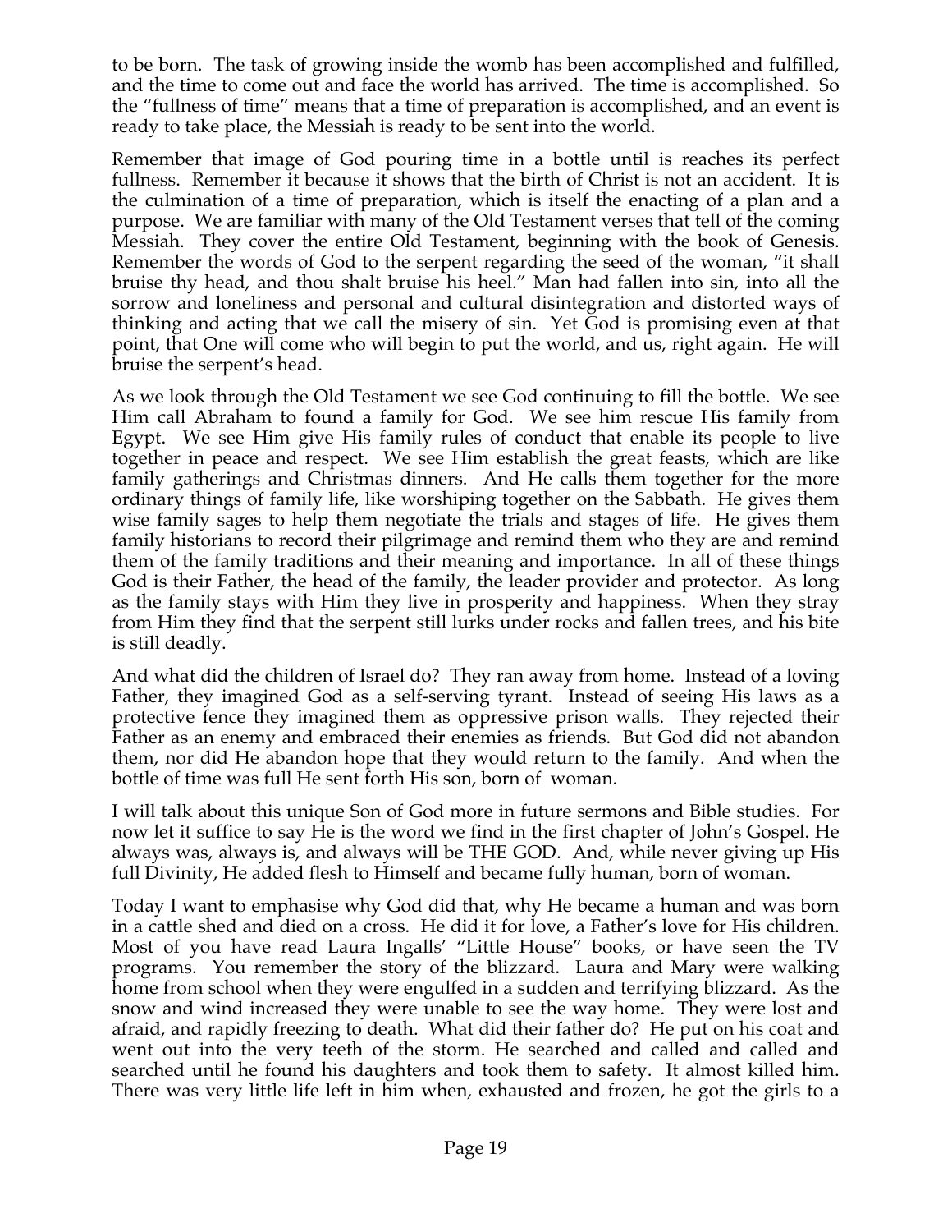to be born. The task of growing inside the womb has been accomplished and fulfilled, and the time to come out and face the world has arrived. The time is accomplished. So the "fullness of time" means that a time of preparation is accomplished, and an event is ready to take place, the Messiah is ready to be sent into the world.

Remember that image of God pouring time in a bottle until is reaches its perfect fullness. Remember it because it shows that the birth of Christ is not an accident. It is the culmination of a time of preparation, which is itself the enacting of a plan and a purpose. We are familiar with many of the Old Testament verses that tell of the coming Messiah. They cover the entire Old Testament, beginning with the book of Genesis. Remember the words of God to the serpent regarding the seed of the woman, "it shall bruise thy head, and thou shalt bruise his heel." Man had fallen into sin, into all the sorrow and loneliness and personal and cultural disintegration and distorted ways of thinking and acting that we call the misery of sin. Yet God is promising even at that point, that One will come who will begin to put the world, and us, right again. He will bruise the serpent's head.

As we look through the Old Testament we see God continuing to fill the bottle. We see Him call Abraham to found a family for God. We see him rescue His family from Egypt. We see Him give His family rules of conduct that enable its people to live together in peace and respect. We see Him establish the great feasts, which are like family gatherings and Christmas dinners. And He calls them together for the more ordinary things of family life, like worshiping together on the Sabbath. He gives them wise family sages to help them negotiate the trials and stages of life. He gives them family historians to record their pilgrimage and remind them who they are and remind them of the family traditions and their meaning and importance. In all of these things God is their Father, the head of the family, the leader provider and protector. As long as the family stays with Him they live in prosperity and happiness. When they stray from Him they find that the serpent still lurks under rocks and fallen trees, and his bite is still deadly.

And what did the children of Israel do? They ran away from home. Instead of a loving Father, they imagined God as a self-serving tyrant. Instead of seeing His laws as a protective fence they imagined them as oppressive prison walls. They rejected their Father as an enemy and embraced their enemies as friends. But God did not abandon them, nor did He abandon hope that they would return to the family. And when the bottle of time was full He sent forth His son, born of woman.

I will talk about this unique Son of God more in future sermons and Bible studies. For now let it suffice to say He is the word we find in the first chapter of John's Gospel. He always was, always is, and always will be THE GOD. And, while never giving up His full Divinity, He added flesh to Himself and became fully human, born of woman.

Today I want to emphasise why God did that, why He became a human and was born in a cattle shed and died on a cross. He did it for love, a Father's love for His children. Most of you have read Laura Ingalls' "Little House" books, or have seen the TV programs. You remember the story of the blizzard. Laura and Mary were walking home from school when they were engulfed in a sudden and terrifying blizzard. As the snow and wind increased they were unable to see the way home. They were lost and afraid, and rapidly freezing to death. What did their father do? He put on his coat and went out into the very teeth of the storm. He searched and called and called and searched until he found his daughters and took them to safety. It almost killed him. There was very little life left in him when, exhausted and frozen, he got the girls to a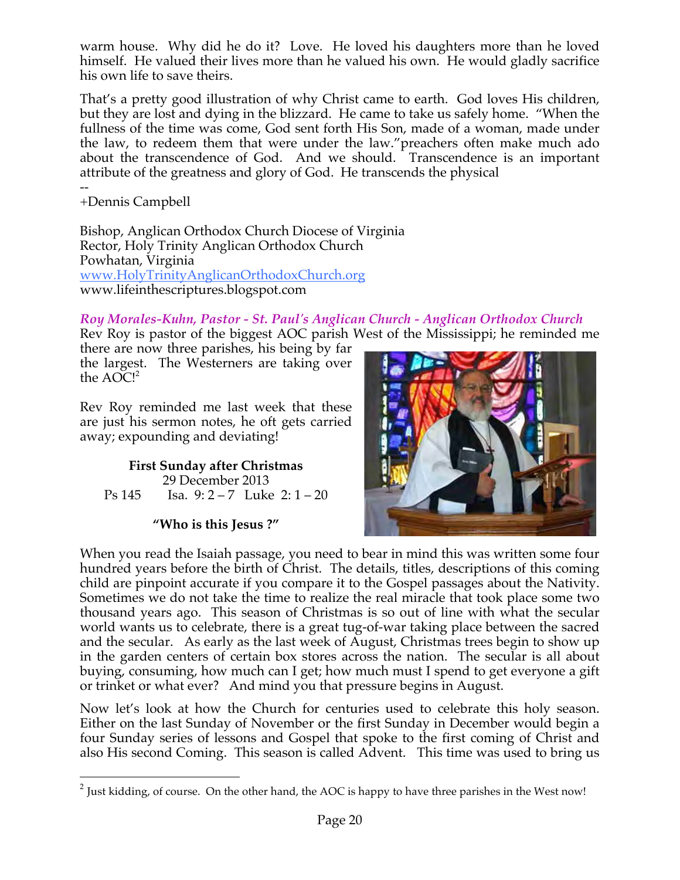warm house. Why did he do it? Love. He loved his daughters more than he loved himself. He valued their lives more than he valued his own. He would gladly sacrifice his own life to save theirs.

That's a pretty good illustration of why Christ came to earth. God loves His children, but they are lost and dying in the blizzard. He came to take us safely home. "When the fullness of the time was come, God sent forth His Son, made of a woman, made under the law, to redeem them that were under the law."preachers often make much ado about the transcendence of God. And we should. Transcendence is an important attribute of the greatness and glory of God. He transcends the physical

--
+Dennis Campbell

Bishop, Anglican Orthodox Church Diocese of Virginia
Rector, Holy Trinity Anglican Orthodox Church
Powhatan, Virginia
[www.HolyTrinityAnglicanOrthodoxChurch.org](http://www.HolyTrinityAnglicanOrthodoxChurch.org)
www.lifeinthescriptures.blogspot.com

### *Roy Morales-Kuhn, Pastor - St. Paul's Anglican Church - Anglican Orthodox Church*

Rev Roy is pastor of the biggest AOC parish West of the Mississippi; he reminded me there are now three parishes, his being by far the largest. The Westerners are taking over the AOC![2]

Rev Roy reminded me last week that these are just his sermon notes, he oft gets carried away; expounding and deviating!

**First Sunday after Christmas**
29 December 2013
Ps 145 Isa. 9: 2 – 7 Luke 2: 1 – 20

**"Who is this Jesus ?"**

When you read the Isaiah passage, you need to bear in mind this was written some four hundred years before the birth of Christ. The details, titles, descriptions of this coming child are pinpoint accurate if you compare it to the Gospel passages about the Nativity. Sometimes we do not take the time to realize the real miracle that took place some two thousand years ago. This season of Christmas is so out of line with what the secular world wants us to celebrate, there is a great tug-of-war taking place between the sacred and the secular. As early as the last week of August, Christmas trees begin to show up in the garden centers of certain box stores across the nation. The secular is all about buying, consuming, how much can I get; how much must I spend to get everyone a gift or trinket or what ever? And mind you that pressure begins in August.

Now let's look at how the Church for centuries used to celebrate this holy season. Either on the last Sunday of November or the first Sunday in December would begin a four Sunday series of lessons and Gospel that spoke to the first coming of Christ and also His second Coming. This season is called Advent. This time was used to bring us

---

[2] Just kidding, of course. On the other hand, the AOC is happy to have three parishes in the West now!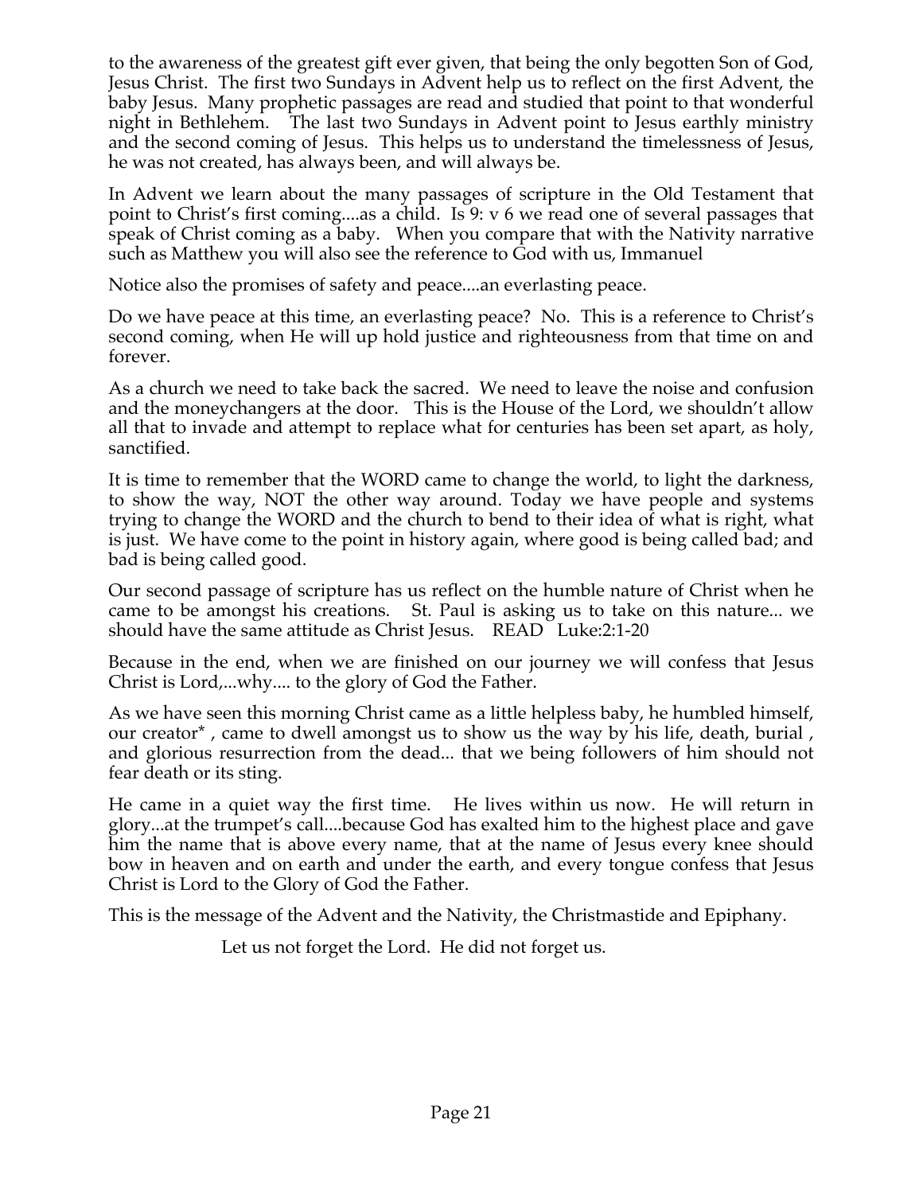to the awareness of the greatest gift ever given, that being the only begotten Son of God, Jesus Christ. The first two Sundays in Advent help us to reflect on the first Advent, the baby Jesus. Many prophetic passages are read and studied that point to that wonderful night in Bethlehem. The last two Sundays in Advent point to Jesus earthly ministry and the second coming of Jesus. This helps us to understand the timelessness of Jesus, he was not created, has always been, and will always be.

In Advent we learn about the many passages of scripture in the Old Testament that point to Christ's first coming....as a child. Is 9: v 6 we read one of several passages that speak of Christ coming as a baby. When you compare that with the Nativity narrative such as Matthew you will also see the reference to God with us, Immanuel

Notice also the promises of safety and peace....an everlasting peace.

Do we have peace at this time, an everlasting peace? No. This is a reference to Christ's second coming, when He will up hold justice and righteousness from that time on and forever.

As a church we need to take back the sacred. We need to leave the noise and confusion and the moneychangers at the door. This is the House of the Lord, we shouldn't allow all that to invade and attempt to replace what for centuries has been set apart, as holy, sanctified.

It is time to remember that the WORD came to change the world, to light the darkness, to show the way, NOT the other way around. Today we have people and systems trying to change the WORD and the church to bend to their idea of what is right, what is just. We have come to the point in history again, where good is being called bad; and bad is being called good.

Our second passage of scripture has us reflect on the humble nature of Christ when he came to be amongst his creations. St. Paul is asking us to take on this nature... we should have the same attitude as Christ Jesus. READ Luke:2:1-20

Because in the end, when we are finished on our journey we will confess that Jesus Christ is Lord,...why.... to the glory of God the Father.

As we have seen this morning Christ came as a little helpless baby, he humbled himself, our creator* , came to dwell amongst us to show us the way by his life, death, burial , and glorious resurrection from the dead... that we being followers of him should not fear death or its sting.

He came in a quiet way the first time. He lives within us now. He will return in glory...at the trumpet's call....because God has exalted him to the highest place and gave him the name that is above every name, that at the name of Jesus every knee should bow in heaven and on earth and under the earth, and every tongue confess that Jesus Christ is Lord to the Glory of God the Father.

This is the message of the Advent and the Nativity, the Christmastide and Epiphany.

Let us not forget the Lord. He did not forget us.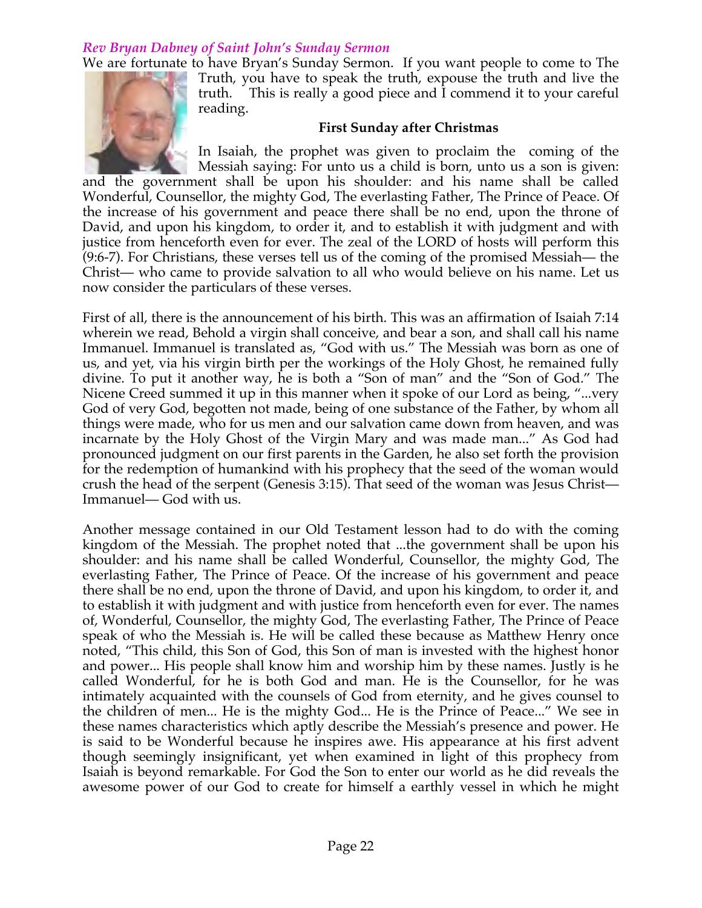### *Rev Bryan Dabney of Saint John's Sunday Sermon*

We are fortunate to have Bryan's Sunday Sermon. If you want people to come to The Truth, you have to speak the truth, expouse the truth and live the truth. This is really a good piece and I commend it to your careful reading.

**First Sunday after Christmas**

In Isaiah, the prophet was given to proclaim the coming of the Messiah saying: For unto us a child is born, unto us a son is given: and the government shall be upon his shoulder: and his name shall be called Wonderful, Counsellor, the mighty God, The everlasting Father, The Prince of Peace. Of the increase of his government and peace there shall be no end, upon the throne of David, and upon his kingdom, to order it, and to establish it with judgment and with justice from henceforth even for ever. The zeal of the LORD of hosts will perform this (9:6-7). For Christians, these verses tell us of the coming of the promised Messiah— the Christ— who came to provide salvation to all who would believe on his name. Let us now consider the particulars of these verses.

First of all, there is the announcement of his birth. This was an affirmation of Isaiah 7:14 wherein we read, Behold a virgin shall conceive, and bear a son, and shall call his name Immanuel. Immanuel is translated as, "God with us." The Messiah was born as one of us, and yet, via his virgin birth per the workings of the Holy Ghost, he remained fully divine. To put it another way, he is both a "Son of man" and the "Son of God." The Nicene Creed summed it up in this manner when it spoke of our Lord as being, "...very God of very God, begotten not made, being of one substance of the Father, by whom all things were made, who for us men and our salvation came down from heaven, and was incarnate by the Holy Ghost of the Virgin Mary and was made man..." As God had pronounced judgment on our first parents in the Garden, he also set forth the provision for the redemption of humankind with his prophecy that the seed of the woman would crush the head of the serpent (Genesis 3:15). That seed of the woman was Jesus Christ— Immanuel— God with us.

Another message contained in our Old Testament lesson had to do with the coming kingdom of the Messiah. The prophet noted that ...the government shall be upon his shoulder: and his name shall be called Wonderful, Counsellor, the mighty God, The everlasting Father, The Prince of Peace. Of the increase of his government and peace there shall be no end, upon the throne of David, and upon his kingdom, to order it, and to establish it with judgment and with justice from henceforth even for ever. The names of, Wonderful, Counsellor, the mighty God, The everlasting Father, The Prince of Peace speak of who the Messiah is. He will be called these because as Matthew Henry once noted, "This child, this Son of God, this Son of man is invested with the highest honor and power... His people shall know him and worship him by these names. Justly is he called Wonderful, for he is both God and man. He is the Counsellor, for he was intimately acquainted with the counsels of God from eternity, and he gives counsel to the children of men... He is the mighty God... He is the Prince of Peace..." We see in these names characteristics which aptly describe the Messiah's presence and power. He is said to be Wonderful because he inspires awe. His appearance at his first advent though seemingly insignificant, yet when examined in light of this prophecy from Isaiah is beyond remarkable. For God the Son to enter our world as he did reveals the awesome power of our God to create for himself a earthly vessel in which he might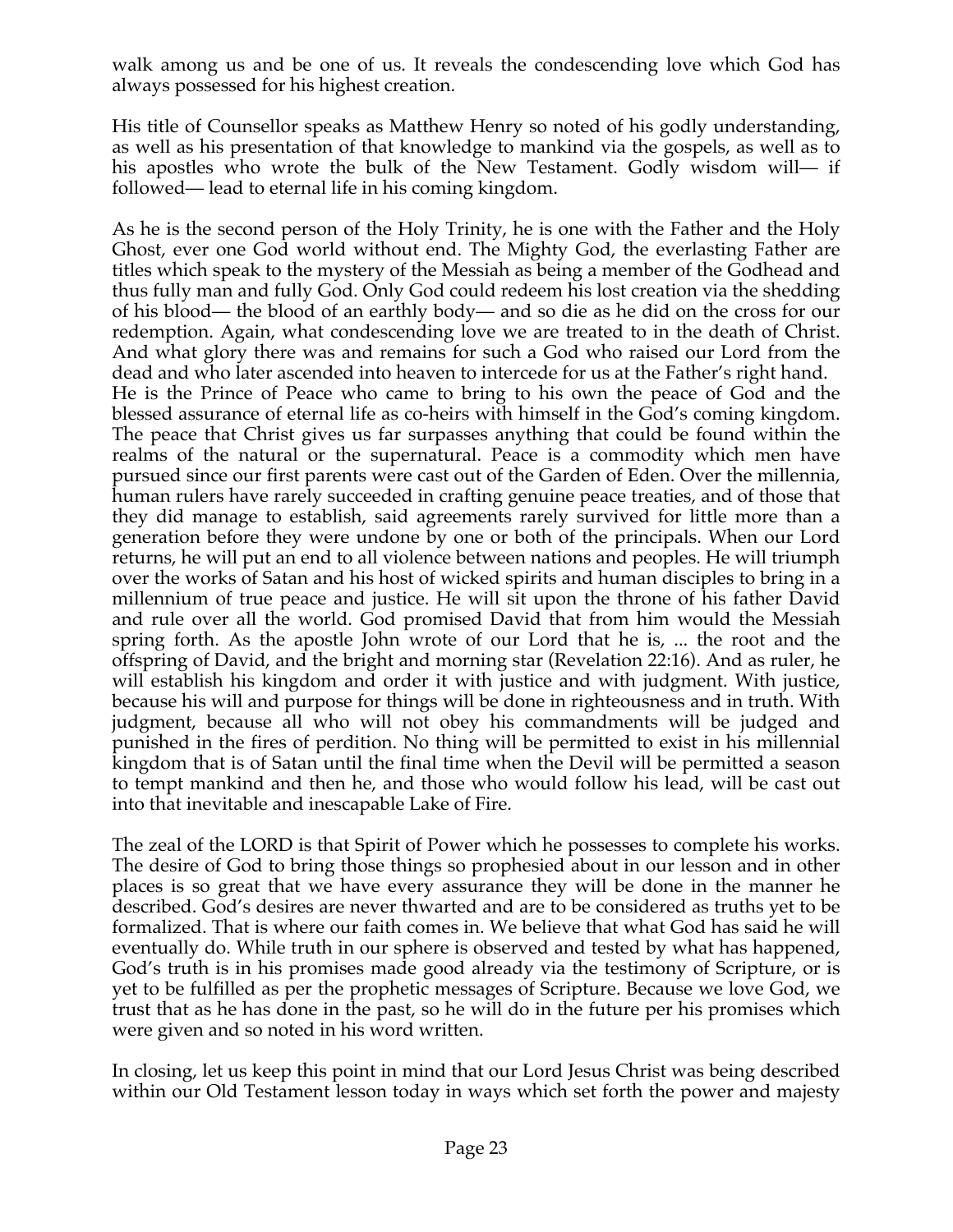walk among us and be one of us. It reveals the condescending love which God has always possessed for his highest creation.

His title of Counsellor speaks as Matthew Henry so noted of his godly understanding, as well as his presentation of that knowledge to mankind via the gospels, as well as to his apostles who wrote the bulk of the New Testament. Godly wisdom will— if followed— lead to eternal life in his coming kingdom.

As he is the second person of the Holy Trinity, he is one with the Father and the Holy Ghost, ever one God world without end. The Mighty God, the everlasting Father are titles which speak to the mystery of the Messiah as being a member of the Godhead and thus fully man and fully God. Only God could redeem his lost creation via the shedding of his blood— the blood of an earthly body— and so die as he did on the cross for our redemption. Again, what condescending love we are treated to in the death of Christ. And what glory there was and remains for such a God who raised our Lord from the dead and who later ascended into heaven to intercede for us at the Father's right hand.
He is the Prince of Peace who came to bring to his own the peace of God and the blessed assurance of eternal life as co-heirs with himself in the God's coming kingdom. The peace that Christ gives us far surpasses anything that could be found within the realms of the natural or the supernatural. Peace is a commodity which men have pursued since our first parents were cast out of the Garden of Eden. Over the millennia, human rulers have rarely succeeded in crafting genuine peace treaties, and of those that they did manage to establish, said agreements rarely survived for little more than a generation before they were undone by one or both of the principals. When our Lord returns, he will put an end to all violence between nations and peoples. He will triumph over the works of Satan and his host of wicked spirits and human disciples to bring in a millennium of true peace and justice. He will sit upon the throne of his father David and rule over all the world. God promised David that from him would the Messiah spring forth. As the apostle John wrote of our Lord that he is, ... the root and the offspring of David, and the bright and morning star (Revelation 22:16). And as ruler, he will establish his kingdom and order it with justice and with judgment. With justice, because his will and purpose for things will be done in righteousness and in truth. With judgment, because all who will not obey his commandments will be judged and punished in the fires of perdition. No thing will be permitted to exist in his millennial kingdom that is of Satan until the final time when the Devil will be permitted a season to tempt mankind and then he, and those who would follow his lead, will be cast out into that inevitable and inescapable Lake of Fire.

The zeal of the LORD is that Spirit of Power which he possesses to complete his works. The desire of God to bring those things so prophesied about in our lesson and in other places is so great that we have every assurance they will be done in the manner he described. God's desires are never thwarted and are to be considered as truths yet to be formalized. That is where our faith comes in. We believe that what God has said he will eventually do. While truth in our sphere is observed and tested by what has happened, God's truth is in his promises made good already via the testimony of Scripture, or is yet to be fulfilled as per the prophetic messages of Scripture. Because we love God, we trust that as he has done in the past, so he will do in the future per his promises which were given and so noted in his word written.

In closing, let us keep this point in mind that our Lord Jesus Christ was being described within our Old Testament lesson today in ways which set forth the power and majesty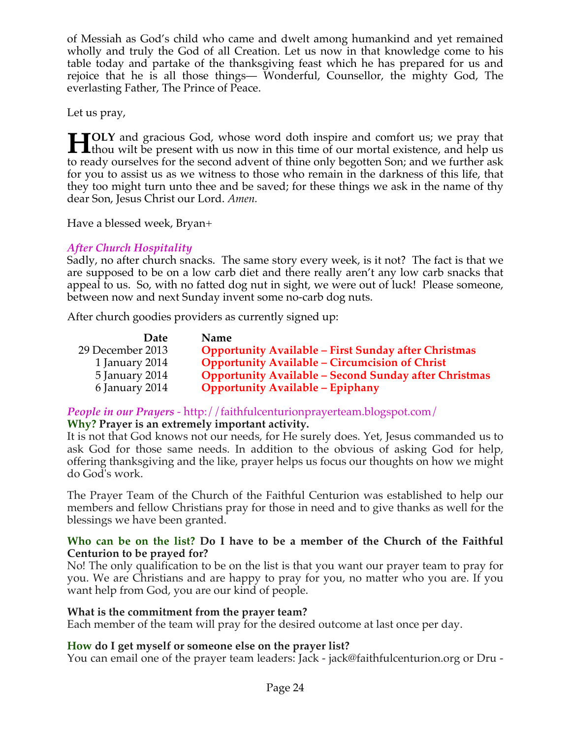of Messiah as God's child who came and dwelt among humankind and yet remained wholly and truly the God of all Creation. Let us now in that knowledge come to his table today and partake of the thanksgiving feast which he has prepared for us and rejoice that he is all those things— Wonderful, Counsellor, the mighty God, The everlasting Father, The Prince of Peace.

Let us pray,

**HOLY** and gracious God, whose word doth inspire and comfort us; we pray that thou wilt be present with us now in this time of our mortal existence, and help us to ready ourselves for the second advent of thine only begotten Son; and we further ask for you to assist us as we witness to those who remain in the darkness of this life, that they too might turn unto thee and be saved; for these things we ask in the name of thy dear Son, Jesus Christ our Lord. *Amen.*

Have a blessed week, Bryan+

### *After Church Hospitality*

Sadly, no after church snacks. The same story every week, is it not? The fact is that we are supposed to be on a low carb diet and there really aren't any low carb snacks that appeal to us. So, with no fatted dog nut in sight, we were out of luck! Please someone, between now and next Sunday invent some no-carb dog nuts.

After church goodies providers as currently signed up:

| Date | Name |
|---|---|
| 29 December 2013 | **Opportunity Available – First Sunday after Christmas** |
| 1 January 2014 | **Opportunity Available – Circumcision of Christ** |
| 5 January 2014 | **Opportunity Available – Second Sunday after Christmas** |
| 6 January 2014 | **Opportunity Available – Epiphany** |

### *People in our Prayers* - http://faithfulcenturionprayerteam.blogspot.com/

**Why? Prayer is an extremely important activity.**

It is not that God knows not our needs, for He surely does. Yet, Jesus commanded us to ask God for those same needs. In addition to the obvious of asking God for help, offering thanksgiving and the like, prayer helps us focus our thoughts on how we might do God's work.

The Prayer Team of the Church of the Faithful Centurion was established to help our members and fellow Christians pray for those in need and to give thanks as well for the blessings we have been granted.

**Who can be on the list? Do I have to be a member of the Church of the Faithful Centurion to be prayed for?**

No! The only qualification to be on the list is that you want our prayer team to pray for you. We are Christians and are happy to pray for you, no matter who you are. If you want help from God, you are our kind of people.

**What is the commitment from the prayer team?**

Each member of the team will pray for the desired outcome at last once per day.

**How do I get myself or someone else on the prayer list?**

You can email one of the prayer team leaders: Jack - jack@faithfulcenturion.org or Dru -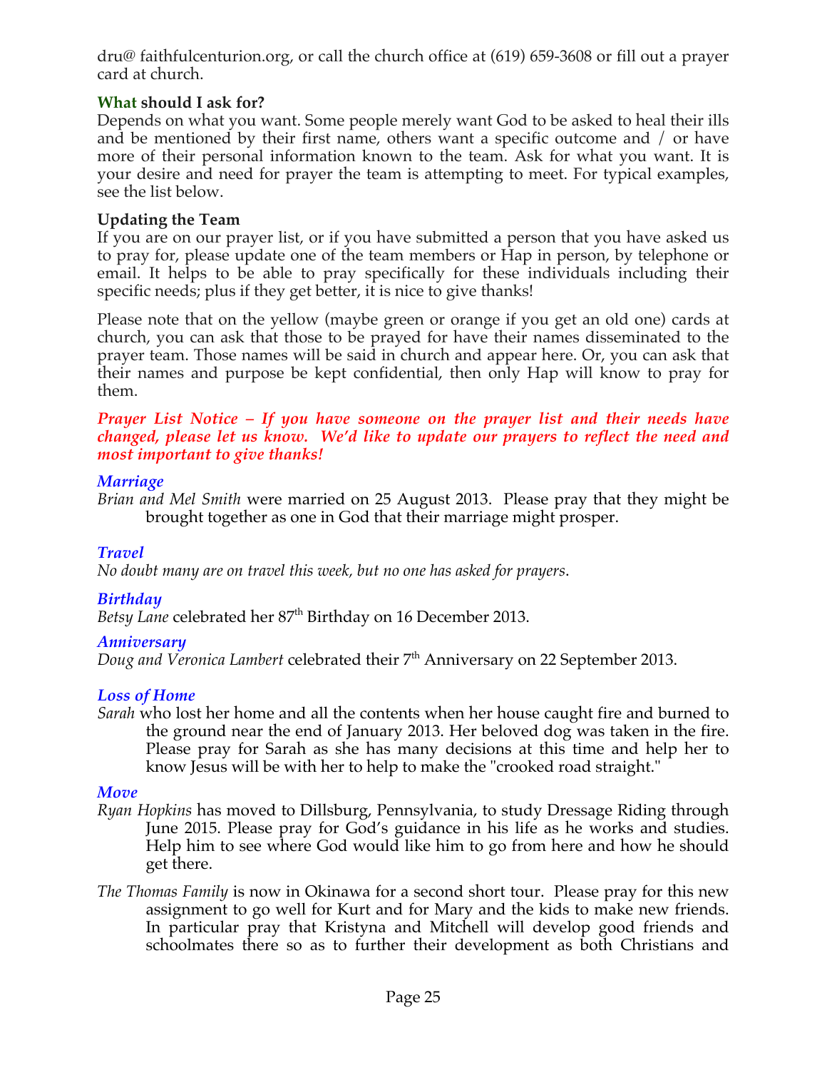dru@ faithfulcenturion.org, or call the church office at (619) 659-3608 or fill out a prayer card at church.

**What should I ask for?**

Depends on what you want. Some people merely want God to be asked to heal their ills and be mentioned by their first name, others want a specific outcome and / or have more of their personal information known to the team. Ask for what you want. It is your desire and need for prayer the team is attempting to meet. For typical examples, see the list below.

**Updating the Team**

If you are on our prayer list, or if you have submitted a person that you have asked us to pray for, please update one of the team members or Hap in person, by telephone or email. It helps to be able to pray specifically for these individuals including their specific needs; plus if they get better, it is nice to give thanks!

Please note that on the yellow (maybe green or orange if you get an old one) cards at church, you can ask that those to be prayed for have their names disseminated to the prayer team. Those names will be said in church and appear here. Or, you can ask that their names and purpose be kept confidential, then only Hap will know to pray for them.

***Prayer List Notice – If you have someone on the prayer list and their needs have changed, please let us know. We'd like to update our prayers to reflect the need and most important to give thanks!***

***Marriage***

*Brian and Mel Smith* were married on 25 August 2013. Please pray that they might be brought together as one in God that their marriage might prosper.

***Travel***

*No doubt many are on travel this week, but no one has asked for prayers*.

***Birthday***

*Betsy Lane* celebrated her 87th Birthday on 16 December 2013.

***Anniversary***

*Doug and Veronica Lambert* celebrated their 7th Anniversary on 22 September 2013.

***Loss of Home***

*Sarah* who lost her home and all the contents when her house caught fire and burned to the ground near the end of January 2013. Her beloved dog was taken in the fire. Please pray for Sarah as she has many decisions at this time and help her to know Jesus will be with her to help to make the "crooked road straight."

***Move***

*Ryan Hopkins* has moved to Dillsburg, Pennsylvania, to study Dressage Riding through June 2015. Please pray for God's guidance in his life as he works and studies. Help him to see where God would like him to go from here and how he should get there.

*The Thomas Family* is now in Okinawa for a second short tour. Please pray for this new assignment to go well for Kurt and for Mary and the kids to make new friends. In particular pray that Kristyna and Mitchell will develop good friends and schoolmates there so as to further their development as both Christians and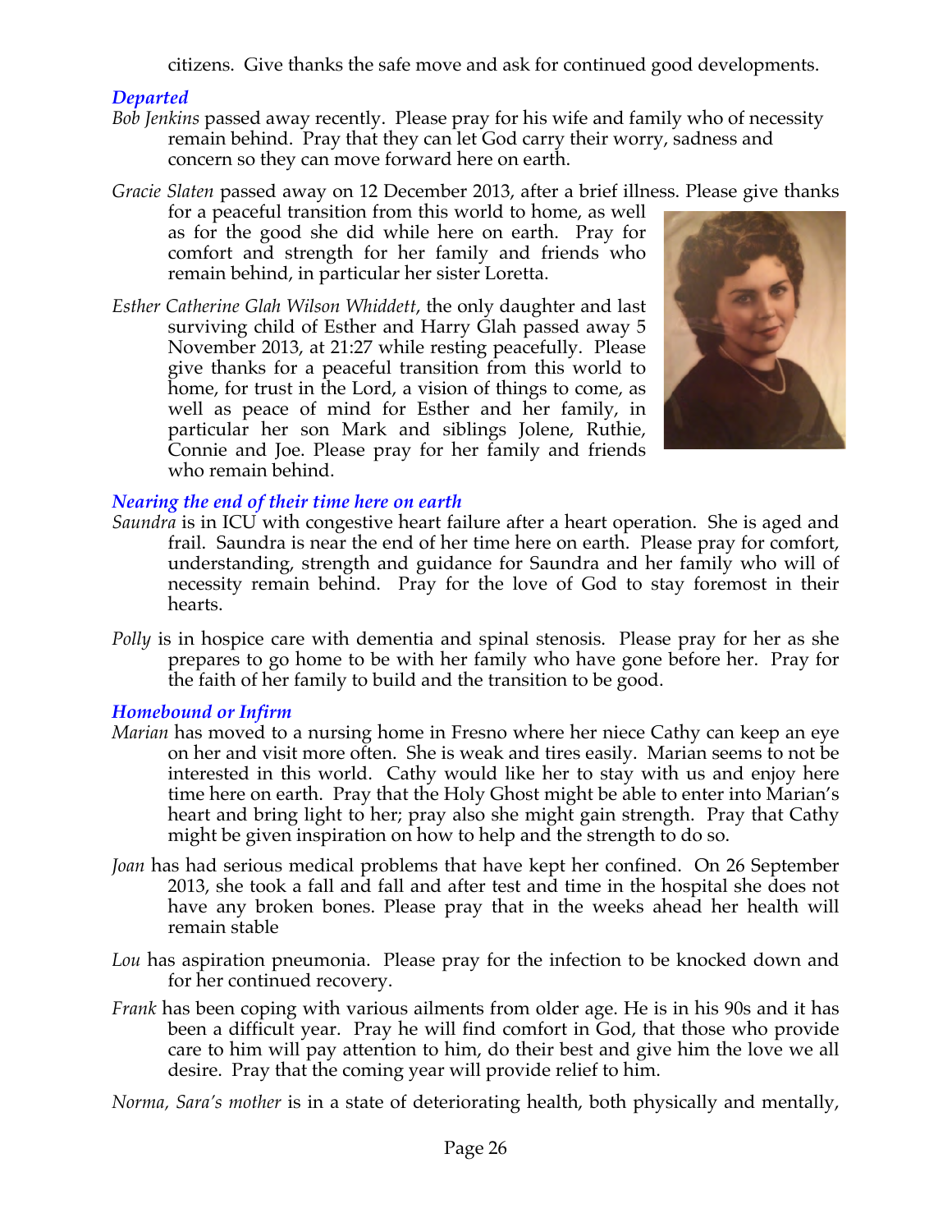citizens. Give thanks the safe move and ask for continued good developments.

### *Departed*

*Bob Jenkins* passed away recently. Please pray for his wife and family who of necessity remain behind. Pray that they can let God carry their worry, sadness and concern so they can move forward here on earth.

*Gracie Slaten* passed away on 12 December 2013, after a brief illness. Please give thanks for a peaceful transition from this world to home, as well as for the good she did while here on earth. Pray for comfort and strength for her family and friends who remain behind, in particular her sister Loretta.

*Esther Catherine Glah Wilson Whiddett*, the only daughter and last surviving child of Esther and Harry Glah passed away 5 November 2013, at 21:27 while resting peacefully. Please give thanks for a peaceful transition from this world to home, for trust in the Lord, a vision of things to come, as well as peace of mind for Esther and her family, in particular her son Mark and siblings Jolene, Ruthie, Connie and Joe. Please pray for her family and friends who remain behind.

### *Nearing the end of their time here on earth*

*Saundra* is in ICU with congestive heart failure after a heart operation. She is aged and frail. Saundra is near the end of her time here on earth. Please pray for comfort, understanding, strength and guidance for Saundra and her family who will of necessity remain behind. Pray for the love of God to stay foremost in their hearts.

*Polly* is in hospice care with dementia and spinal stenosis. Please pray for her as she prepares to go home to be with her family who have gone before her. Pray for the faith of her family to build and the transition to be good.

### *Homebound or Infirm*

*Marian* has moved to a nursing home in Fresno where her niece Cathy can keep an eye on her and visit more often. She is weak and tires easily. Marian seems to not be interested in this world. Cathy would like her to stay with us and enjoy here time here on earth. Pray that the Holy Ghost might be able to enter into Marian's heart and bring light to her; pray also she might gain strength. Pray that Cathy might be given inspiration on how to help and the strength to do so.

*Joan* has had serious medical problems that have kept her confined. On 26 September 2013, she took a fall and fall and after test and time in the hospital she does not have any broken bones. Please pray that in the weeks ahead her health will remain stable

*Lou* has aspiration pneumonia. Please pray for the infection to be knocked down and for her continued recovery.

*Frank* has been coping with various ailments from older age. He is in his 90s and it has been a difficult year. Pray he will find comfort in God, that those who provide care to him will pay attention to him, do their best and give him the love we all desire. Pray that the coming year will provide relief to him.

*Norma, Sara's mother* is in a state of deteriorating health, both physically and mentally,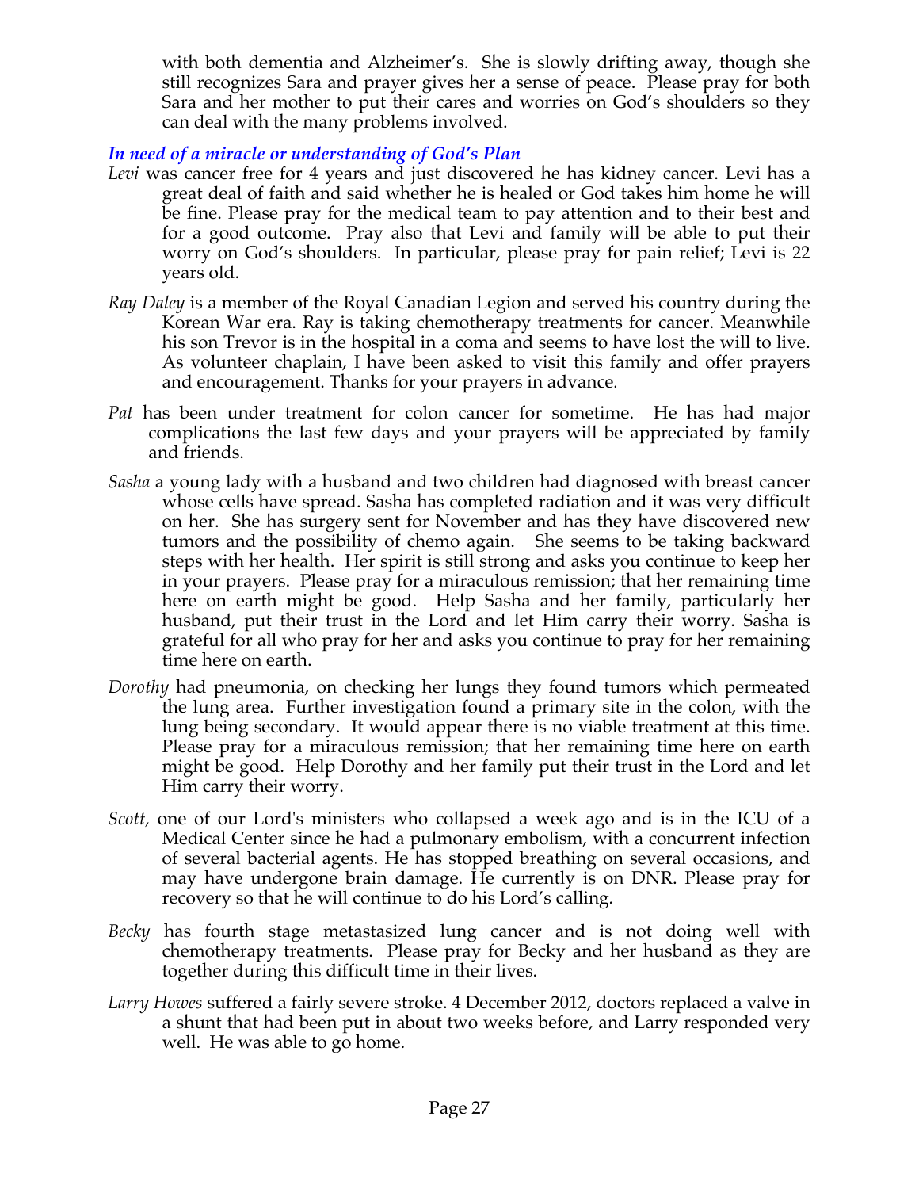with both dementia and Alzheimer's. She is slowly drifting away, though she still recognizes Sara and prayer gives her a sense of peace. Please pray for both Sara and her mother to put their cares and worries on God's shoulders so they can deal with the many problems involved.

### *In need of a miracle or understanding of God's Plan*

*Levi* was cancer free for 4 years and just discovered he has kidney cancer. Levi has a great deal of faith and said whether he is healed or God takes him home he will be fine. Please pray for the medical team to pay attention and to their best and for a good outcome. Pray also that Levi and family will be able to put their worry on God's shoulders. In particular, please pray for pain relief; Levi is 22 years old.

*Ray Daley* is a member of the Royal Canadian Legion and served his country during the Korean War era. Ray is taking chemotherapy treatments for cancer. Meanwhile his son Trevor is in the hospital in a coma and seems to have lost the will to live. As volunteer chaplain, I have been asked to visit this family and offer prayers and encouragement. Thanks for your prayers in advance.

*Pat* has been under treatment for colon cancer for sometime. He has had major complications the last few days and your prayers will be appreciated by family and friends.

*Sasha* a young lady with a husband and two children had diagnosed with breast cancer whose cells have spread. Sasha has completed radiation and it was very difficult on her. She has surgery sent for November and has they have discovered new tumors and the possibility of chemo again. She seems to be taking backward steps with her health. Her spirit is still strong and asks you continue to keep her in your prayers. Please pray for a miraculous remission; that her remaining time here on earth might be good. Help Sasha and her family, particularly her husband, put their trust in the Lord and let Him carry their worry. Sasha is grateful for all who pray for her and asks you continue to pray for her remaining time here on earth.

*Dorothy* had pneumonia, on checking her lungs they found tumors which permeated the lung area. Further investigation found a primary site in the colon, with the lung being secondary. It would appear there is no viable treatment at this time. Please pray for a miraculous remission; that her remaining time here on earth might be good. Help Dorothy and her family put their trust in the Lord and let Him carry their worry.

*Scott,* one of our Lord's ministers who collapsed a week ago and is in the ICU of a Medical Center since he had a pulmonary embolism, with a concurrent infection of several bacterial agents. He has stopped breathing on several occasions, and may have undergone brain damage. He currently is on DNR. Please pray for recovery so that he will continue to do his Lord's calling.

*Becky* has fourth stage metastasized lung cancer and is not doing well with chemotherapy treatments. Please pray for Becky and her husband as they are together during this difficult time in their lives.

*Larry Howes* suffered a fairly severe stroke. 4 December 2012, doctors replaced a valve in a shunt that had been put in about two weeks before, and Larry responded very well. He was able to go home.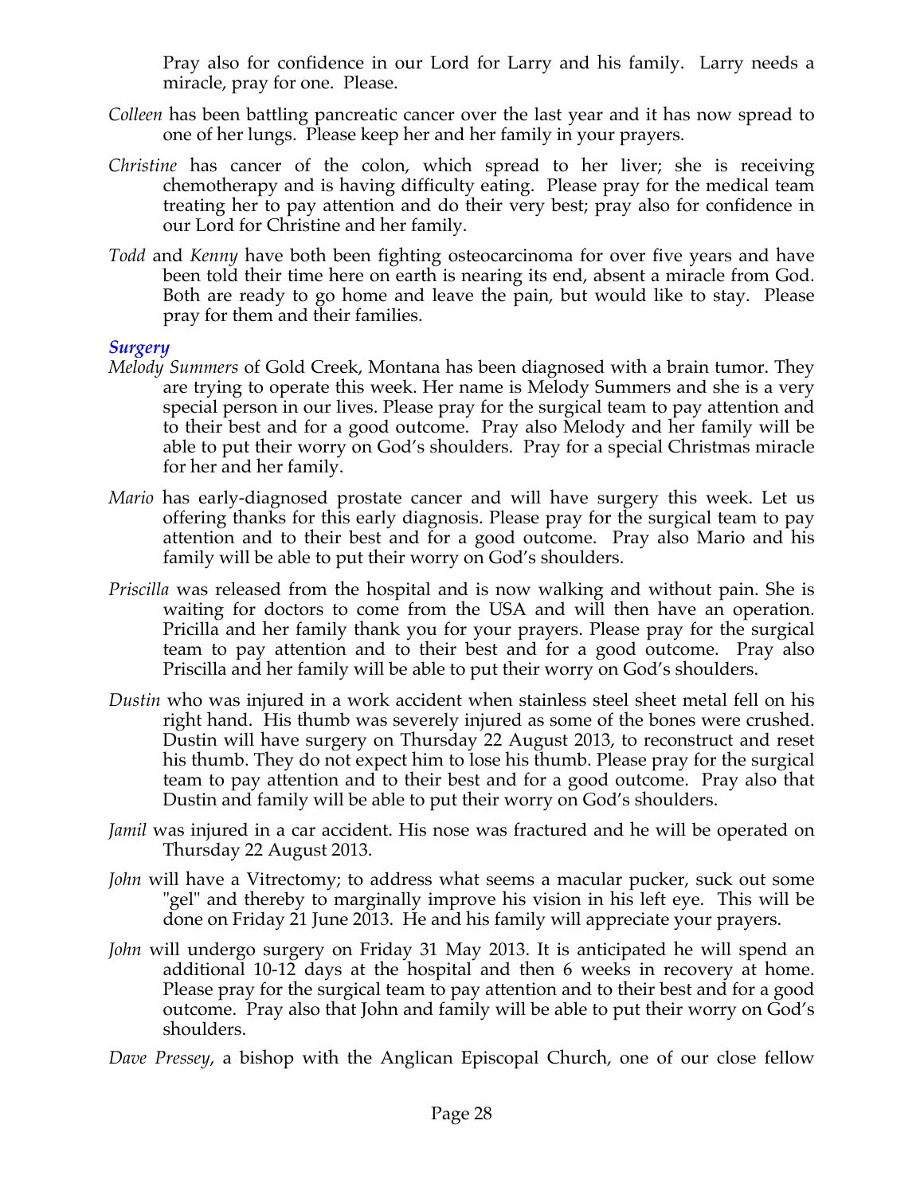Pray also for confidence in our Lord for Larry and his family. Larry needs a miracle, pray for one. Please.

*Colleen* has been battling pancreatic cancer over the last year and it has now spread to one of her lungs. Please keep her and her family in your prayers.

*Christine* has cancer of the colon, which spread to her liver; she is receiving chemotherapy and is having difficulty eating. Please pray for the medical team treating her to pay attention and do their very best; pray also for confidence in our Lord for Christine and her family.

*Todd* and *Kenny* have both been fighting osteocarcinoma for over five years and have been told their time here on earth is nearing its end, absent a miracle from God. Both are ready to go home and leave the pain, but would like to stay. Please pray for them and their families.

### *Surgery*

*Melody Summers* of Gold Creek, Montana has been diagnosed with a brain tumor. They are trying to operate this week. Her name is Melody Summers and she is a very special person in our lives. Please pray for the surgical team to pay attention and to their best and for a good outcome. Pray also Melody and her family will be able to put their worry on God's shoulders. Pray for a special Christmas miracle for her and her family.

*Mario* has early-diagnosed prostate cancer and will have surgery this week. Let us offering thanks for this early diagnosis. Please pray for the surgical team to pay attention and to their best and for a good outcome. Pray also Mario and his family will be able to put their worry on God's shoulders.

*Priscilla* was released from the hospital and is now walking and without pain. She is waiting for doctors to come from the USA and will then have an operation. Pricilla and her family thank you for your prayers. Please pray for the surgical team to pay attention and to their best and for a good outcome. Pray also Priscilla and her family will be able to put their worry on God's shoulders.

*Dustin* who was injured in a work accident when stainless steel sheet metal fell on his right hand. His thumb was severely injured as some of the bones were crushed. Dustin will have surgery on Thursday 22 August 2013, to reconstruct and reset his thumb. They do not expect him to lose his thumb. Please pray for the surgical team to pay attention and to their best and for a good outcome. Pray also that Dustin and family will be able to put their worry on God's shoulders.

*Jamil* was injured in a car accident. His nose was fractured and he will be operated on Thursday 22 August 2013.

*John* will have a Vitrectomy; to address what seems a macular pucker, suck out some "gel" and thereby to marginally improve his vision in his left eye. This will be done on Friday 21 June 2013. He and his family will appreciate your prayers.

*John* will undergo surgery on Friday 31 May 2013. It is anticipated he will spend an additional 10-12 days at the hospital and then 6 weeks in recovery at home. Please pray for the surgical team to pay attention and to their best and for a good outcome. Pray also that John and family will be able to put their worry on God's shoulders.

*Dave Pressey*, a bishop with the Anglican Episcopal Church, one of our close fellow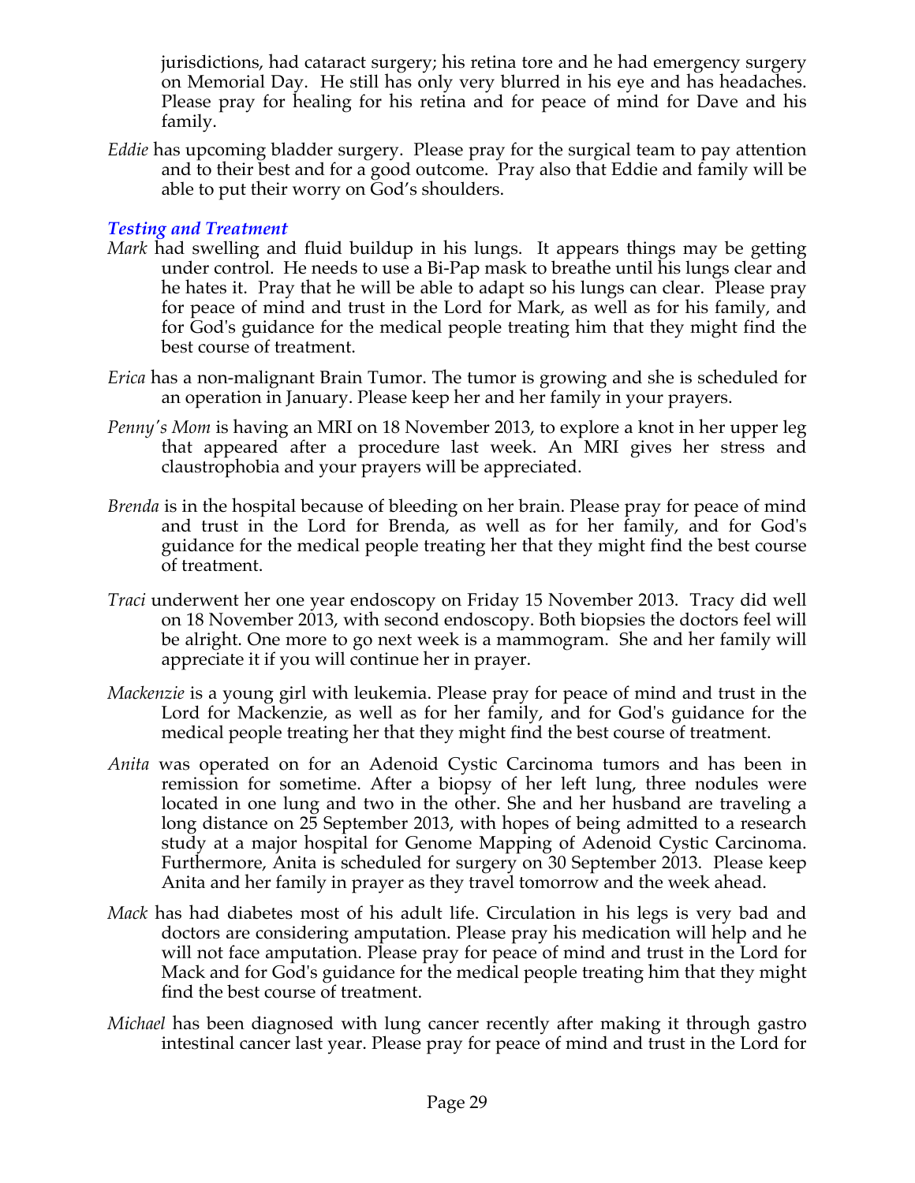jurisdictions, had cataract surgery; his retina tore and he had emergency surgery on Memorial Day. He still has only very blurred in his eye and has headaches. Please pray for healing for his retina and for peace of mind for Dave and his family.

*Eddie* has upcoming bladder surgery. Please pray for the surgical team to pay attention and to their best and for a good outcome. Pray also that Eddie and family will be able to put their worry on God's shoulders.

### *Testing and Treatment*

*Mark* had swelling and fluid buildup in his lungs. It appears things may be getting under control. He needs to use a Bi-Pap mask to breathe until his lungs clear and he hates it. Pray that he will be able to adapt so his lungs can clear. Please pray for peace of mind and trust in the Lord for Mark, as well as for his family, and for God's guidance for the medical people treating him that they might find the best course of treatment.

*Erica* has a non-malignant Brain Tumor. The tumor is growing and she is scheduled for an operation in January. Please keep her and her family in your prayers.

*Penny's Mom* is having an MRI on 18 November 2013, to explore a knot in her upper leg that appeared after a procedure last week. An MRI gives her stress and claustrophobia and your prayers will be appreciated.

*Brenda* is in the hospital because of bleeding on her brain. Please pray for peace of mind and trust in the Lord for Brenda, as well as for her family, and for God's guidance for the medical people treating her that they might find the best course of treatment.

*Traci* underwent her one year endoscopy on Friday 15 November 2013. Tracy did well on 18 November 2013, with second endoscopy. Both biopsies the doctors feel will be alright. One more to go next week is a mammogram. She and her family will appreciate it if you will continue her in prayer.

*Mackenzie* is a young girl with leukemia. Please pray for peace of mind and trust in the Lord for Mackenzie, as well as for her family, and for God's guidance for the medical people treating her that they might find the best course of treatment.

*Anita* was operated on for an Adenoid Cystic Carcinoma tumors and has been in remission for sometime. After a biopsy of her left lung, three nodules were located in one lung and two in the other. She and her husband are traveling a long distance on 25 September 2013, with hopes of being admitted to a research study at a major hospital for Genome Mapping of Adenoid Cystic Carcinoma. Furthermore, Anita is scheduled for surgery on 30 September 2013. Please keep Anita and her family in prayer as they travel tomorrow and the week ahead.

*Mack* has had diabetes most of his adult life. Circulation in his legs is very bad and doctors are considering amputation. Please pray his medication will help and he will not face amputation. Please pray for peace of mind and trust in the Lord for Mack and for God's guidance for the medical people treating him that they might find the best course of treatment.

*Michael* has been diagnosed with lung cancer recently after making it through gastro intestinal cancer last year. Please pray for peace of mind and trust in the Lord for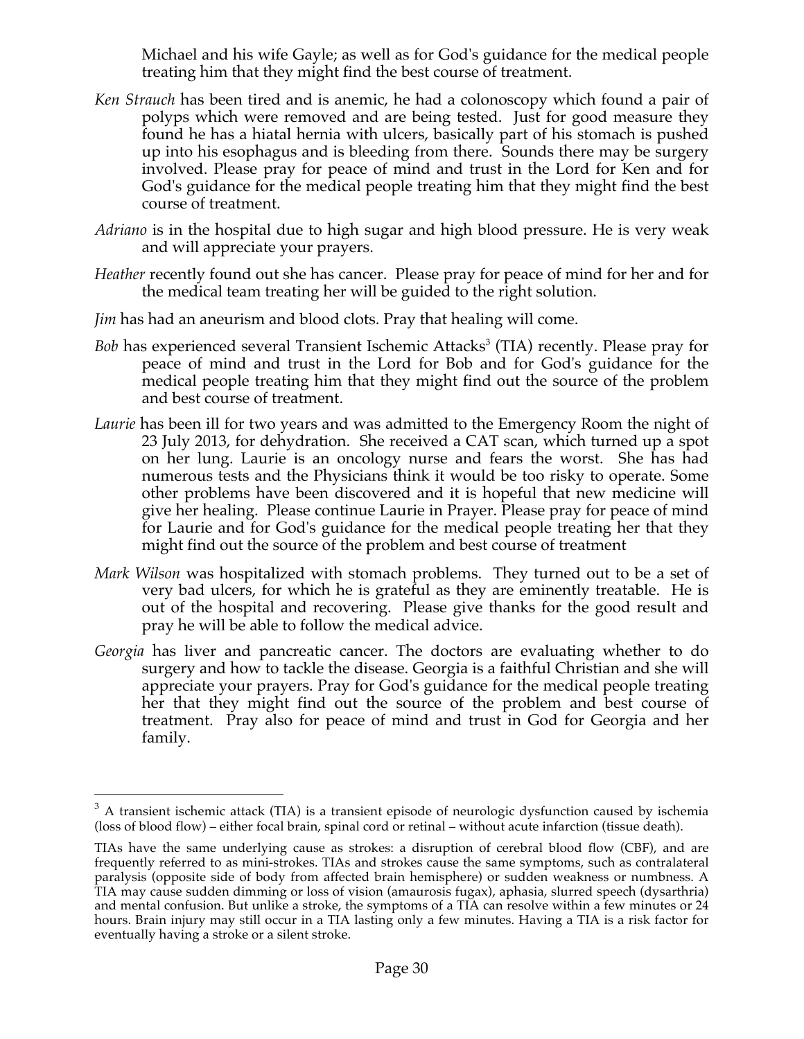Michael and his wife Gayle; as well as for God's guidance for the medical people treating him that they might find the best course of treatment.

*Ken Strauch* has been tired and is anemic, he had a colonoscopy which found a pair of polyps which were removed and are being tested. Just for good measure they found he has a hiatal hernia with ulcers, basically part of his stomach is pushed up into his esophagus and is bleeding from there. Sounds there may be surgery involved. Please pray for peace of mind and trust in the Lord for Ken and for God's guidance for the medical people treating him that they might find the best course of treatment.

*Adriano* is in the hospital due to high sugar and high blood pressure. He is very weak and will appreciate your prayers.

*Heather* recently found out she has cancer. Please pray for peace of mind for her and for the medical team treating her will be guided to the right solution.

*Jim* has had an aneurism and blood clots. Pray that healing will come.

*Bob* has experienced several Transient Ischemic Attacks[3] (TIA) recently. Please pray for peace of mind and trust in the Lord for Bob and for God's guidance for the medical people treating him that they might find out the source of the problem and best course of treatment.

*Laurie* has been ill for two years and was admitted to the Emergency Room the night of 23 July 2013, for dehydration. She received a CAT scan, which turned up a spot on her lung. Laurie is an oncology nurse and fears the worst. She has had numerous tests and the Physicians think it would be too risky to operate. Some other problems have been discovered and it is hopeful that new medicine will give her healing. Please continue Laurie in Prayer. Please pray for peace of mind for Laurie and for God's guidance for the medical people treating her that they might find out the source of the problem and best course of treatment

*Mark Wilson* was hospitalized with stomach problems. They turned out to be a set of very bad ulcers, for which he is grateful as they are eminently treatable. He is out of the hospital and recovering. Please give thanks for the good result and pray he will be able to follow the medical advice.

*Georgia* has liver and pancreatic cancer. The doctors are evaluating whether to do surgery and how to tackle the disease. Georgia is a faithful Christian and she will appreciate your prayers. Pray for God's guidance for the medical people treating her that they might find out the source of the problem and best course of treatment. Pray also for peace of mind and trust in God for Georgia and her family.

---

[3] A transient ischemic attack (TIA) is a transient episode of neurologic dysfunction caused by ischemia (loss of blood flow) – either focal brain, spinal cord or retinal – without acute infarction (tissue death).

TIAs have the same underlying cause as strokes: a disruption of cerebral blood flow (CBF), and are frequently referred to as mini-strokes. TIAs and strokes cause the same symptoms, such as contralateral paralysis (opposite side of body from affected brain hemisphere) or sudden weakness or numbness. A TIA may cause sudden dimming or loss of vision (amaurosis fugax), aphasia, slurred speech (dysarthria) and mental confusion. But unlike a stroke, the symptoms of a TIA can resolve within a few minutes or 24 hours. Brain injury may still occur in a TIA lasting only a few minutes. Having a TIA is a risk factor for eventually having a stroke or a silent stroke.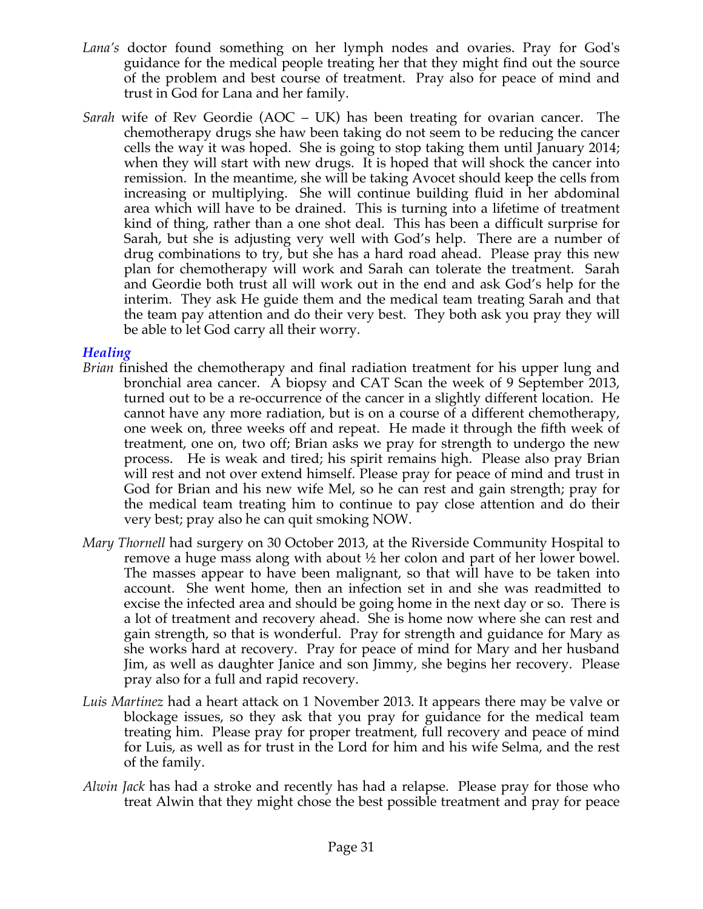*Lana's* doctor found something on her lymph nodes and ovaries. Pray for God's guidance for the medical people treating her that they might find out the source of the problem and best course of treatment. Pray also for peace of mind and trust in God for Lana and her family.

*Sarah* wife of Rev Geordie (AOC – UK) has been treating for ovarian cancer. The chemotherapy drugs she haw been taking do not seem to be reducing the cancer cells the way it was hoped. She is going to stop taking them until January 2014; when they will start with new drugs. It is hoped that will shock the cancer into remission. In the meantime, she will be taking Avocet should keep the cells from increasing or multiplying. She will continue building fluid in her abdominal area which will have to be drained. This is turning into a lifetime of treatment kind of thing, rather than a one shot deal. This has been a difficult surprise for Sarah, but she is adjusting very well with God's help. There are a number of drug combinations to try, but she has a hard road ahead. Please pray this new plan for chemotherapy will work and Sarah can tolerate the treatment. Sarah and Geordie both trust all will work out in the end and ask God's help for the interim. They ask He guide them and the medical team treating Sarah and that the team pay attention and do their very best. They both ask you pray they will be able to let God carry all their worry.

### *Healing*

*Brian* finished the chemotherapy and final radiation treatment for his upper lung and bronchial area cancer. A biopsy and CAT Scan the week of 9 September 2013, turned out to be a re-occurrence of the cancer in a slightly different location. He cannot have any more radiation, but is on a course of a different chemotherapy, one week on, three weeks off and repeat. He made it through the fifth week of treatment, one on, two off; Brian asks we pray for strength to undergo the new process. He is weak and tired; his spirit remains high. Please also pray Brian will rest and not over extend himself. Please pray for peace of mind and trust in God for Brian and his new wife Mel, so he can rest and gain strength; pray for the medical team treating him to continue to pay close attention and do their very best; pray also he can quit smoking NOW.

*Mary Thornell* had surgery on 30 October 2013, at the Riverside Community Hospital to remove a huge mass along with about ½ her colon and part of her lower bowel. The masses appear to have been malignant, so that will have to be taken into account. She went home, then an infection set in and she was readmitted to excise the infected area and should be going home in the next day or so. There is a lot of treatment and recovery ahead. She is home now where she can rest and gain strength, so that is wonderful. Pray for strength and guidance for Mary as she works hard at recovery. Pray for peace of mind for Mary and her husband Jim, as well as daughter Janice and son Jimmy, she begins her recovery. Please pray also for a full and rapid recovery.

*Luis Martinez* had a heart attack on 1 November 2013. It appears there may be valve or blockage issues, so they ask that you pray for guidance for the medical team treating him. Please pray for proper treatment, full recovery and peace of mind for Luis, as well as for trust in the Lord for him and his wife Selma, and the rest of the family.

*Alwin Jack* has had a stroke and recently has had a relapse. Please pray for those who treat Alwin that they might chose the best possible treatment and pray for peace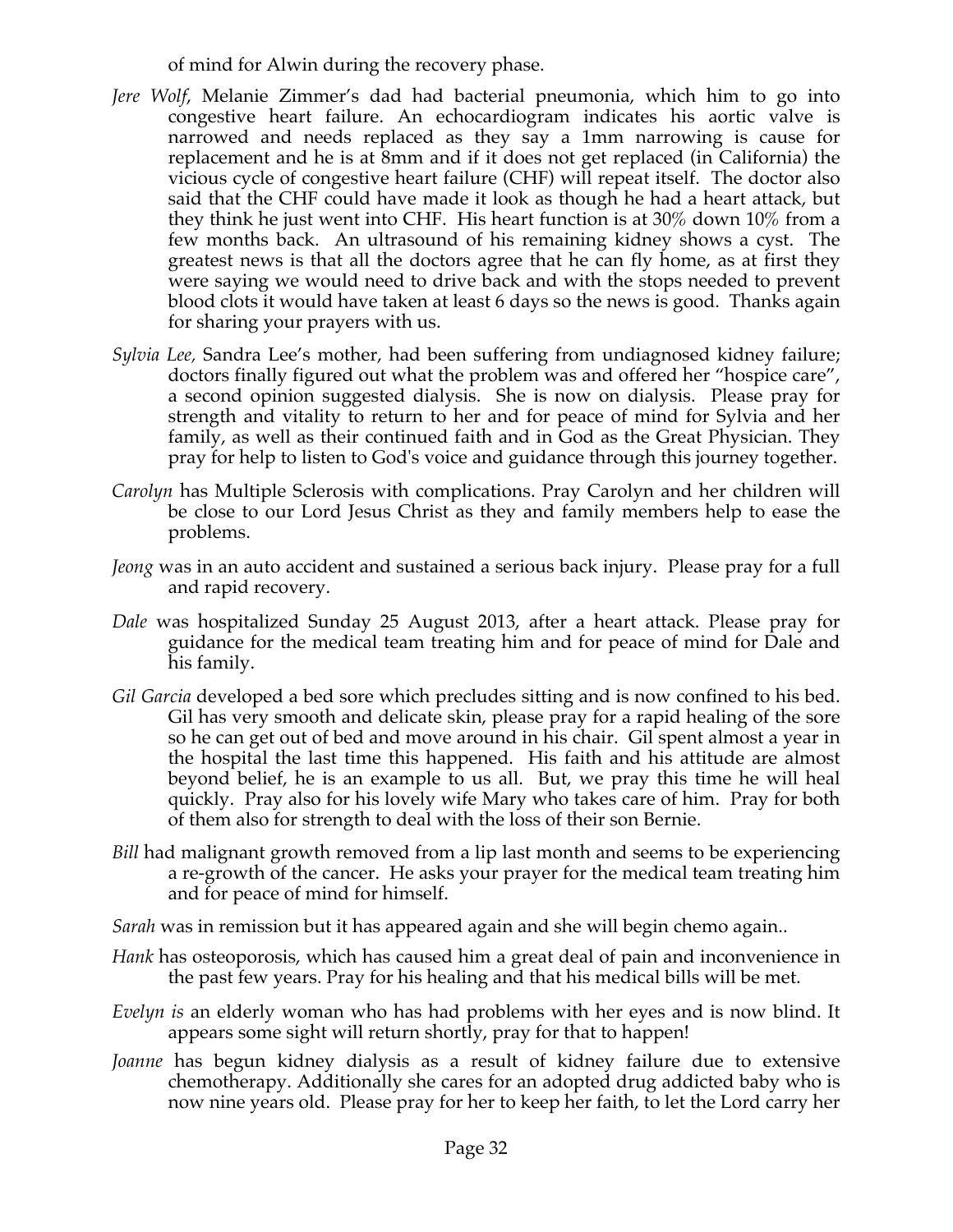of mind for Alwin during the recovery phase.

*Jere Wolf*, Melanie Zimmer's dad had bacterial pneumonia, which him to go into congestive heart failure. An echocardiogram indicates his aortic valve is narrowed and needs replaced as they say a 1mm narrowing is cause for replacement and he is at 8mm and if it does not get replaced (in California) the vicious cycle of congestive heart failure (CHF) will repeat itself. The doctor also said that the CHF could have made it look as though he had a heart attack, but they think he just went into CHF. His heart function is at 30% down 10% from a few months back. An ultrasound of his remaining kidney shows a cyst. The greatest news is that all the doctors agree that he can fly home, as at first they were saying we would need to drive back and with the stops needed to prevent blood clots it would have taken at least 6 days so the news is good. Thanks again for sharing your prayers with us.

*Sylvia Lee,* Sandra Lee's mother, had been suffering from undiagnosed kidney failure; doctors finally figured out what the problem was and offered her "hospice care", a second opinion suggested dialysis. She is now on dialysis. Please pray for strength and vitality to return to her and for peace of mind for Sylvia and her family, as well as their continued faith and in God as the Great Physician. They pray for help to listen to God's voice and guidance through this journey together.

*Carolyn* has Multiple Sclerosis with complications. Pray Carolyn and her children will be close to our Lord Jesus Christ as they and family members help to ease the problems.

*Jeong* was in an auto accident and sustained a serious back injury. Please pray for a full and rapid recovery.

*Dale* was hospitalized Sunday 25 August 2013, after a heart attack. Please pray for guidance for the medical team treating him and for peace of mind for Dale and his family.

*Gil Garcia* developed a bed sore which precludes sitting and is now confined to his bed. Gil has very smooth and delicate skin, please pray for a rapid healing of the sore so he can get out of bed and move around in his chair. Gil spent almost a year in the hospital the last time this happened. His faith and his attitude are almost beyond belief, he is an example to us all. But, we pray this time he will heal quickly. Pray also for his lovely wife Mary who takes care of him. Pray for both of them also for strength to deal with the loss of their son Bernie.

*Bill* had malignant growth removed from a lip last month and seems to be experiencing a re-growth of the cancer. He asks your prayer for the medical team treating him and for peace of mind for himself.

*Sarah* was in remission but it has appeared again and she will begin chemo again..

*Hank* has osteoporosis, which has caused him a great deal of pain and inconvenience in the past few years. Pray for his healing and that his medical bills will be met.

*Evelyn is* an elderly woman who has had problems with her eyes and is now blind. It appears some sight will return shortly, pray for that to happen!

*Joanne* has begun kidney dialysis as a result of kidney failure due to extensive chemotherapy. Additionally she cares for an adopted drug addicted baby who is now nine years old. Please pray for her to keep her faith, to let the Lord carry her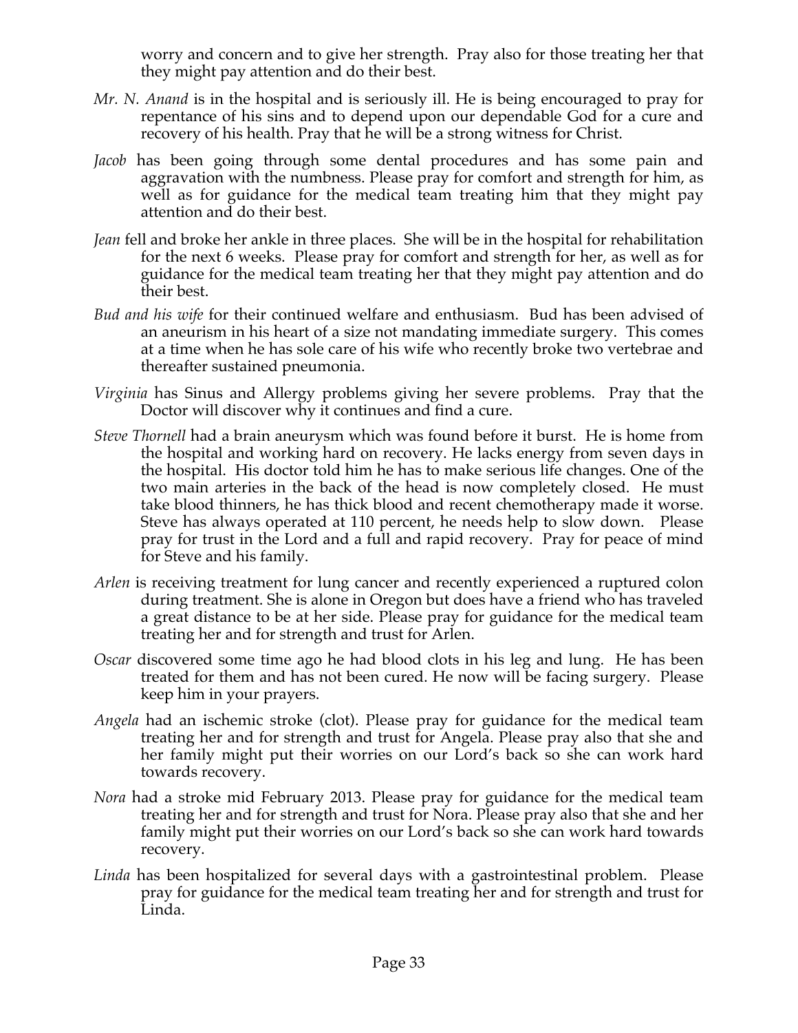worry and concern and to give her strength. Pray also for those treating her that they might pay attention and do their best.

*Mr. N. Anand* is in the hospital and is seriously ill. He is being encouraged to pray for repentance of his sins and to depend upon our dependable God for a cure and recovery of his health. Pray that he will be a strong witness for Christ.

*Jacob* has been going through some dental procedures and has some pain and aggravation with the numbness. Please pray for comfort and strength for him, as well as for guidance for the medical team treating him that they might pay attention and do their best.

*Jean* fell and broke her ankle in three places. She will be in the hospital for rehabilitation for the next 6 weeks. Please pray for comfort and strength for her, as well as for guidance for the medical team treating her that they might pay attention and do their best.

*Bud and his wife* for their continued welfare and enthusiasm. Bud has been advised of an aneurism in his heart of a size not mandating immediate surgery. This comes at a time when he has sole care of his wife who recently broke two vertebrae and thereafter sustained pneumonia.

*Virginia* has Sinus and Allergy problems giving her severe problems. Pray that the Doctor will discover why it continues and find a cure.

*Steve Thornell* had a brain aneurysm which was found before it burst. He is home from the hospital and working hard on recovery. He lacks energy from seven days in the hospital. His doctor told him he has to make serious life changes. One of the two main arteries in the back of the head is now completely closed. He must take blood thinners, he has thick blood and recent chemotherapy made it worse. Steve has always operated at 110 percent, he needs help to slow down. Please pray for trust in the Lord and a full and rapid recovery. Pray for peace of mind for Steve and his family.

*Arlen* is receiving treatment for lung cancer and recently experienced a ruptured colon during treatment. She is alone in Oregon but does have a friend who has traveled a great distance to be at her side. Please pray for guidance for the medical team treating her and for strength and trust for Arlen.

*Oscar* discovered some time ago he had blood clots in his leg and lung. He has been treated for them and has not been cured. He now will be facing surgery. Please keep him in your prayers.

*Angela* had an ischemic stroke (clot). Please pray for guidance for the medical team treating her and for strength and trust for Angela. Please pray also that she and her family might put their worries on our Lord's back so she can work hard towards recovery.

*Nora* had a stroke mid February 2013. Please pray for guidance for the medical team treating her and for strength and trust for Nora. Please pray also that she and her family might put their worries on our Lord's back so she can work hard towards recovery.

*Linda* has been hospitalized for several days with a gastrointestinal problem. Please pray for guidance for the medical team treating her and for strength and trust for Linda.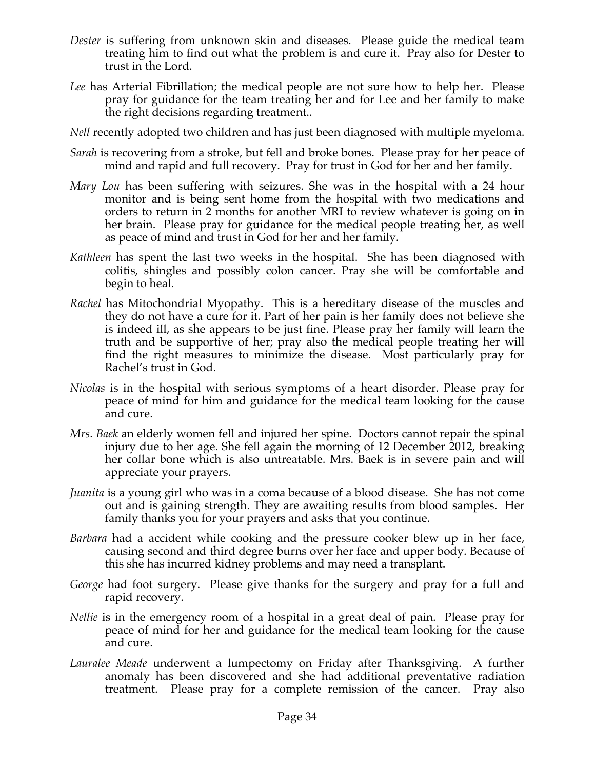*Dester* is suffering from unknown skin and diseases. Please guide the medical team treating him to find out what the problem is and cure it. Pray also for Dester to trust in the Lord.

*Lee* has Arterial Fibrillation; the medical people are not sure how to help her. Please pray for guidance for the team treating her and for Lee and her family to make the right decisions regarding treatment..

*Nell* recently adopted two children and has just been diagnosed with multiple myeloma.

*Sarah* is recovering from a stroke, but fell and broke bones. Please pray for her peace of mind and rapid and full recovery. Pray for trust in God for her and her family.

*Mary Lou* has been suffering with seizures. She was in the hospital with a 24 hour monitor and is being sent home from the hospital with two medications and orders to return in 2 months for another MRI to review whatever is going on in her brain. Please pray for guidance for the medical people treating her, as well as peace of mind and trust in God for her and her family.

*Kathleen* has spent the last two weeks in the hospital. She has been diagnosed with colitis, shingles and possibly colon cancer. Pray she will be comfortable and begin to heal.

*Rachel* has Mitochondrial Myopathy. This is a hereditary disease of the muscles and they do not have a cure for it. Part of her pain is her family does not believe she is indeed ill, as she appears to be just fine. Please pray her family will learn the truth and be supportive of her; pray also the medical people treating her will find the right measures to minimize the disease. Most particularly pray for Rachel's trust in God.

*Nicolas* is in the hospital with serious symptoms of a heart disorder. Please pray for peace of mind for him and guidance for the medical team looking for the cause and cure.

*Mrs. Baek* an elderly women fell and injured her spine. Doctors cannot repair the spinal injury due to her age. She fell again the morning of 12 December 2012, breaking her collar bone which is also untreatable. Mrs. Baek is in severe pain and will appreciate your prayers.

*Juanita* is a young girl who was in a coma because of a blood disease. She has not come out and is gaining strength. They are awaiting results from blood samples. Her family thanks you for your prayers and asks that you continue.

*Barbara* had a accident while cooking and the pressure cooker blew up in her face, causing second and third degree burns over her face and upper body. Because of this she has incurred kidney problems and may need a transplant.

*George* had foot surgery. Please give thanks for the surgery and pray for a full and rapid recovery.

*Nellie* is in the emergency room of a hospital in a great deal of pain. Please pray for peace of mind for her and guidance for the medical team looking for the cause and cure.

*Lauralee Meade* underwent a lumpectomy on Friday after Thanksgiving. A further anomaly has been discovered and she had additional preventative radiation treatment. Please pray for a complete remission of the cancer. Pray also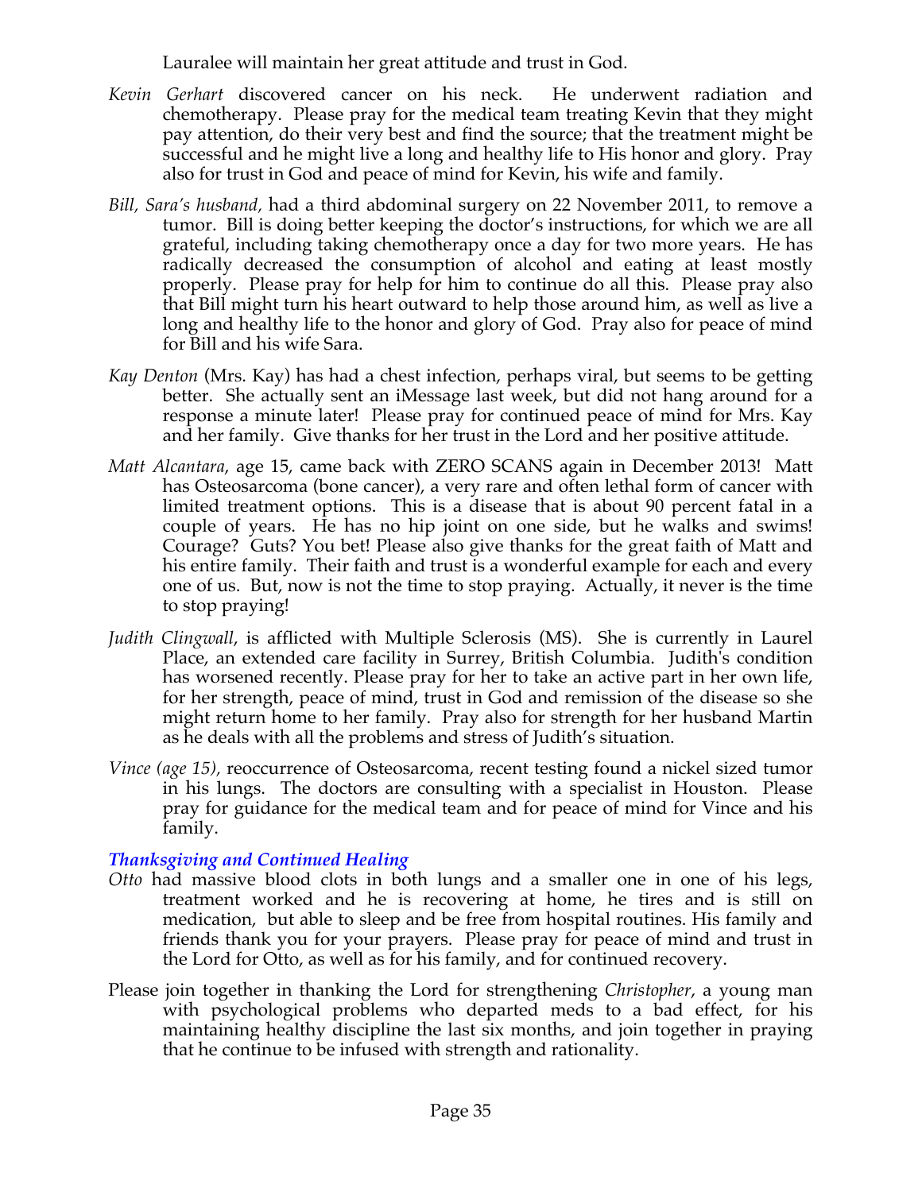Lauralee will maintain her great attitude and trust in God.

*Kevin Gerhart* discovered cancer on his neck. He underwent radiation and chemotherapy. Please pray for the medical team treating Kevin that they might pay attention, do their very best and find the source; that the treatment might be successful and he might live a long and healthy life to His honor and glory. Pray also for trust in God and peace of mind for Kevin, his wife and family.

*Bill, Sara's husband,* had a third abdominal surgery on 22 November 2011, to remove a tumor. Bill is doing better keeping the doctor's instructions, for which we are all grateful, including taking chemotherapy once a day for two more years. He has radically decreased the consumption of alcohol and eating at least mostly properly. Please pray for help for him to continue do all this. Please pray also that Bill might turn his heart outward to help those around him, as well as live a long and healthy life to the honor and glory of God. Pray also for peace of mind for Bill and his wife Sara.

*Kay Denton* (Mrs. Kay) has had a chest infection, perhaps viral, but seems to be getting better. She actually sent an iMessage last week, but did not hang around for a response a minute later! Please pray for continued peace of mind for Mrs. Kay and her family. Give thanks for her trust in the Lord and her positive attitude.

*Matt Alcantara*, age 15, came back with ZERO SCANS again in December 2013! Matt has Osteosarcoma (bone cancer), a very rare and often lethal form of cancer with limited treatment options. This is a disease that is about 90 percent fatal in a couple of years. He has no hip joint on one side, but he walks and swims! Courage? Guts? You bet! Please also give thanks for the great faith of Matt and his entire family. Their faith and trust is a wonderful example for each and every one of us. But, now is not the time to stop praying. Actually, it never is the time to stop praying!

*Judith Clingwall*, is afflicted with Multiple Sclerosis (MS). She is currently in Laurel Place, an extended care facility in Surrey, British Columbia. Judith's condition has worsened recently. Please pray for her to take an active part in her own life, for her strength, peace of mind, trust in God and remission of the disease so she might return home to her family. Pray also for strength for her husband Martin as he deals with all the problems and stress of Judith's situation.

*Vince (age 15),* reoccurrence of Osteosarcoma, recent testing found a nickel sized tumor in his lungs. The doctors are consulting with a specialist in Houston. Please pray for guidance for the medical team and for peace of mind for Vince and his family.

### *Thanksgiving and Continued Healing*

*Otto* had massive blood clots in both lungs and a smaller one in one of his legs, treatment worked and he is recovering at home, he tires and is still on medication, but able to sleep and be free from hospital routines. His family and friends thank you for your prayers. Please pray for peace of mind and trust in the Lord for Otto, as well as for his family, and for continued recovery.

Please join together in thanking the Lord for strengthening *Christopher*, a young man with psychological problems who departed meds to a bad effect, for his maintaining healthy discipline the last six months, and join together in praying that he continue to be infused with strength and rationality.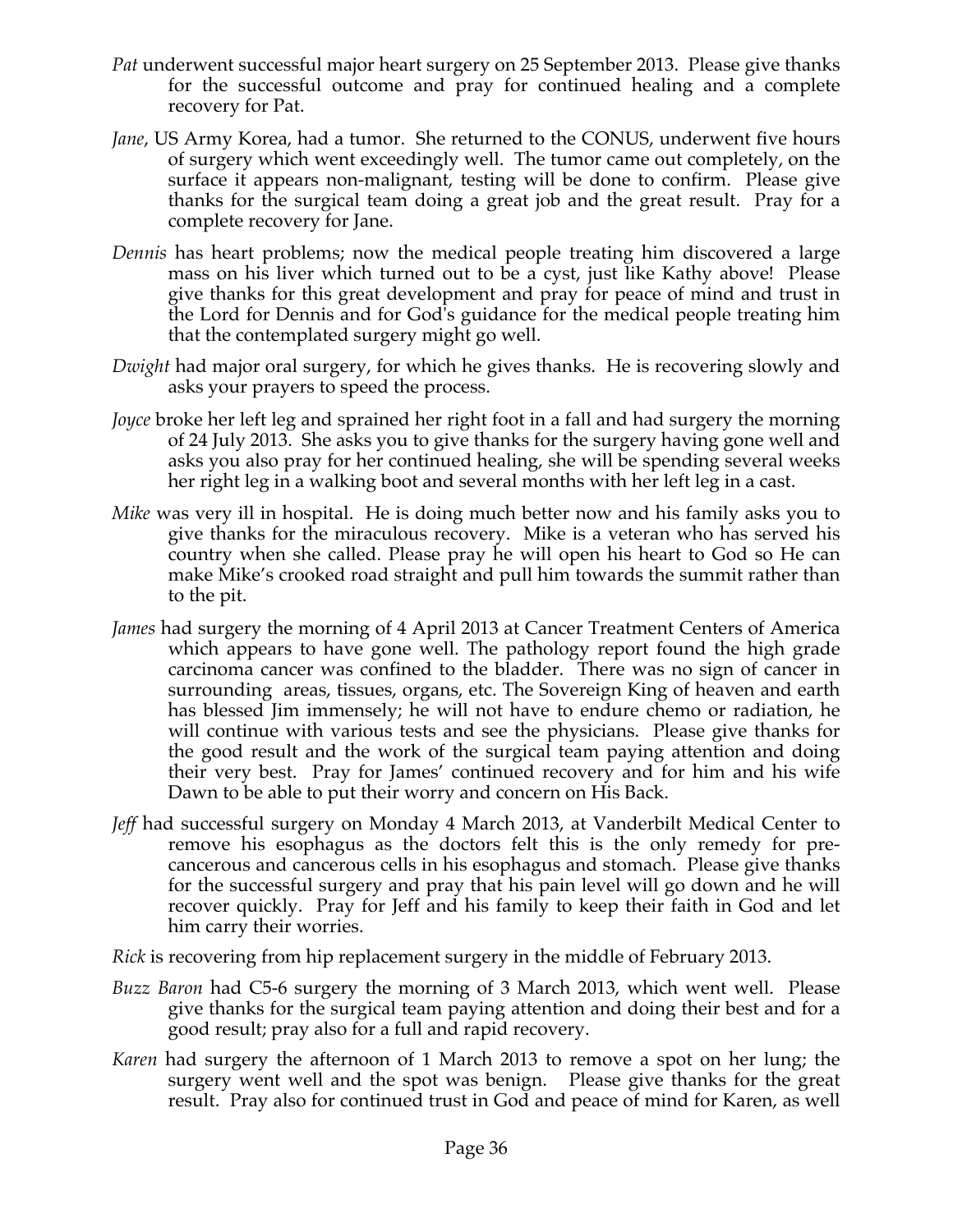*Pat* underwent successful major heart surgery on 25 September 2013. Please give thanks for the successful outcome and pray for continued healing and a complete recovery for Pat.

*Jane*, US Army Korea, had a tumor. She returned to the CONUS, underwent five hours of surgery which went exceedingly well. The tumor came out completely, on the surface it appears non-malignant, testing will be done to confirm. Please give thanks for the surgical team doing a great job and the great result. Pray for a complete recovery for Jane.

*Dennis* has heart problems; now the medical people treating him discovered a large mass on his liver which turned out to be a cyst, just like Kathy above! Please give thanks for this great development and pray for peace of mind and trust in the Lord for Dennis and for God's guidance for the medical people treating him that the contemplated surgery might go well.

*Dwight* had major oral surgery, for which he gives thanks. He is recovering slowly and asks your prayers to speed the process.

*Joyce* broke her left leg and sprained her right foot in a fall and had surgery the morning of 24 July 2013. She asks you to give thanks for the surgery having gone well and asks you also pray for her continued healing, she will be spending several weeks her right leg in a walking boot and several months with her left leg in a cast.

*Mike* was very ill in hospital. He is doing much better now and his family asks you to give thanks for the miraculous recovery. Mike is a veteran who has served his country when she called. Please pray he will open his heart to God so He can make Mike's crooked road straight and pull him towards the summit rather than to the pit.

*James* had surgery the morning of 4 April 2013 at Cancer Treatment Centers of America which appears to have gone well. The pathology report found the high grade carcinoma cancer was confined to the bladder. There was no sign of cancer in surrounding areas, tissues, organs, etc. The Sovereign King of heaven and earth has blessed Jim immensely; he will not have to endure chemo or radiation, he will continue with various tests and see the physicians. Please give thanks for the good result and the work of the surgical team paying attention and doing their very best. Pray for James' continued recovery and for him and his wife Dawn to be able to put their worry and concern on His Back.

*Jeff* had successful surgery on Monday 4 March 2013, at Vanderbilt Medical Center to remove his esophagus as the doctors felt this is the only remedy for pre-cancerous and cancerous cells in his esophagus and stomach. Please give thanks for the successful surgery and pray that his pain level will go down and he will recover quickly. Pray for Jeff and his family to keep their faith in God and let him carry their worries.

*Rick* is recovering from hip replacement surgery in the middle of February 2013.

*Buzz Baron* had C5-6 surgery the morning of 3 March 2013, which went well. Please give thanks for the surgical team paying attention and doing their best and for a good result; pray also for a full and rapid recovery.

*Karen* had surgery the afternoon of 1 March 2013 to remove a spot on her lung; the surgery went well and the spot was benign. Please give thanks for the great result. Pray also for continued trust in God and peace of mind for Karen, as well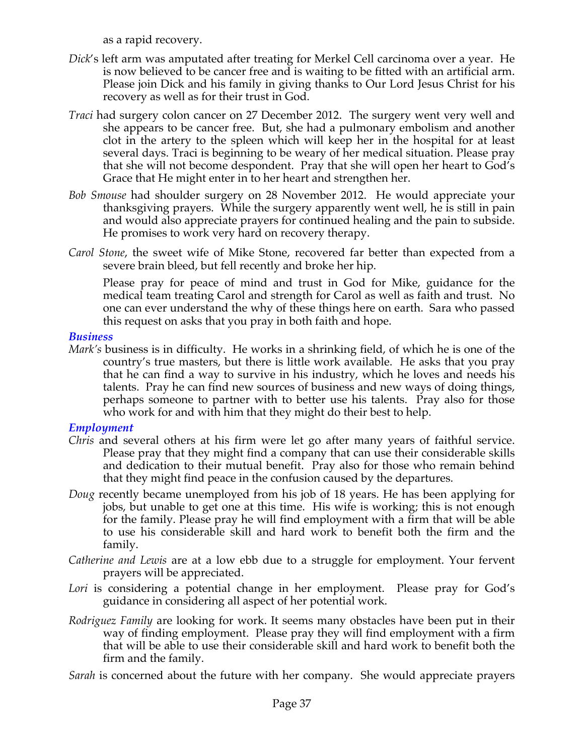as a rapid recovery.

*Dick*'s left arm was amputated after treating for Merkel Cell carcinoma over a year. He is now believed to be cancer free and is waiting to be fitted with an artificial arm. Please join Dick and his family in giving thanks to Our Lord Jesus Christ for his recovery as well as for their trust in God.

*Traci* had surgery colon cancer on 27 December 2012. The surgery went very well and she appears to be cancer free. But, she had a pulmonary embolism and another clot in the artery to the spleen which will keep her in the hospital for at least several days. Traci is beginning to be weary of her medical situation. Please pray that she will not become despondent. Pray that she will open her heart to God's Grace that He might enter in to her heart and strengthen her.

*Bob Smouse* had shoulder surgery on 28 November 2012. He would appreciate your thanksgiving prayers. While the surgery apparently went well, he is still in pain and would also appreciate prayers for continued healing and the pain to subside. He promises to work very hard on recovery therapy.

*Carol Stone*, the sweet wife of Mike Stone, recovered far better than expected from a severe brain bleed, but fell recently and broke her hip.

Please pray for peace of mind and trust in God for Mike, guidance for the medical team treating Carol and strength for Carol as well as faith and trust. No one can ever understand the why of these things here on earth. Sara who passed this request on asks that you pray in both faith and hope.

### *Business*

*Mark's* business is in difficulty. He works in a shrinking field, of which he is one of the country's true masters, but there is little work available. He asks that you pray that he can find a way to survive in his industry, which he loves and needs his talents. Pray he can find new sources of business and new ways of doing things, perhaps someone to partner with to better use his talents. Pray also for those who work for and with him that they might do their best to help.

### *Employment*

*Chris* and several others at his firm were let go after many years of faithful service. Please pray that they might find a company that can use their considerable skills and dedication to their mutual benefit. Pray also for those who remain behind that they might find peace in the confusion caused by the departures.

*Doug* recently became unemployed from his job of 18 years. He has been applying for jobs, but unable to get one at this time. His wife is working; this is not enough for the family. Please pray he will find employment with a firm that will be able to use his considerable skill and hard work to benefit both the firm and the family.

*Catherine and Lewis* are at a low ebb due to a struggle for employment. Your fervent prayers will be appreciated.

*Lori* is considering a potential change in her employment. Please pray for God's guidance in considering all aspect of her potential work.

*Rodriguez Family* are looking for work. It seems many obstacles have been put in their way of finding employment. Please pray they will find employment with a firm that will be able to use their considerable skill and hard work to benefit both the firm and the family.

*Sarah* is concerned about the future with her company. She would appreciate prayers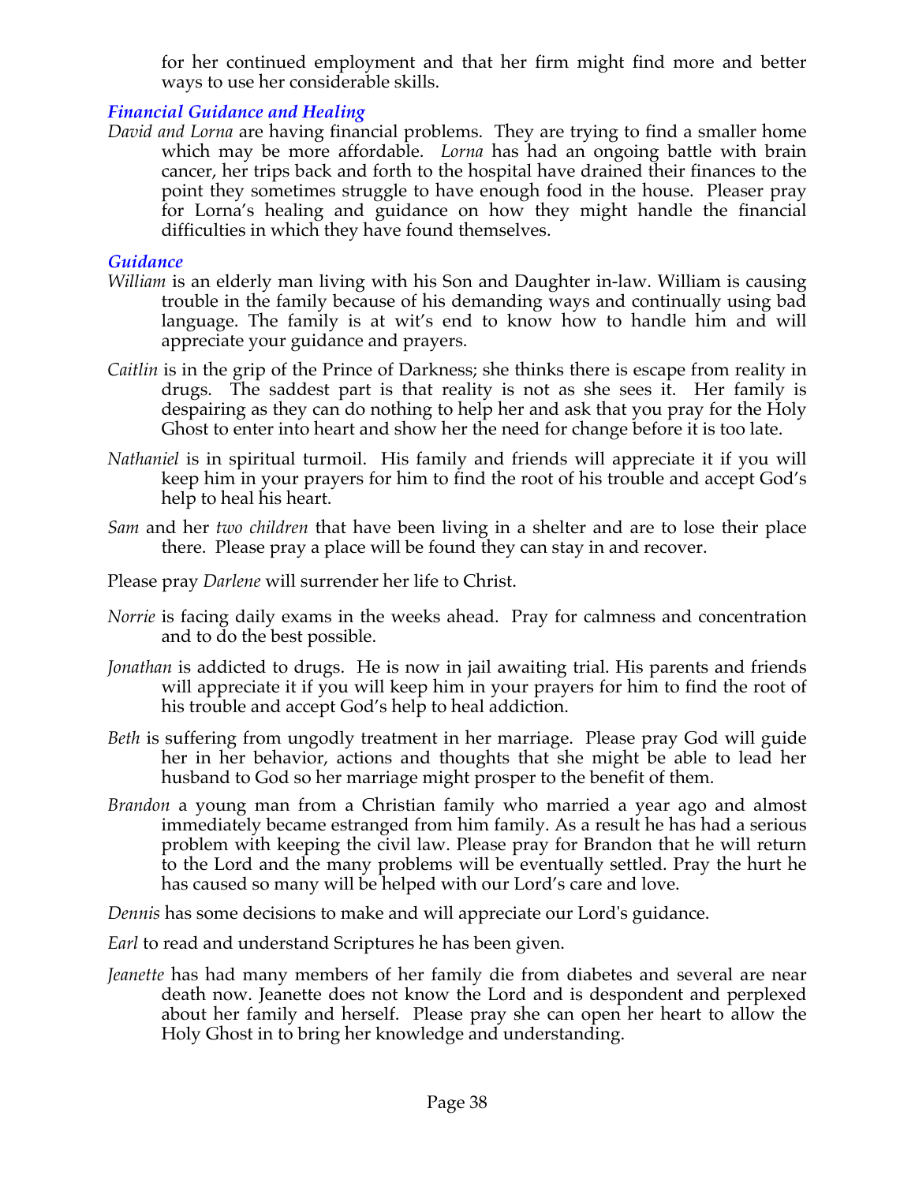for her continued employment and that her firm might find more and better ways to use her considerable skills.

### *Financial Guidance and Healing*

*David and Lorna* are having financial problems. They are trying to find a smaller home which may be more affordable. *Lorna* has had an ongoing battle with brain cancer, her trips back and forth to the hospital have drained their finances to the point they sometimes struggle to have enough food in the house. Pleaser pray for Lorna's healing and guidance on how they might handle the financial difficulties in which they have found themselves.

### *Guidance*

*William* is an elderly man living with his Son and Daughter in-law. William is causing trouble in the family because of his demanding ways and continually using bad language. The family is at wit's end to know how to handle him and will appreciate your guidance and prayers.

*Caitlin* is in the grip of the Prince of Darkness; she thinks there is escape from reality in drugs. The saddest part is that reality is not as she sees it. Her family is despairing as they can do nothing to help her and ask that you pray for the Holy Ghost to enter into heart and show her the need for change before it is too late.

*Nathaniel* is in spiritual turmoil. His family and friends will appreciate it if you will keep him in your prayers for him to find the root of his trouble and accept God's help to heal his heart.

*Sam* and her *two children* that have been living in a shelter and are to lose their place there. Please pray a place will be found they can stay in and recover.

Please pray *Darlene* will surrender her life to Christ.

*Norrie* is facing daily exams in the weeks ahead. Pray for calmness and concentration and to do the best possible.

*Jonathan* is addicted to drugs. He is now in jail awaiting trial. His parents and friends will appreciate it if you will keep him in your prayers for him to find the root of his trouble and accept God's help to heal addiction.

*Beth* is suffering from ungodly treatment in her marriage. Please pray God will guide her in her behavior, actions and thoughts that she might be able to lead her husband to God so her marriage might prosper to the benefit of them.

*Brandon* a young man from a Christian family who married a year ago and almost immediately became estranged from him family. As a result he has had a serious problem with keeping the civil law. Please pray for Brandon that he will return to the Lord and the many problems will be eventually settled. Pray the hurt he has caused so many will be helped with our Lord's care and love.

*Dennis* has some decisions to make and will appreciate our Lord's guidance.

*Earl* to read and understand Scriptures he has been given.

*Jeanette* has had many members of her family die from diabetes and several are near death now. Jeanette does not know the Lord and is despondent and perplexed about her family and herself. Please pray she can open her heart to allow the Holy Ghost in to bring her knowledge and understanding.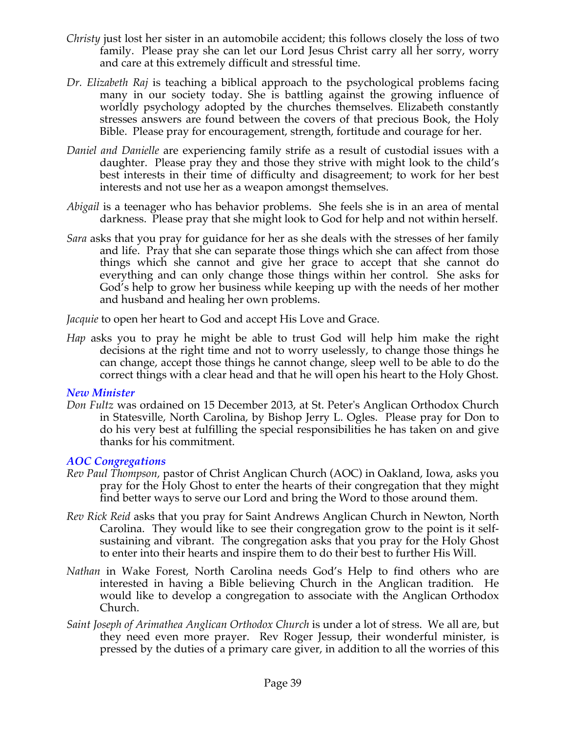*Christy* just lost her sister in an automobile accident; this follows closely the loss of two family. Please pray she can let our Lord Jesus Christ carry all her sorry, worry and care at this extremely difficult and stressful time.

*Dr. Elizabeth Raj* is teaching a biblical approach to the psychological problems facing many in our society today. She is battling against the growing influence of worldly psychology adopted by the churches themselves. Elizabeth constantly stresses answers are found between the covers of that precious Book, the Holy Bible. Please pray for encouragement, strength, fortitude and courage for her.

*Daniel and Danielle* are experiencing family strife as a result of custodial issues with a daughter. Please pray they and those they strive with might look to the child's best interests in their time of difficulty and disagreement; to work for her best interests and not use her as a weapon amongst themselves.

*Abigail* is a teenager who has behavior problems. She feels she is in an area of mental darkness. Please pray that she might look to God for help and not within herself.

*Sara* asks that you pray for guidance for her as she deals with the stresses of her family and life. Pray that she can separate those things which she can affect from those things which she cannot and give her grace to accept that she cannot do everything and can only change those things within her control. She asks for God's help to grow her business while keeping up with the needs of her mother and husband and healing her own problems.

*Jacquie* to open her heart to God and accept His Love and Grace.

*Hap* asks you to pray he might be able to trust God will help him make the right decisions at the right time and not to worry uselessly, to change those things he can change, accept those things he cannot change, sleep well to be able to do the correct things with a clear head and that he will open his heart to the Holy Ghost.

### *New Minister*

*Don Fultz* was ordained on 15 December 2013, at St. Peter's Anglican Orthodox Church in Statesville, North Carolina, by Bishop Jerry L. Ogles. Please pray for Don to do his very best at fulfilling the special responsibilities he has taken on and give thanks for his commitment.

### *AOC Congregations*

*Rev Paul Thompson,* pastor of Christ Anglican Church (AOC) in Oakland, Iowa, asks you pray for the Holy Ghost to enter the hearts of their congregation that they might find better ways to serve our Lord and bring the Word to those around them.

*Rev Rick Reid* asks that you pray for Saint Andrews Anglican Church in Newton, North Carolina. They would like to see their congregation grow to the point is it self-sustaining and vibrant. The congregation asks that you pray for the Holy Ghost to enter into their hearts and inspire them to do their best to further His Will.

*Nathan* in Wake Forest, North Carolina needs God's Help to find others who are interested in having a Bible believing Church in the Anglican tradition. He would like to develop a congregation to associate with the Anglican Orthodox Church.

*Saint Joseph of Arimathea Anglican Orthodox Church* is under a lot of stress. We all are, but they need even more prayer. Rev Roger Jessup, their wonderful minister, is pressed by the duties of a primary care giver, in addition to all the worries of this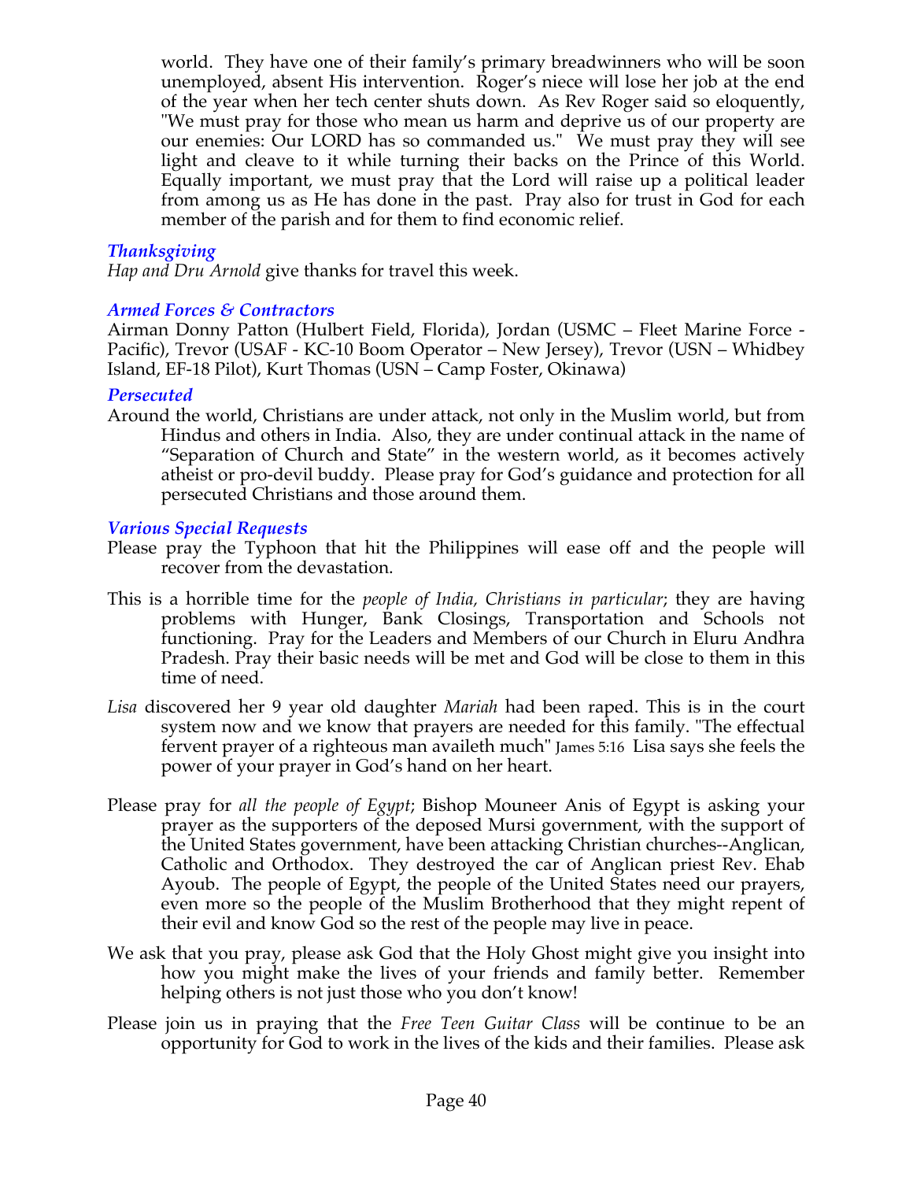world. They have one of their family's primary breadwinners who will be soon unemployed, absent His intervention. Roger's niece will lose her job at the end of the year when her tech center shuts down. As Rev Roger said so eloquently, "We must pray for those who mean us harm and deprive us of our property are our enemies: Our LORD has so commanded us." We must pray they will see light and cleave to it while turning their backs on the Prince of this World. Equally important, we must pray that the Lord will raise up a political leader from among us as He has done in the past. Pray also for trust in God for each member of the parish and for them to find economic relief.

### *Thanksgiving*

*Hap and Dru Arnold* give thanks for travel this week.

### *Armed Forces & Contractors*

Airman Donny Patton (Hulbert Field, Florida), Jordan (USMC – Fleet Marine Force - Pacific), Trevor (USAF - KC-10 Boom Operator – New Jersey), Trevor (USN – Whidbey Island, EF-18 Pilot), Kurt Thomas (USN – Camp Foster, Okinawa)

### *Persecuted*

Around the world, Christians are under attack, not only in the Muslim world, but from Hindus and others in India. Also, they are under continual attack in the name of "Separation of Church and State" in the western world, as it becomes actively atheist or pro-devil buddy. Please pray for God's guidance and protection for all persecuted Christians and those around them.

### *Various Special Requests*

Please pray the Typhoon that hit the Philippines will ease off and the people will recover from the devastation.

This is a horrible time for the *people of India, Christians in particular*; they are having problems with Hunger, Bank Closings, Transportation and Schools not functioning. Pray for the Leaders and Members of our Church in Eluru Andhra Pradesh. Pray their basic needs will be met and God will be close to them in this time of need.

*Lisa* discovered her 9 year old daughter *Mariah* had been raped. This is in the court system now and we know that prayers are needed for this family. "The effectual fervent prayer of a righteous man availeth much" James 5:16 Lisa says she feels the power of your prayer in God's hand on her heart.

Please pray for *all the people of Egypt*; Bishop Mouneer Anis of Egypt is asking your prayer as the supporters of the deposed Mursi government, with the support of the United States government, have been attacking Christian churches--Anglican, Catholic and Orthodox. They destroyed the car of Anglican priest Rev. Ehab Ayoub. The people of Egypt, the people of the United States need our prayers, even more so the people of the Muslim Brotherhood that they might repent of their evil and know God so the rest of the people may live in peace.

We ask that you pray, please ask God that the Holy Ghost might give you insight into how you might make the lives of your friends and family better. Remember helping others is not just those who you don't know!

Please join us in praying that the *Free Teen Guitar Class* will be continue to be an opportunity for God to work in the lives of the kids and their families. Please ask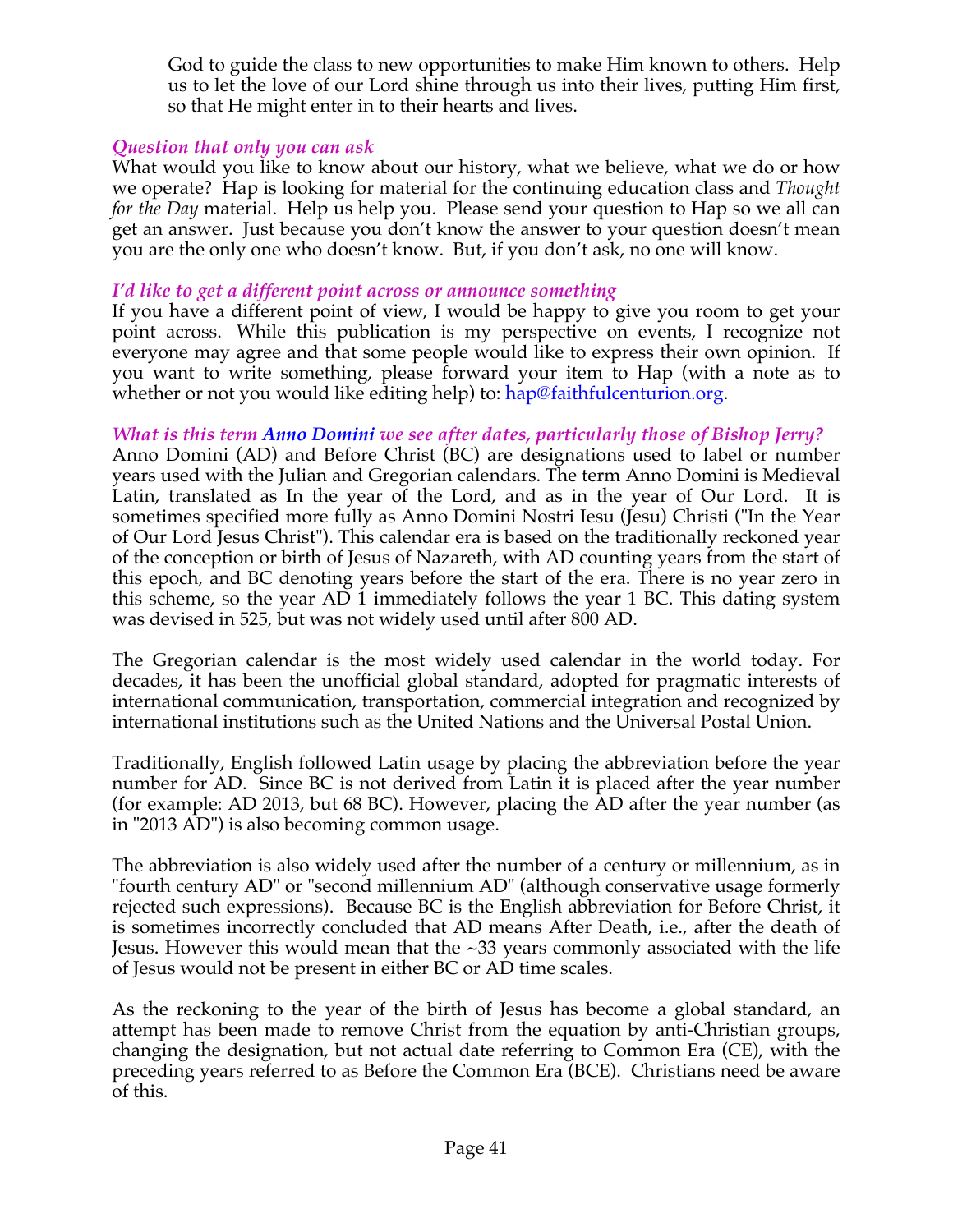God to guide the class to new opportunities to make Him known to others. Help us to let the love of our Lord shine through us into their lives, putting Him first, so that He might enter in to their hearts and lives.

### *Question that only you can ask*

What would you like to know about our history, what we believe, what we do or how we operate? Hap is looking for material for the continuing education class and *Thought for the Day* material. Help us help you. Please send your question to Hap so we all can get an answer. Just because you don't know the answer to your question doesn't mean you are the only one who doesn't know. But, if you don't ask, no one will know.

### *I'd like to get a different point across or announce something*

If you have a different point of view, I would be happy to give you room to get your point across. While this publication is my perspective on events, I recognize not everyone may agree and that some people would like to express their own opinion. If you want to write something, please forward your item to Hap (with a note as to whether or not you would like editing help) to: hap@faithfulcenturion.org.

### *What is this term Anno Domini we see after dates, particularly those of Bishop Jerry?*

Anno Domini (AD) and Before Christ (BC) are designations used to label or number years used with the Julian and Gregorian calendars. The term Anno Domini is Medieval Latin, translated as In the year of the Lord, and as in the year of Our Lord. It is sometimes specified more fully as Anno Domini Nostri Iesu (Jesu) Christi ("In the Year of Our Lord Jesus Christ"). This calendar era is based on the traditionally reckoned year of the conception or birth of Jesus of Nazareth, with AD counting years from the start of this epoch, and BC denoting years before the start of the era. There is no year zero in this scheme, so the year AD 1 immediately follows the year 1 BC. This dating system was devised in 525, but was not widely used until after 800 AD.

The Gregorian calendar is the most widely used calendar in the world today. For decades, it has been the unofficial global standard, adopted for pragmatic interests of international communication, transportation, commercial integration and recognized by international institutions such as the United Nations and the Universal Postal Union.

Traditionally, English followed Latin usage by placing the abbreviation before the year number for AD. Since BC is not derived from Latin it is placed after the year number (for example: AD 2013, but 68 BC). However, placing the AD after the year number (as in "2013 AD") is also becoming common usage.

The abbreviation is also widely used after the number of a century or millennium, as in "fourth century AD" or "second millennium AD" (although conservative usage formerly rejected such expressions). Because BC is the English abbreviation for Before Christ, it is sometimes incorrectly concluded that AD means After Death, i.e., after the death of Jesus. However this would mean that the ~33 years commonly associated with the life of Jesus would not be present in either BC or AD time scales.

As the reckoning to the year of the birth of Jesus has become a global standard, an attempt has been made to remove Christ from the equation by anti-Christian groups, changing the designation, but not actual date referring to Common Era (CE), with the preceding years referred to as Before the Common Era (BCE). Christians need be aware of this.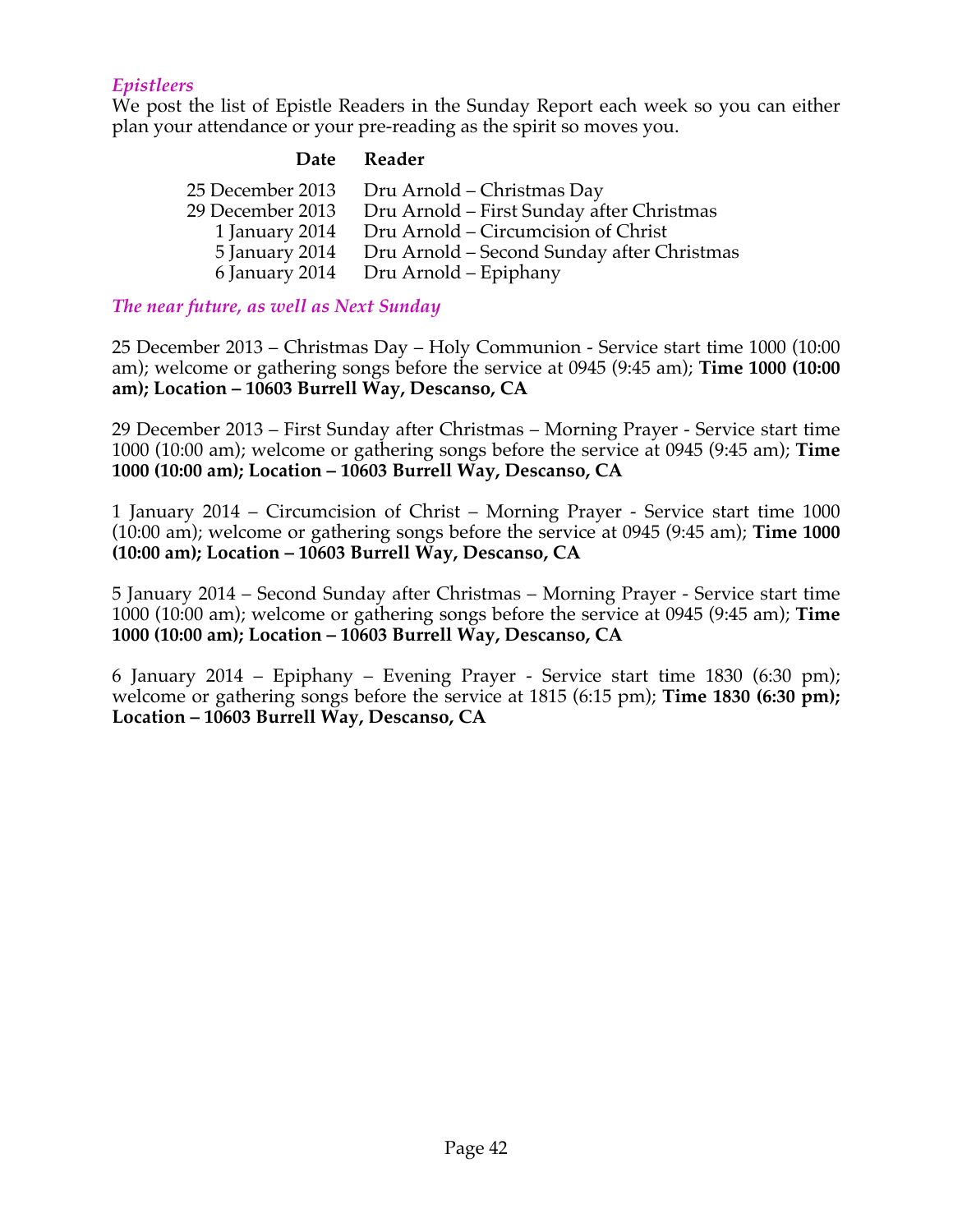### *Epistleers*

We post the list of Epistle Readers in the Sunday Report each week so you can either plan your attendance or your pre-reading as the spirit so moves you.

| Date | Reader |
|---|---|
| 25 December 2013 | Dru Arnold – Christmas Day |
| 29 December 2013 | Dru Arnold – First Sunday after Christmas |
| 1 January 2014 | Dru Arnold – Circumcision of Christ |
| 5 January 2014 | Dru Arnold – Second Sunday after Christmas |
| 6 January 2014 | Dru Arnold – Epiphany |

### *The near future, as well as Next Sunday*

25 December 2013 – Christmas Day – Holy Communion - Service start time 1000 (10:00 am); welcome or gathering songs before the service at 0945 (9:45 am); **Time 1000 (10:00 am); Location – 10603 Burrell Way, Descanso, CA**

29 December 2013 – First Sunday after Christmas – Morning Prayer - Service start time 1000 (10:00 am); welcome or gathering songs before the service at 0945 (9:45 am); **Time 1000 (10:00 am); Location – 10603 Burrell Way, Descanso, CA**

1 January 2014 – Circumcision of Christ – Morning Prayer - Service start time 1000 (10:00 am); welcome or gathering songs before the service at 0945 (9:45 am); **Time 1000 (10:00 am); Location – 10603 Burrell Way, Descanso, CA**

5 January 2014 – Second Sunday after Christmas – Morning Prayer - Service start time 1000 (10:00 am); welcome or gathering songs before the service at 0945 (9:45 am); **Time 1000 (10:00 am); Location – 10603 Burrell Way, Descanso, CA**

6 January 2014 – Epiphany – Evening Prayer - Service start time 1830 (6:30 pm); welcome or gathering songs before the service at 1815 (6:15 pm); **Time 1830 (6:30 pm); Location – 10603 Burrell Way, Descanso, CA**